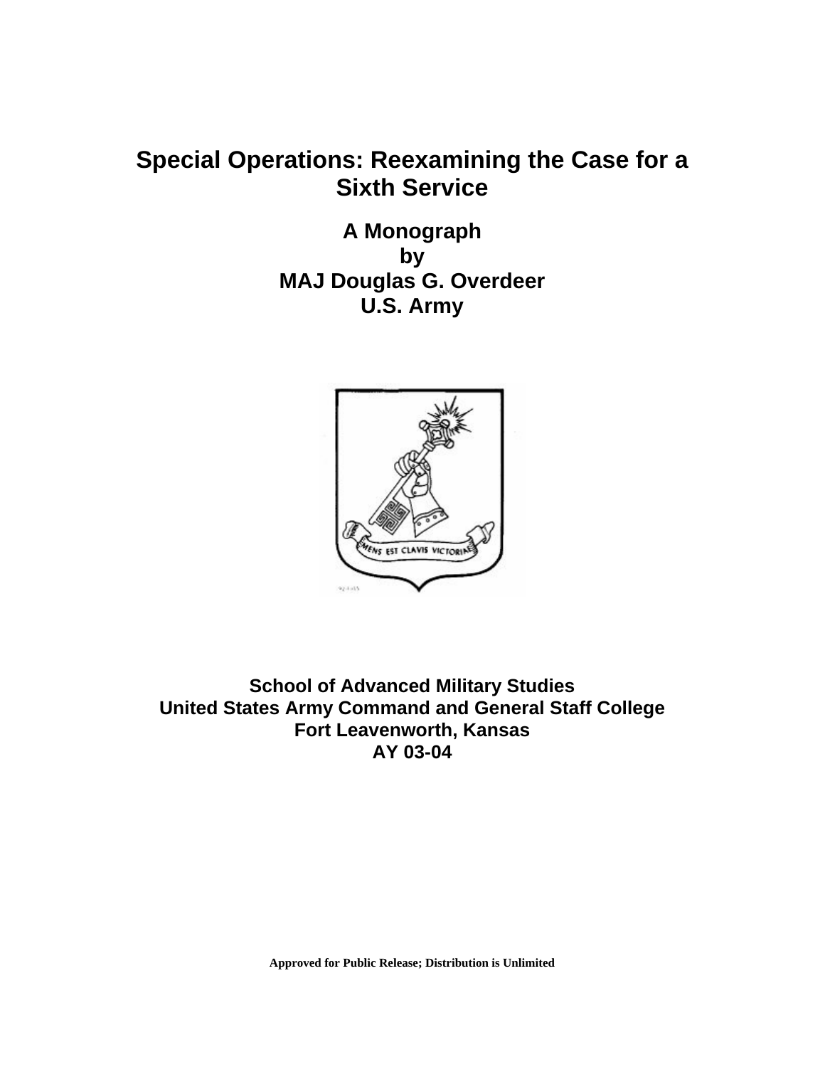# Special Operations: Reexamining the Case for a Sixth Service

**A Monograph**
**by**
**MAJ Douglas G. Overdeer**
**U.S. Army**

**School of Advanced Military Studies**
**United States Army Command and General Staff College**
**Fort Leavenworth, Kansas**
**AY 03-04**

**Approved for Public Release; Distribution is Unlimited**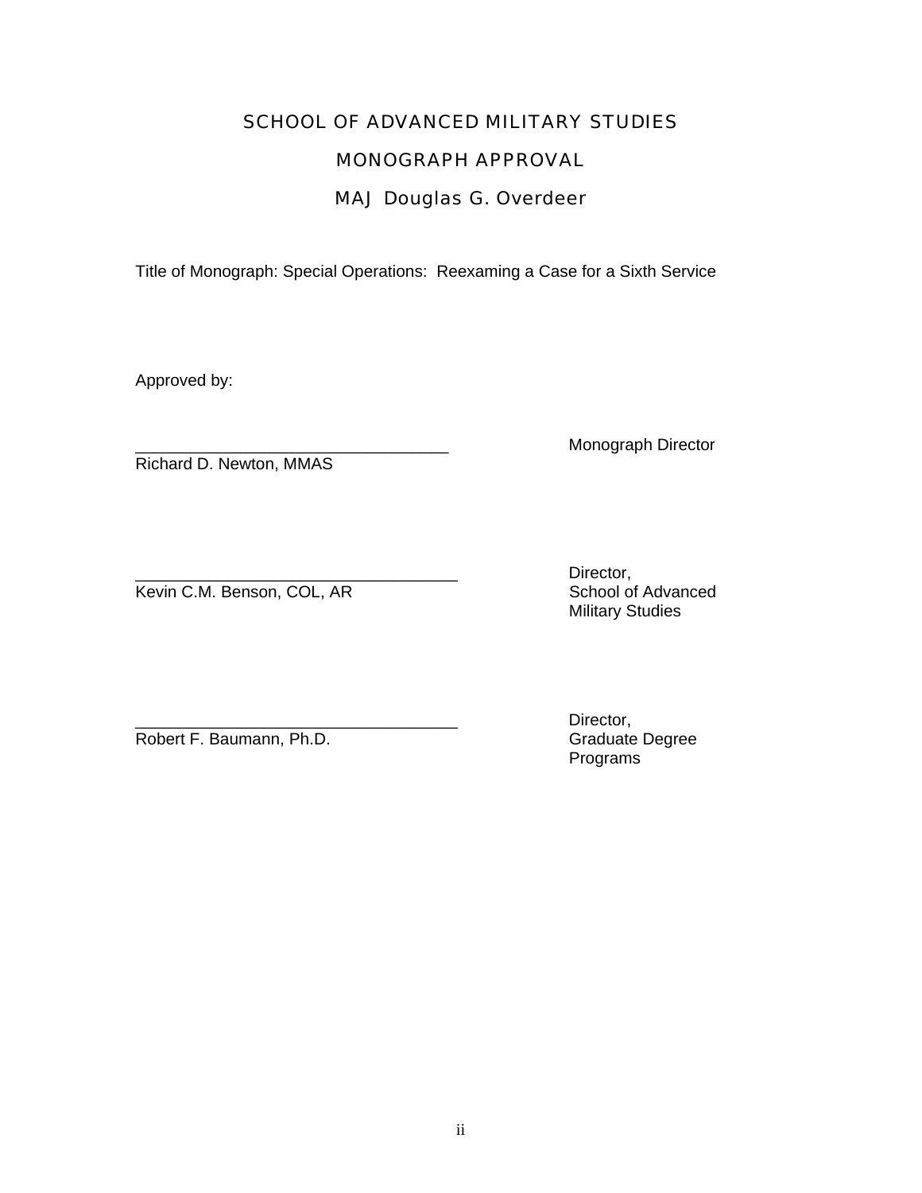# SCHOOL OF ADVANCED MILITARY STUDIES

## MONOGRAPH APPROVAL

## MAJ Douglas G. Overdeer

Title of Monograph: Special Operations: Reexaming a Case for a Sixth Service

Approved by:

__________________________________ Monograph Director
Richard D. Newton, MMAS

__________________________________ Director, School of Advanced Military Studies
Kevin C.M. Benson, COL, AR

__________________________________ Director, Graduate Degree Programs
Robert F. Baumann, Ph.D.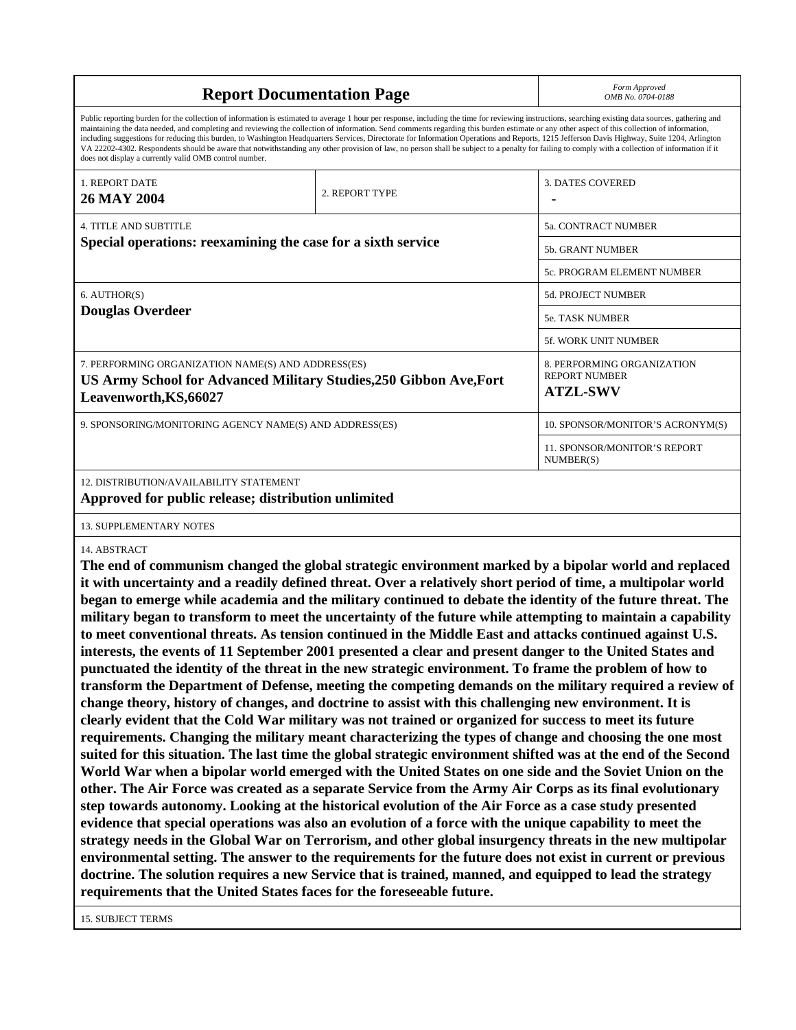# Report Documentation Page

*Form Approved*
*OMB No. 0704-0188*

Public reporting burden for the collection of information is estimated to average 1 hour per response, including the time for reviewing instructions, searching existing data sources, gathering and maintaining the data needed, and completing and reviewing the collection of information. Send comments regarding this burden estimate or any other aspect of this collection of information, including suggestions for reducing this burden, to Washington Headquarters Services, Directorate for Information Operations and Reports, 1215 Jefferson Davis Highway, Suite 1204, Arlington VA 22202-4302. Respondents should be aware that notwithstanding any other provision of law, no person shall be subject to a penalty for failing to comply with a collection of information if it does not display a currently valid OMB control number.

| 1. REPORT DATE | 2. REPORT TYPE | 3. DATES COVERED |
|---|---|---|
| **26 MAY 2004** | | **-** |

| 4. TITLE AND SUBTITLE | |
|---|---|
| **Special operations: reexamining the case for a sixth service** | 5a. CONTRACT NUMBER |
| | 5b. GRANT NUMBER |
| | 5c. PROGRAM ELEMENT NUMBER |
| 6. AUTHOR(S) **Douglas Overdeer** | 5d. PROJECT NUMBER |
| | 5e. TASK NUMBER |
| | 5f. WORK UNIT NUMBER |
| 7. PERFORMING ORGANIZATION NAME(S) AND ADDRESS(ES) **US Army School for Advanced Military Studies,250 Gibbon Ave,Fort Leavenworth,KS,66027** | 8. PERFORMING ORGANIZATION REPORT NUMBER **ATZL-SWV** |
| 9. SPONSORING/MONITORING AGENCY NAME(S) AND ADDRESS(ES) | 10. SPONSOR/MONITOR'S ACRONYM(S) |
| | 11. SPONSOR/MONITOR'S REPORT NUMBER(S) |

12. DISTRIBUTION/AVAILABILITY STATEMENT
**Approved for public release; distribution unlimited**

13. SUPPLEMENTARY NOTES

14. ABSTRACT
**The end of communism changed the global strategic environment marked by a bipolar world and replaced it with uncertainty and a readily defined threat. Over a relatively short period of time, a multipolar world began to emerge while academia and the military continued to debate the identity of the future threat. The military began to transform to meet the uncertainty of the future while attempting to maintain a capability to meet conventional threats. As tension continued in the Middle East and attacks continued against U.S. interests, the events of 11 September 2001 presented a clear and present danger to the United States and punctuated the identity of the threat in the new strategic environment. To frame the problem of how to transform the Department of Defense, meeting the competing demands on the military required a review of change theory, history of changes, and doctrine to assist with this challenging new environment. It is clearly evident that the Cold War military was not trained or organized for success to meet its future requirements. Changing the military meant characterizing the types of change and choosing the one most suited for this situation. The last time the global strategic environment shifted was at the end of the Second World War when a bipolar world emerged with the United States on one side and the Soviet Union on the other. The Air Force was created as a separate Service from the Army Air Corps as its final evolutionary step towards autonomy. Looking at the historical evolution of the Air Force as a case study presented evidence that special operations was also an evolution of a force with the unique capability to meet the strategy needs in the Global War on Terrorism, and other global insurgency threats in the new multipolar environmental setting. The answer to the requirements for the future does not exist in current or previous doctrine. The solution requires a new Service that is trained, manned, and equipped to lead the strategy requirements that the United States faces for the foreseeable future.**

15. SUBJECT TERMS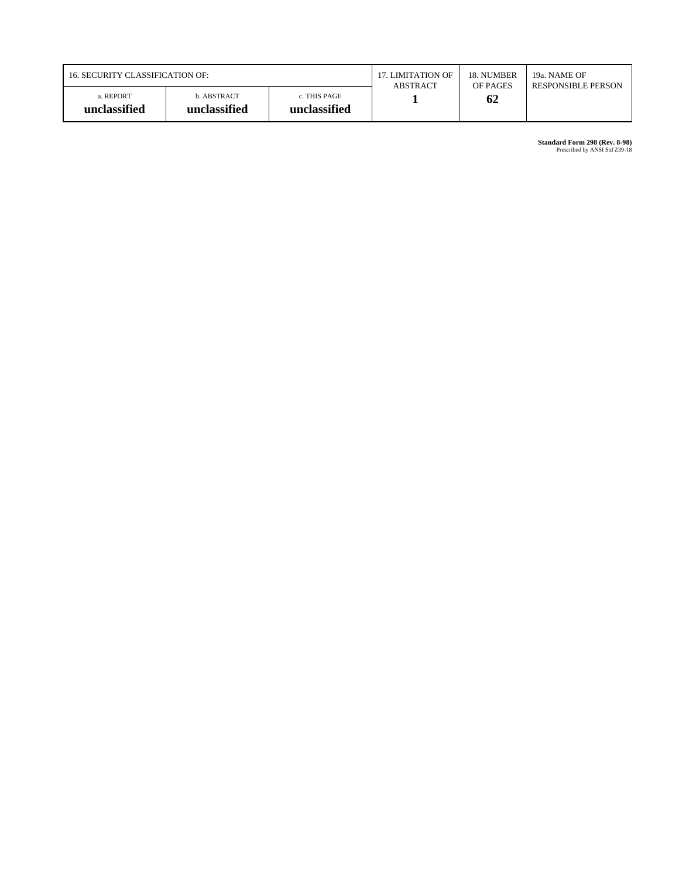| 16. SECURITY CLASSIFICATION OF: | | | 17. LIMITATION OF ABSTRACT | 18. NUMBER OF PAGES | 19a. NAME OF RESPONSIBLE PERSON |
|---|---|---|---|---|---|
| a. REPORT **unclassified** | b. ABSTRACT **unclassified** | c. THIS PAGE **unclassified** | **1** | **62** | |

**Standard Form 298 (Rev. 8-98)**
Prescribed by ANSI Std Z39-18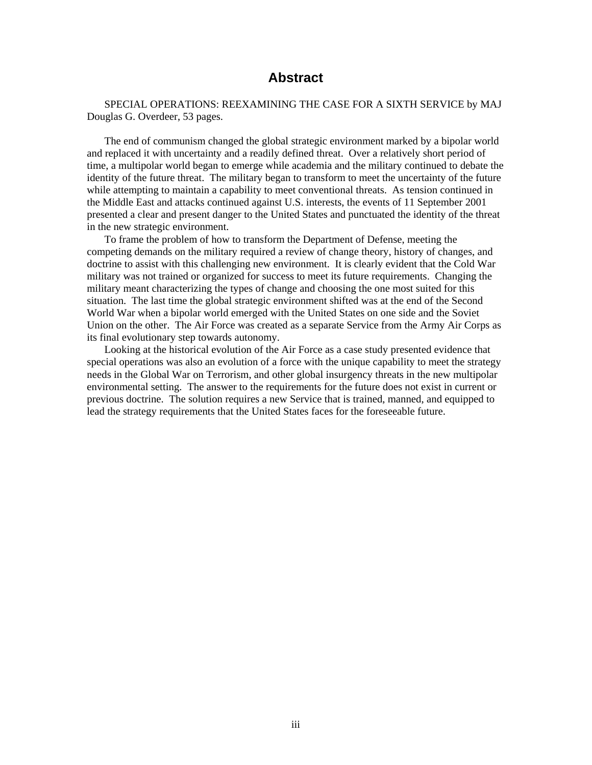# Abstract

SPECIAL OPERATIONS: REEXAMINING THE CASE FOR A SIXTH SERVICE by MAJ Douglas G. Overdeer, 53 pages.

The end of communism changed the global strategic environment marked by a bipolar world and replaced it with uncertainty and a readily defined threat. Over a relatively short period of time, a multipolar world began to emerge while academia and the military continued to debate the identity of the future threat. The military began to transform to meet the uncertainty of the future while attempting to maintain a capability to meet conventional threats. As tension continued in the Middle East and attacks continued against U.S. interests, the events of 11 September 2001 presented a clear and present danger to the United States and punctuated the identity of the threat in the new strategic environment.

To frame the problem of how to transform the Department of Defense, meeting the competing demands on the military required a review of change theory, history of changes, and doctrine to assist with this challenging new environment. It is clearly evident that the Cold War military was not trained or organized for success to meet its future requirements. Changing the military meant characterizing the types of change and choosing the one most suited for this situation. The last time the global strategic environment shifted was at the end of the Second World War when a bipolar world emerged with the United States on one side and the Soviet Union on the other. The Air Force was created as a separate Service from the Army Air Corps as its final evolutionary step towards autonomy.

Looking at the historical evolution of the Air Force as a case study presented evidence that special operations was also an evolution of a force with the unique capability to meet the strategy needs in the Global War on Terrorism, and other global insurgency threats in the new multipolar environmental setting. The answer to the requirements for the future does not exist in current or previous doctrine. The solution requires a new Service that is trained, manned, and equipped to lead the strategy requirements that the United States faces for the foreseeable future.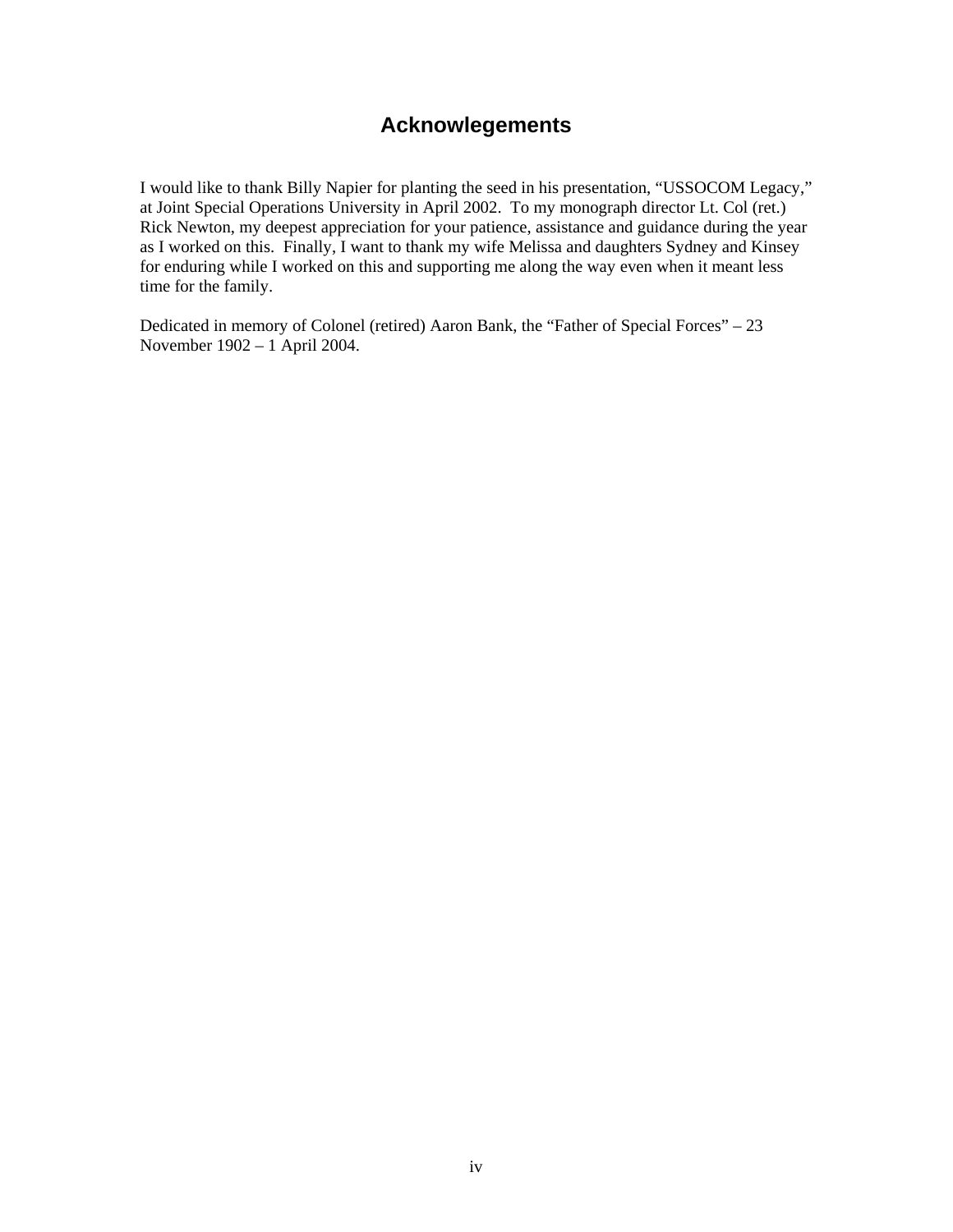# Acknowlegements

I would like to thank Billy Napier for planting the seed in his presentation, "USSOCOM Legacy," at Joint Special Operations University in April 2002. To my monograph director Lt. Col (ret.) Rick Newton, my deepest appreciation for your patience, assistance and guidance during the year as I worked on this. Finally, I want to thank my wife Melissa and daughters Sydney and Kinsey for enduring while I worked on this and supporting me along the way even when it meant less time for the family.

Dedicated in memory of Colonel (retired) Aaron Bank, the "Father of Special Forces" – 23 November 1902 – 1 April 2004.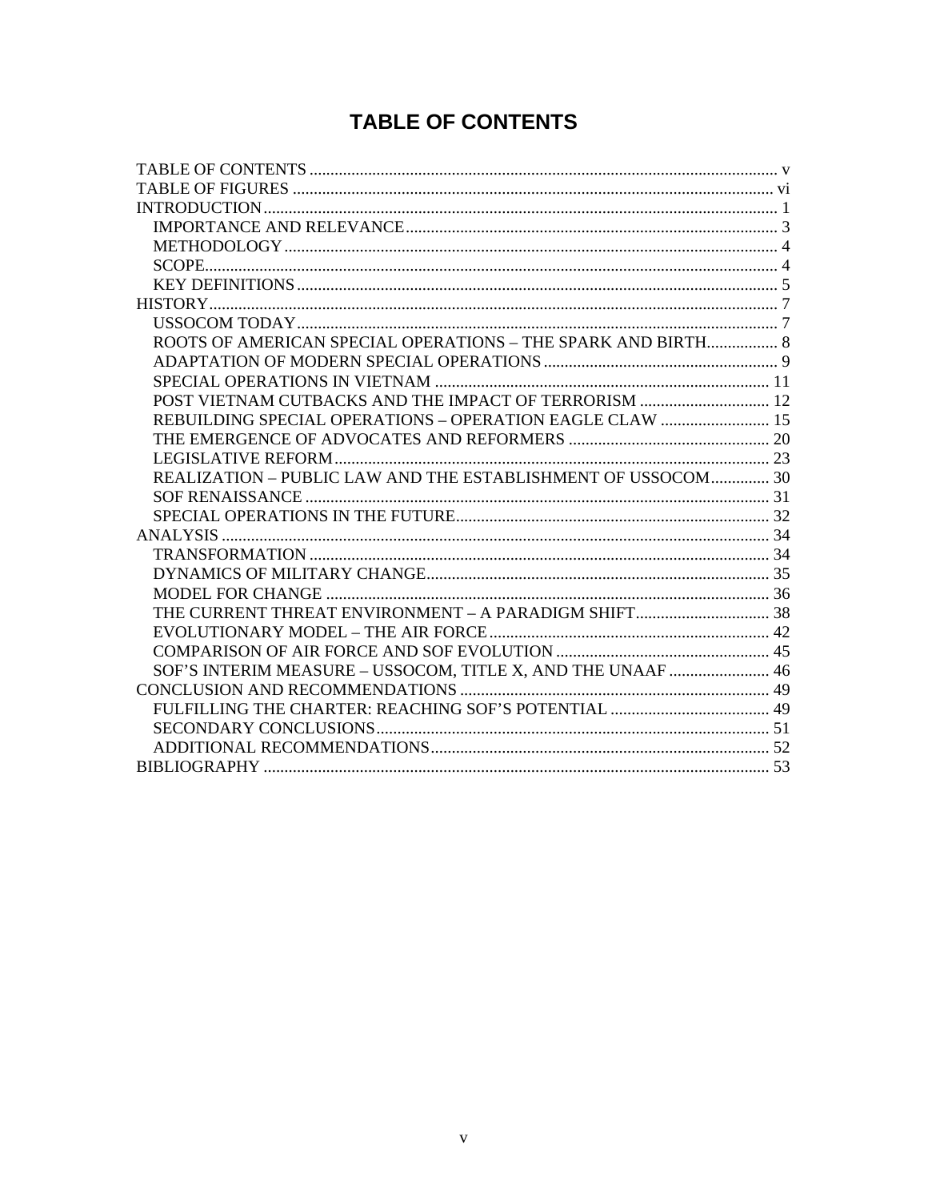# TABLE OF CONTENTS

TABLE OF CONTENTS ... v
TABLE OF FIGURES ... vi
INTRODUCTION ... 1
- IMPORTANCE AND RELEVANCE ... 3
- METHODOLOGY ... 4
- SCOPE ... 4
- KEY DEFINITIONS ... 5

HISTORY ... 7
- USSOCOM TODAY ... 7
- ROOTS OF AMERICAN SPECIAL OPERATIONS – THE SPARK AND BIRTH ... 8
- ADAPTATION OF MODERN SPECIAL OPERATIONS ... 9
- SPECIAL OPERATIONS IN VIETNAM ... 11
- POST VIETNAM CUTBACKS AND THE IMPACT OF TERRORISM ... 12
- REBUILDING SPECIAL OPERATIONS – OPERATION EAGLE CLAW ... 15
- THE EMERGENCE OF ADVOCATES AND REFORMERS ... 20
- LEGISLATIVE REFORM ... 23
- REALIZATION – PUBLIC LAW AND THE ESTABLISHMENT OF USSOCOM ... 30
- SOF RENAISSANCE ... 31
- SPECIAL OPERATIONS IN THE FUTURE ... 32

ANALYSIS ... 34
- TRANSFORMATION ... 34
- DYNAMICS OF MILITARY CHANGE ... 35
- MODEL FOR CHANGE ... 36
- THE CURRENT THREAT ENVIRONMENT – A PARADIGM SHIFT ... 38
- EVOLUTIONARY MODEL – THE AIR FORCE ... 42
- COMPARISON OF AIR FORCE AND SOF EVOLUTION ... 45
- SOF'S INTERIM MEASURE – USSOCOM, TITLE X, AND THE UNAAF ... 46

CONCLUSION AND RECOMMENDATIONS ... 49
- FULFILLING THE CHARTER: REACHING SOF'S POTENTIAL ... 49
- SECONDARY CONCLUSIONS ... 51
- ADDITIONAL RECOMMENDATIONS ... 52

BIBLIOGRAPHY ... 53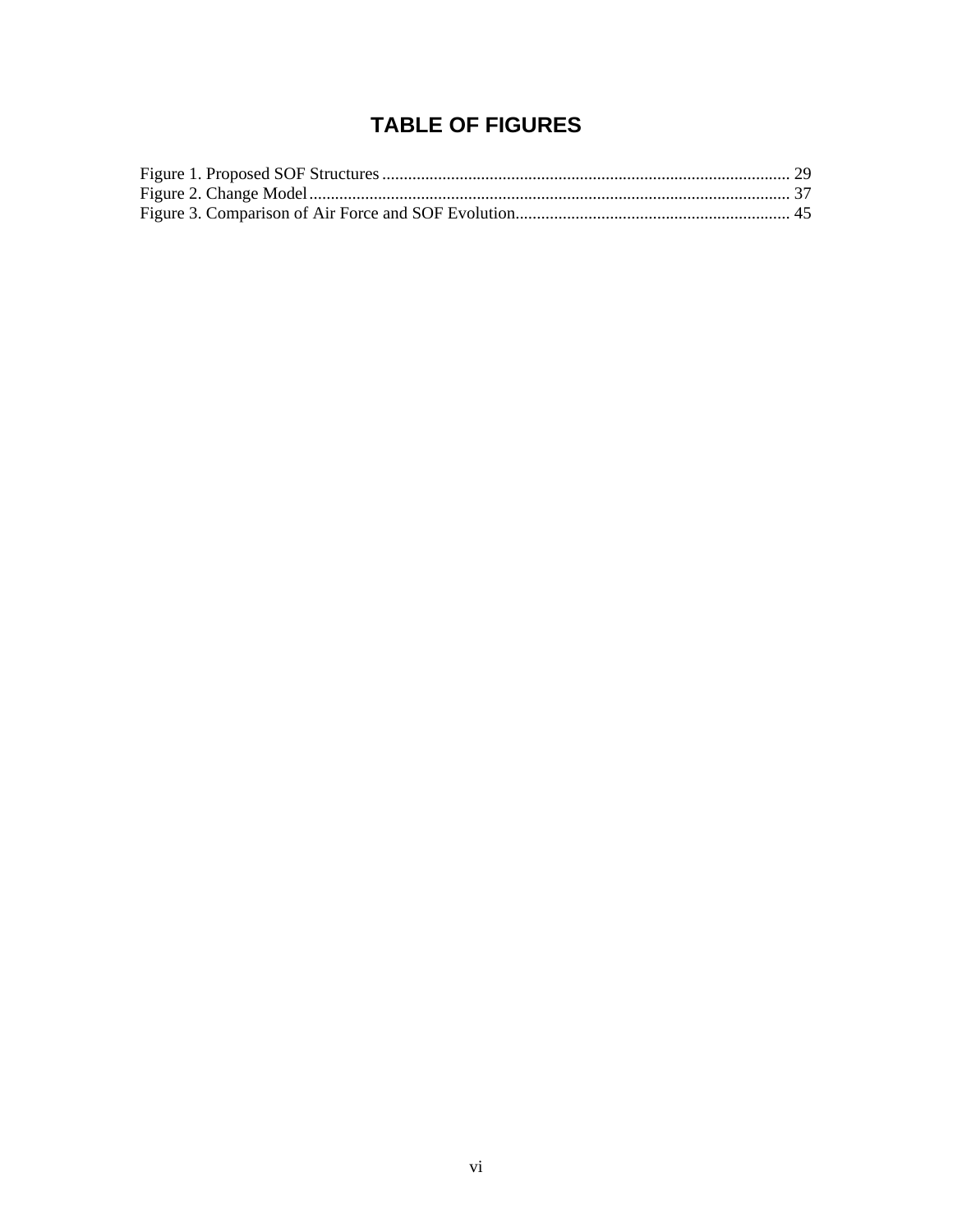# TABLE OF FIGURES

Figure 1. Proposed SOF Structures .............................................................................................. 29
Figure 2. Change Model............................................................................................................... 37
Figure 3. Comparison of Air Force and SOF Evolution................................................................ 45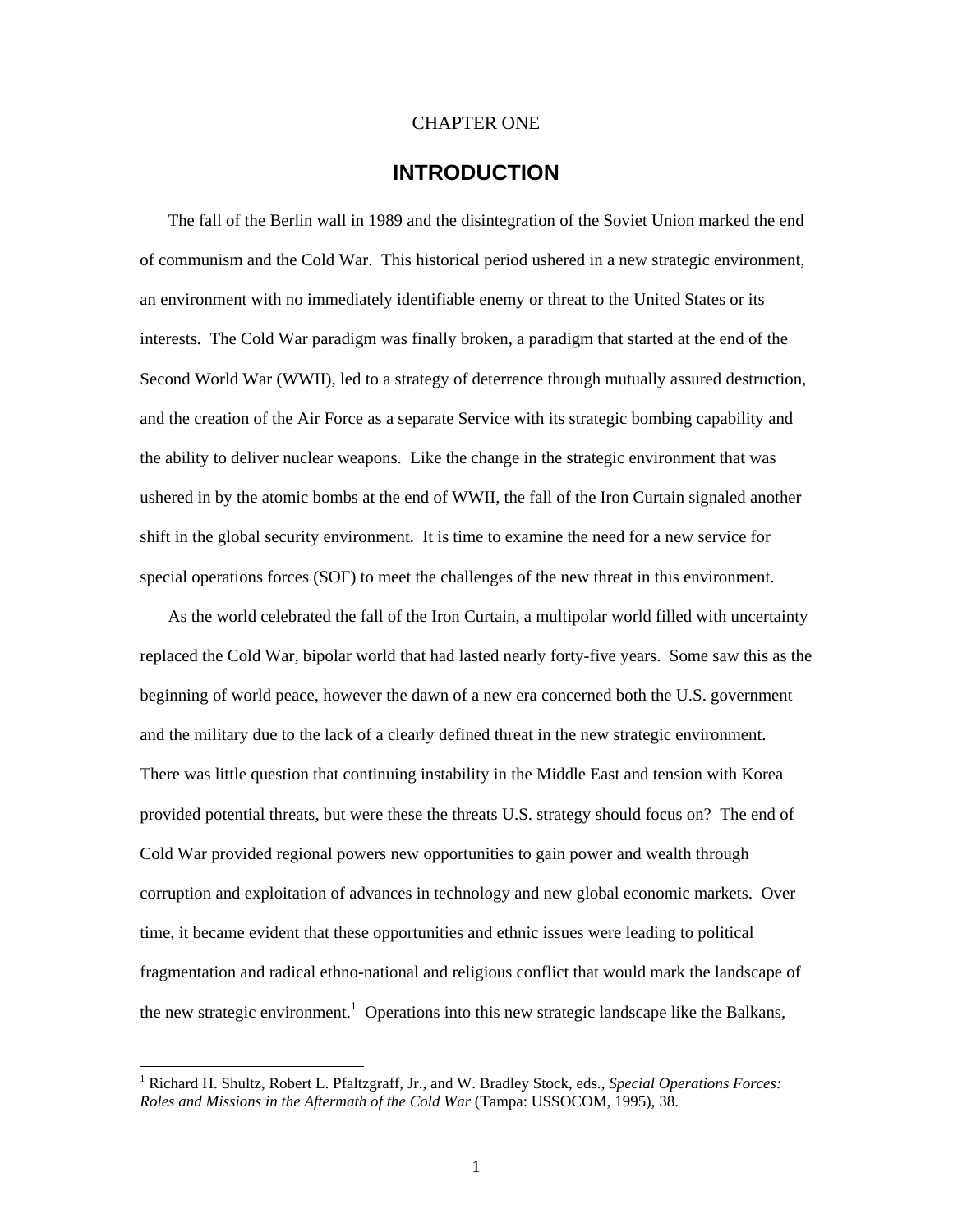CHAPTER ONE

# INTRODUCTION

The fall of the Berlin wall in 1989 and the disintegration of the Soviet Union marked the end of communism and the Cold War. This historical period ushered in a new strategic environment, an environment with no immediately identifiable enemy or threat to the United States or its interests. The Cold War paradigm was finally broken, a paradigm that started at the end of the Second World War (WWII), led to a strategy of deterrence through mutually assured destruction, and the creation of the Air Force as a separate Service with its strategic bombing capability and the ability to deliver nuclear weapons. Like the change in the strategic environment that was ushered in by the atomic bombs at the end of WWII, the fall of the Iron Curtain signaled another shift in the global security environment. It is time to examine the need for a new service for special operations forces (SOF) to meet the challenges of the new threat in this environment.

As the world celebrated the fall of the Iron Curtain, a multipolar world filled with uncertainty replaced the Cold War, bipolar world that had lasted nearly forty-five years. Some saw this as the beginning of world peace, however the dawn of a new era concerned both the U.S. government and the military due to the lack of a clearly defined threat in the new strategic environment. There was little question that continuing instability in the Middle East and tension with Korea provided potential threats, but were these the threats U.S. strategy should focus on? The end of Cold War provided regional powers new opportunities to gain power and wealth through corruption and exploitation of advances in technology and new global economic markets. Over time, it became evident that these opportunities and ethnic issues were leading to political fragmentation and radical ethno-national and religious conflict that would mark the landscape of the new strategic environment.[1] Operations into this new strategic landscape like the Balkans,

[1] Richard H. Shultz, Robert L. Pfaltzgraff, Jr., and W. Bradley Stock, eds., *Special Operations Forces: Roles and Missions in the Aftermath of the Cold War* (Tampa: USSOCOM, 1995), 38.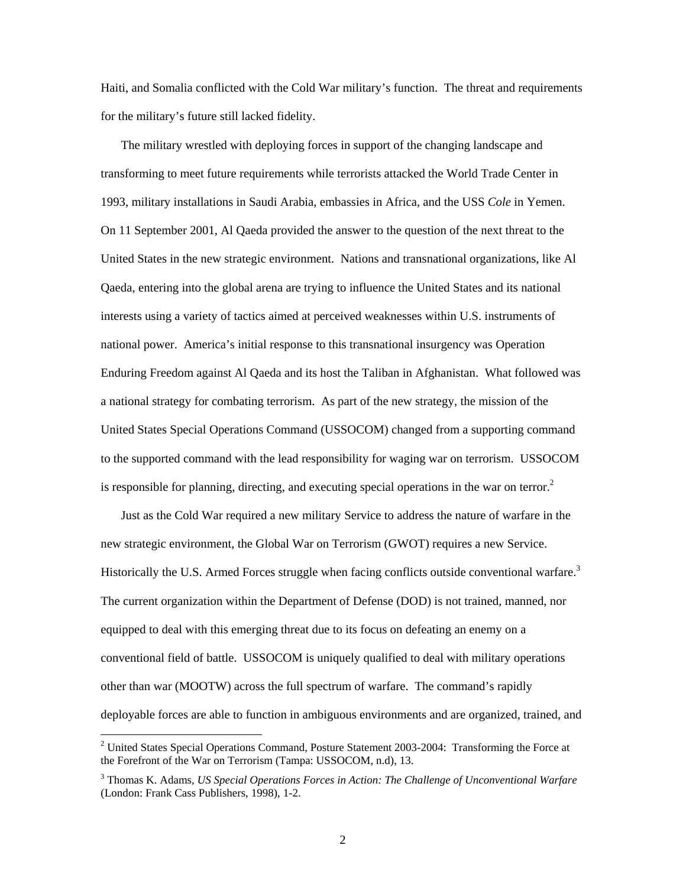Haiti, and Somalia conflicted with the Cold War military's function. The threat and requirements for the military's future still lacked fidelity.

The military wrestled with deploying forces in support of the changing landscape and transforming to meet future requirements while terrorists attacked the World Trade Center in 1993, military installations in Saudi Arabia, embassies in Africa, and the USS *Cole* in Yemen. On 11 September 2001, Al Qaeda provided the answer to the question of the next threat to the United States in the new strategic environment. Nations and transnational organizations, like Al Qaeda, entering into the global arena are trying to influence the United States and its national interests using a variety of tactics aimed at perceived weaknesses within U.S. instruments of national power. America's initial response to this transnational insurgency was Operation Enduring Freedom against Al Qaeda and its host the Taliban in Afghanistan. What followed was a national strategy for combating terrorism. As part of the new strategy, the mission of the United States Special Operations Command (USSOCOM) changed from a supporting command to the supported command with the lead responsibility for waging war on terrorism. USSOCOM is responsible for planning, directing, and executing special operations in the war on terror.[2]

Just as the Cold War required a new military Service to address the nature of warfare in the new strategic environment, the Global War on Terrorism (GWOT) requires a new Service. Historically the U.S. Armed Forces struggle when facing conflicts outside conventional warfare.[3] The current organization within the Department of Defense (DOD) is not trained, manned, nor equipped to deal with this emerging threat due to its focus on defeating an enemy on a conventional field of battle. USSOCOM is uniquely qualified to deal with military operations other than war (MOOTW) across the full spectrum of warfare. The command's rapidly deployable forces are able to function in ambiguous environments and are organized, trained, and

---

[2] United States Special Operations Command, Posture Statement 2003-2004: Transforming the Force at the Forefront of the War on Terrorism (Tampa: USSOCOM, n.d), 13.

[3] Thomas K. Adams, *US Special Operations Forces in Action: The Challenge of Unconventional Warfare* (London: Frank Cass Publishers, 1998), 1-2.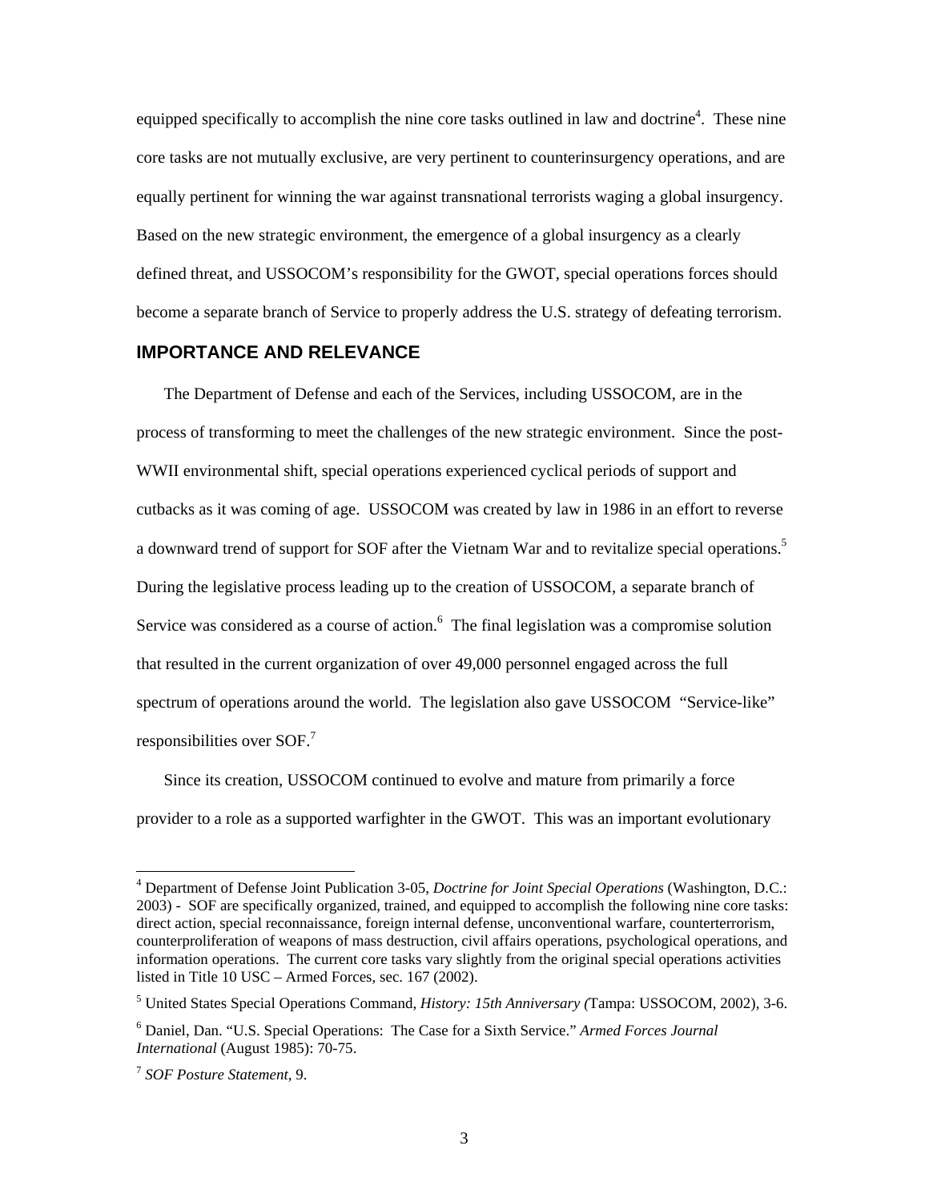equipped specifically to accomplish the nine core tasks outlined in law and doctrine[4]. These nine core tasks are not mutually exclusive, are very pertinent to counterinsurgency operations, and are equally pertinent for winning the war against transnational terrorists waging a global insurgency. Based on the new strategic environment, the emergence of a global insurgency as a clearly defined threat, and USSOCOM's responsibility for the GWOT, special operations forces should become a separate branch of Service to properly address the U.S. strategy of defeating terrorism.

## IMPORTANCE AND RELEVANCE

The Department of Defense and each of the Services, including USSOCOM, are in the process of transforming to meet the challenges of the new strategic environment. Since the post-WWII environmental shift, special operations experienced cyclical periods of support and cutbacks as it was coming of age. USSOCOM was created by law in 1986 in an effort to reverse a downward trend of support for SOF after the Vietnam War and to revitalize special operations.[5] During the legislative process leading up to the creation of USSOCOM, a separate branch of Service was considered as a course of action.[6] The final legislation was a compromise solution that resulted in the current organization of over 49,000 personnel engaged across the full spectrum of operations around the world. The legislation also gave USSOCOM "Service-like" responsibilities over SOF.[7]

Since its creation, USSOCOM continued to evolve and mature from primarily a force provider to a role as a supported warfighter in the GWOT. This was an important evolutionary

---

[4] Department of Defense Joint Publication 3-05, *Doctrine for Joint Special Operations* (Washington, D.C.: 2003) - SOF are specifically organized, trained, and equipped to accomplish the following nine core tasks: direct action, special reconnaissance, foreign internal defense, unconventional warfare, counterterrorism, counterproliferation of weapons of mass destruction, civil affairs operations, psychological operations, and information operations. The current core tasks vary slightly from the original special operations activities listed in Title 10 USC – Armed Forces, sec. 167 (2002).

[5] United States Special Operations Command, *History: 15th Anniversary (*Tampa: USSOCOM, 2002), 3-6.

[6] Daniel, Dan. "U.S. Special Operations: The Case for a Sixth Service." *Armed Forces Journal International* (August 1985): 70-75.

[7] *SOF Posture Statement*, 9.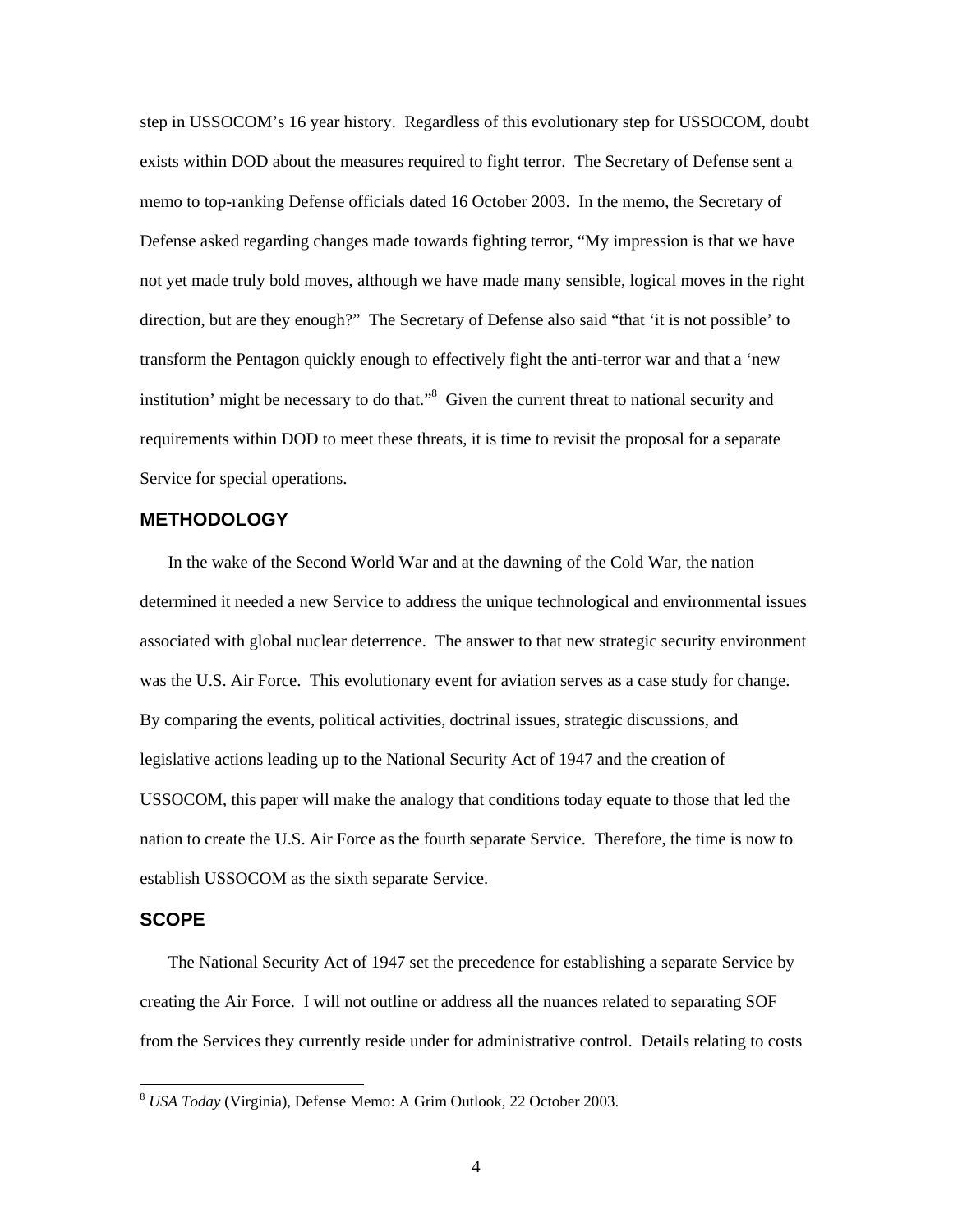step in USSOCOM's 16 year history. Regardless of this evolutionary step for USSOCOM, doubt exists within DOD about the measures required to fight terror. The Secretary of Defense sent a memo to top-ranking Defense officials dated 16 October 2003. In the memo, the Secretary of Defense asked regarding changes made towards fighting terror, "My impression is that we have not yet made truly bold moves, although we have made many sensible, logical moves in the right direction, but are they enough?" The Secretary of Defense also said "that 'it is not possible' to transform the Pentagon quickly enough to effectively fight the anti-terror war and that a 'new institution' might be necessary to do that."[8] Given the current threat to national security and requirements within DOD to meet these threats, it is time to revisit the proposal for a separate Service for special operations.

## METHODOLOGY

In the wake of the Second World War and at the dawning of the Cold War, the nation determined it needed a new Service to address the unique technological and environmental issues associated with global nuclear deterrence. The answer to that new strategic security environment was the U.S. Air Force. This evolutionary event for aviation serves as a case study for change. By comparing the events, political activities, doctrinal issues, strategic discussions, and legislative actions leading up to the National Security Act of 1947 and the creation of USSOCOM, this paper will make the analogy that conditions today equate to those that led the nation to create the U.S. Air Force as the fourth separate Service. Therefore, the time is now to establish USSOCOM as the sixth separate Service.

## SCOPE

The National Security Act of 1947 set the precedence for establishing a separate Service by creating the Air Force. I will not outline or address all the nuances related to separating SOF from the Services they currently reside under for administrative control. Details relating to costs

---

[8] *USA Today* (Virginia), Defense Memo: A Grim Outlook, 22 October 2003.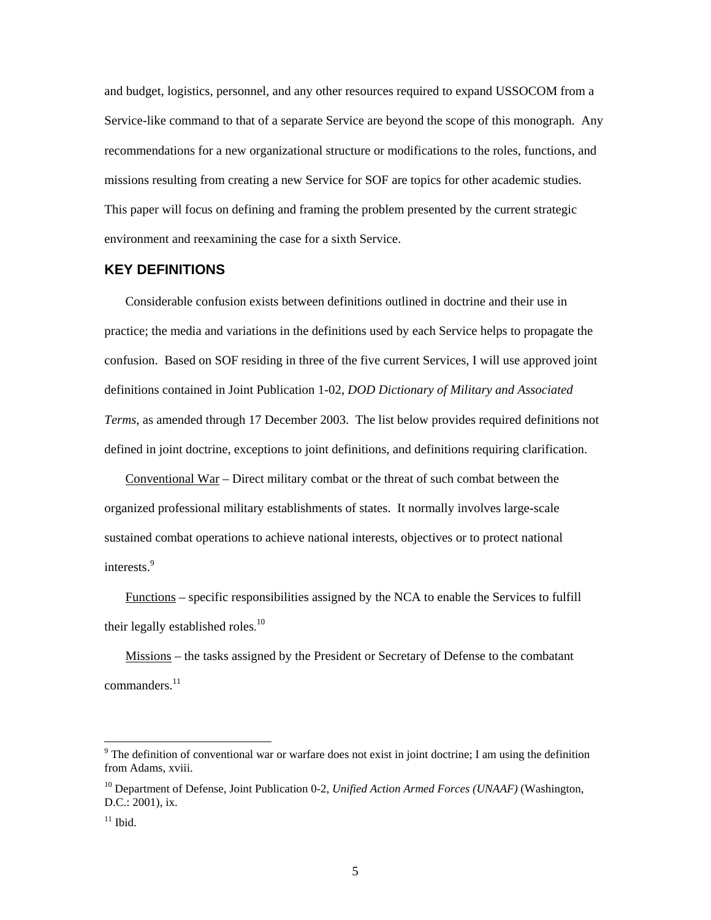and budget, logistics, personnel, and any other resources required to expand USSOCOM from a Service-like command to that of a separate Service are beyond the scope of this monograph. Any recommendations for a new organizational structure or modifications to the roles, functions, and missions resulting from creating a new Service for SOF are topics for other academic studies. This paper will focus on defining and framing the problem presented by the current strategic environment and reexamining the case for a sixth Service.

## KEY DEFINITIONS

Considerable confusion exists between definitions outlined in doctrine and their use in practice; the media and variations in the definitions used by each Service helps to propagate the confusion. Based on SOF residing in three of the five current Services, I will use approved joint definitions contained in Joint Publication 1-02, *DOD Dictionary of Military and Associated Terms,* as amended through 17 December 2003. The list below provides required definitions not defined in joint doctrine, exceptions to joint definitions, and definitions requiring clarification.

<u>Conventional War</u> – Direct military combat or the threat of such combat between the organized professional military establishments of states. It normally involves large-scale sustained combat operations to achieve national interests, objectives or to protect national interests.[9]

<u>Functions</u> – specific responsibilities assigned by the NCA to enable the Services to fulfill their legally established roles.[10]

<u>Missions</u> – the tasks assigned by the President or Secretary of Defense to the combatant commanders.[11]

---

[9] The definition of conventional war or warfare does not exist in joint doctrine; I am using the definition from Adams, xviii.

[10] Department of Defense, Joint Publication 0-2, *Unified Action Armed Forces (UNAAF)* (Washington, D.C.: 2001), ix.

[11] Ibid.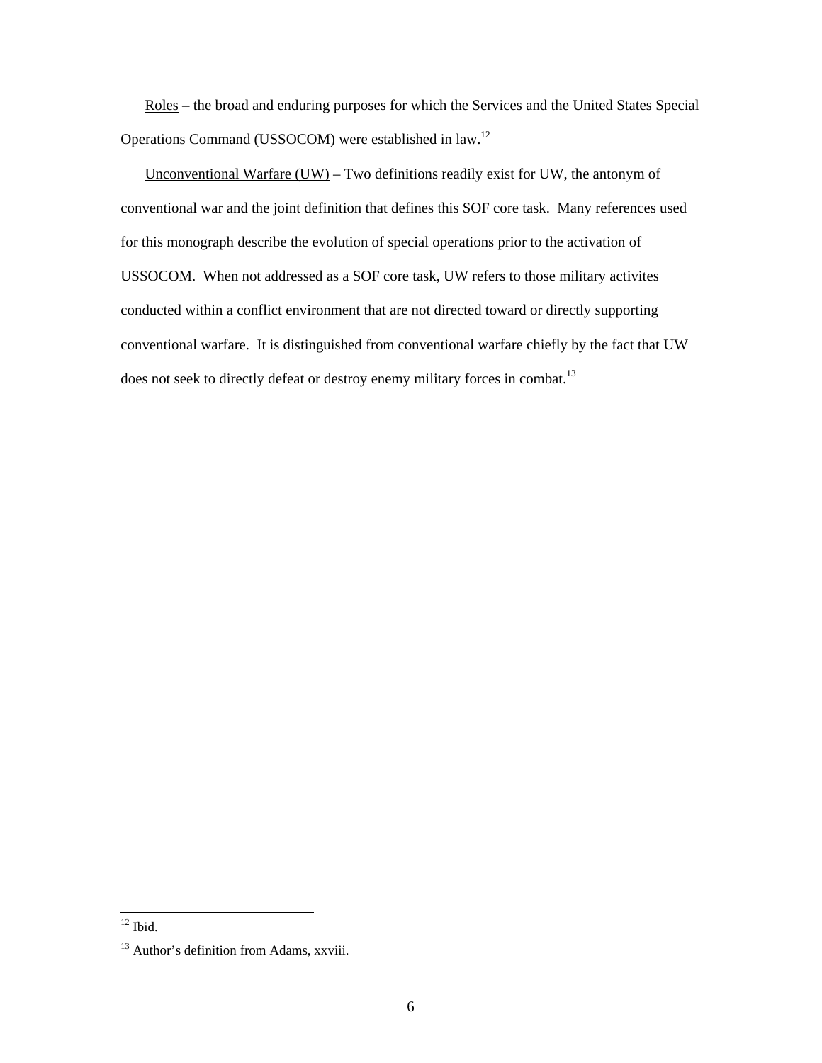Roles – the broad and enduring purposes for which the Services and the United States Special Operations Command (USSOCOM) were established in law.[12]

Unconventional Warfare (UW) – Two definitions readily exist for UW, the antonym of conventional war and the joint definition that defines this SOF core task. Many references used for this monograph describe the evolution of special operations prior to the activation of USSOCOM. When not addressed as a SOF core task, UW refers to those military activites conducted within a conflict environment that are not directed toward or directly supporting conventional warfare. It is distinguished from conventional warfare chiefly by the fact that UW does not seek to directly defeat or destroy enemy military forces in combat.[13]

---

[12] Ibid.

[13] Author's definition from Adams, xxviii.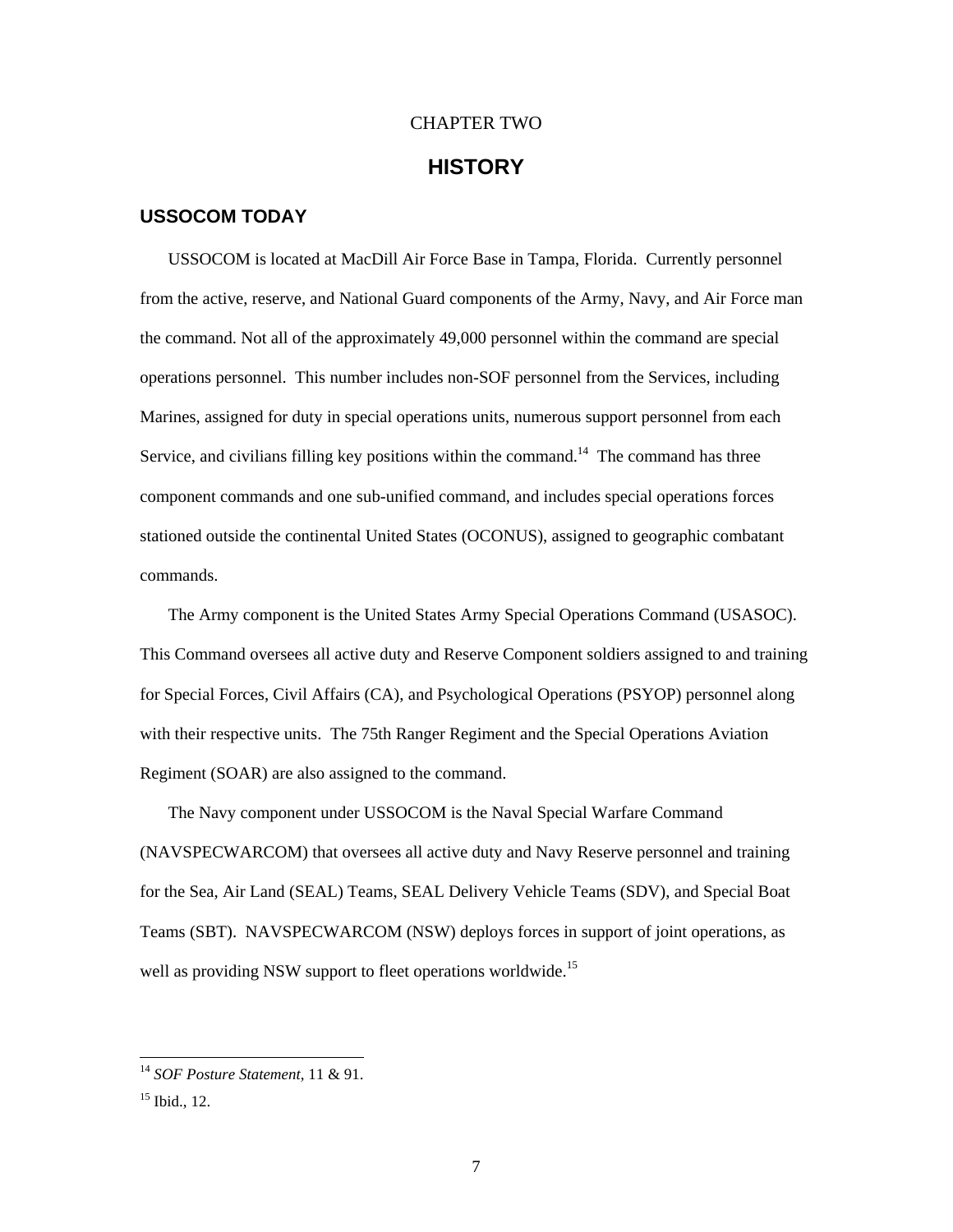CHAPTER TWO

# HISTORY

## USSOCOM TODAY

USSOCOM is located at MacDill Air Force Base in Tampa, Florida. Currently personnel from the active, reserve, and National Guard components of the Army, Navy, and Air Force man the command. Not all of the approximately 49,000 personnel within the command are special operations personnel. This number includes non-SOF personnel from the Services, including Marines, assigned for duty in special operations units, numerous support personnel from each Service, and civilians filling key positions within the command.[14] The command has three component commands and one sub-unified command, and includes special operations forces stationed outside the continental United States (OCONUS), assigned to geographic combatant commands.

The Army component is the United States Army Special Operations Command (USASOC). This Command oversees all active duty and Reserve Component soldiers assigned to and training for Special Forces, Civil Affairs (CA), and Psychological Operations (PSYOP) personnel along with their respective units. The 75th Ranger Regiment and the Special Operations Aviation Regiment (SOAR) are also assigned to the command.

The Navy component under USSOCOM is the Naval Special Warfare Command (NAVSPECWARCOM) that oversees all active duty and Navy Reserve personnel and training for the Sea, Air Land (SEAL) Teams, SEAL Delivery Vehicle Teams (SDV), and Special Boat Teams (SBT). NAVSPECWARCOM (NSW) deploys forces in support of joint operations, as well as providing NSW support to fleet operations worldwide.[15]

---

[14] *SOF Posture Statement*, 11 & 91.

[15] Ibid., 12.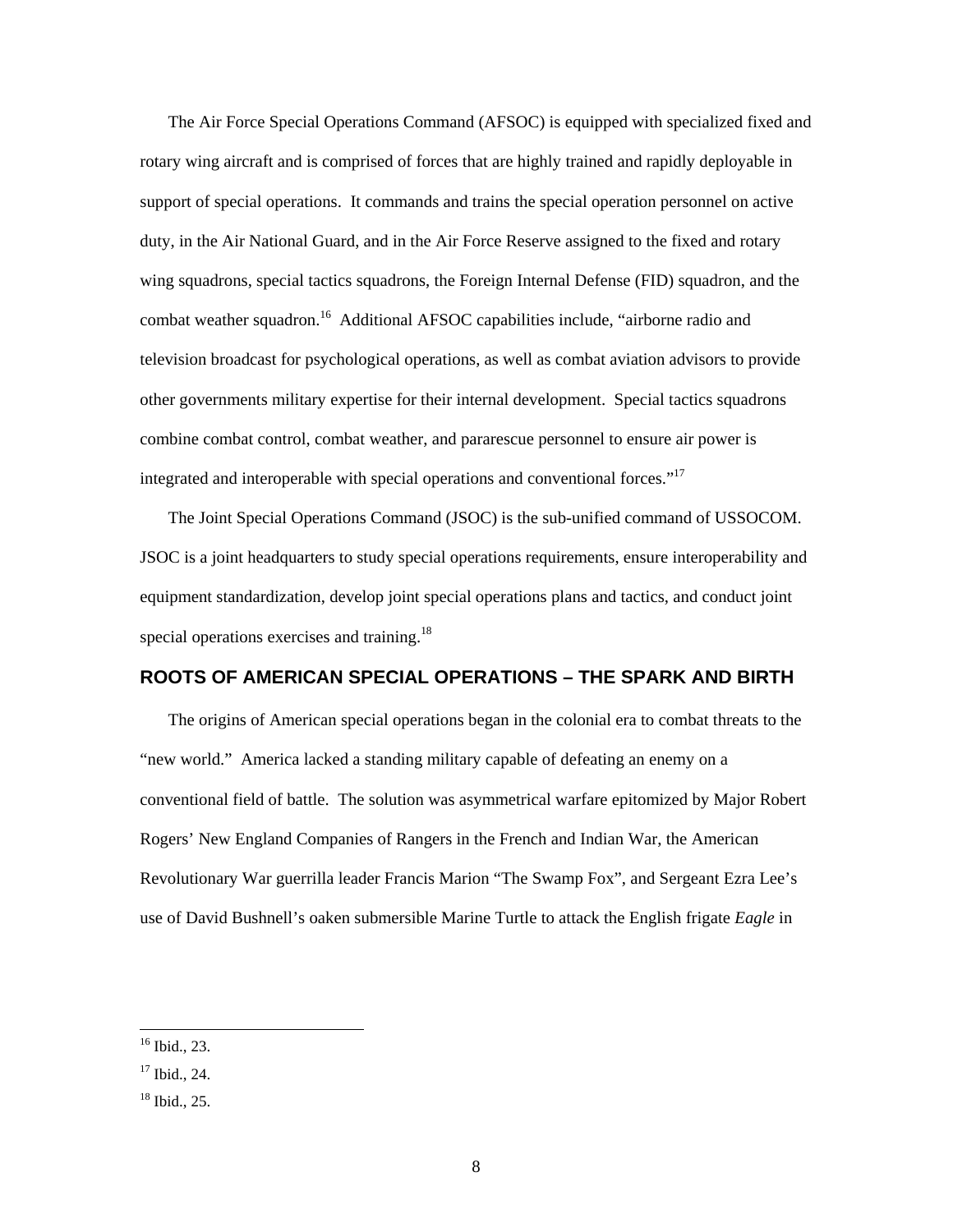The Air Force Special Operations Command (AFSOC) is equipped with specialized fixed and rotary wing aircraft and is comprised of forces that are highly trained and rapidly deployable in support of special operations. It commands and trains the special operation personnel on active duty, in the Air National Guard, and in the Air Force Reserve assigned to the fixed and rotary wing squadrons, special tactics squadrons, the Foreign Internal Defense (FID) squadron, and the combat weather squadron.[16] Additional AFSOC capabilities include, "airborne radio and television broadcast for psychological operations, as well as combat aviation advisors to provide other governments military expertise for their internal development. Special tactics squadrons combine combat control, combat weather, and pararescue personnel to ensure air power is integrated and interoperable with special operations and conventional forces."[17]

The Joint Special Operations Command (JSOC) is the sub-unified command of USSOCOM. JSOC is a joint headquarters to study special operations requirements, ensure interoperability and equipment standardization, develop joint special operations plans and tactics, and conduct joint special operations exercises and training.[18]

## ROOTS OF AMERICAN SPECIAL OPERATIONS – THE SPARK AND BIRTH

The origins of American special operations began in the colonial era to combat threats to the "new world." America lacked a standing military capable of defeating an enemy on a conventional field of battle. The solution was asymmetrical warfare epitomized by Major Robert Rogers' New England Companies of Rangers in the French and Indian War, the American Revolutionary War guerrilla leader Francis Marion "The Swamp Fox", and Sergeant Ezra Lee's use of David Bushnell's oaken submersible Marine Turtle to attack the English frigate *Eagle* in

---

[16] Ibid., 23.

[17] Ibid., 24.

[18] Ibid., 25.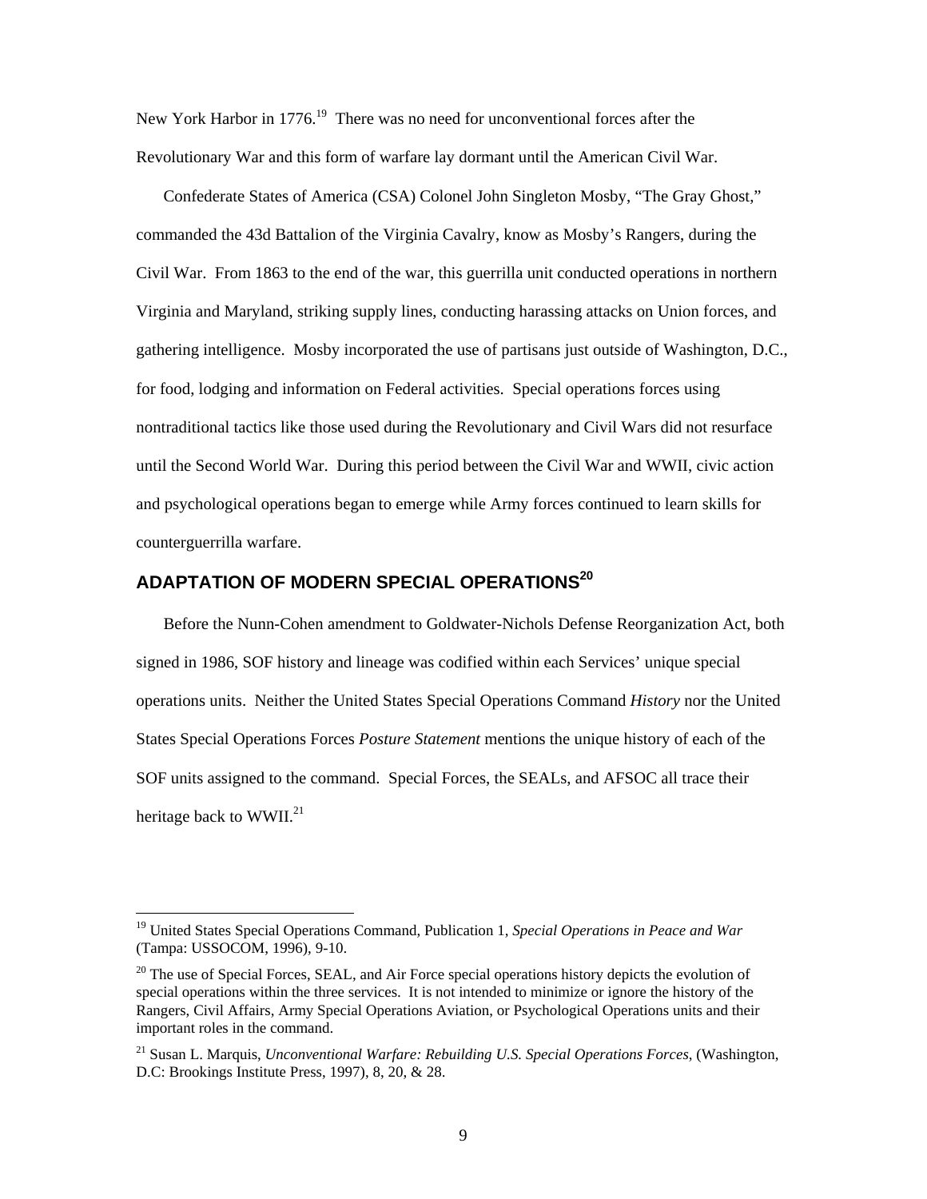New York Harbor in 1776.[19] There was no need for unconventional forces after the Revolutionary War and this form of warfare lay dormant until the American Civil War.

Confederate States of America (CSA) Colonel John Singleton Mosby, "The Gray Ghost," commanded the 43d Battalion of the Virginia Cavalry, know as Mosby's Rangers, during the Civil War. From 1863 to the end of the war, this guerrilla unit conducted operations in northern Virginia and Maryland, striking supply lines, conducting harassing attacks on Union forces, and gathering intelligence. Mosby incorporated the use of partisans just outside of Washington, D.C., for food, lodging and information on Federal activities. Special operations forces using nontraditional tactics like those used during the Revolutionary and Civil Wars did not resurface until the Second World War. During this period between the Civil War and WWII, civic action and psychological operations began to emerge while Army forces continued to learn skills for counterguerrilla warfare.

## ADAPTATION OF MODERN SPECIAL OPERATIONS[20]

Before the Nunn-Cohen amendment to Goldwater-Nichols Defense Reorganization Act, both signed in 1986, SOF history and lineage was codified within each Services' unique special operations units. Neither the United States Special Operations Command *History* nor the United States Special Operations Forces *Posture Statement* mentions the unique history of each of the SOF units assigned to the command. Special Forces, the SEALs, and AFSOC all trace their heritage back to WWII.[21]

---

[19] United States Special Operations Command, Publication 1, *Special Operations in Peace and War* (Tampa: USSOCOM, 1996), 9-10.

[20] The use of Special Forces, SEAL, and Air Force special operations history depicts the evolution of special operations within the three services. It is not intended to minimize or ignore the history of the Rangers, Civil Affairs, Army Special Operations Aviation, or Psychological Operations units and their important roles in the command.

[21] Susan L. Marquis, *Unconventional Warfare: Rebuilding U.S. Special Operations Forces*, (Washington, D.C: Brookings Institute Press, 1997), 8, 20, & 28.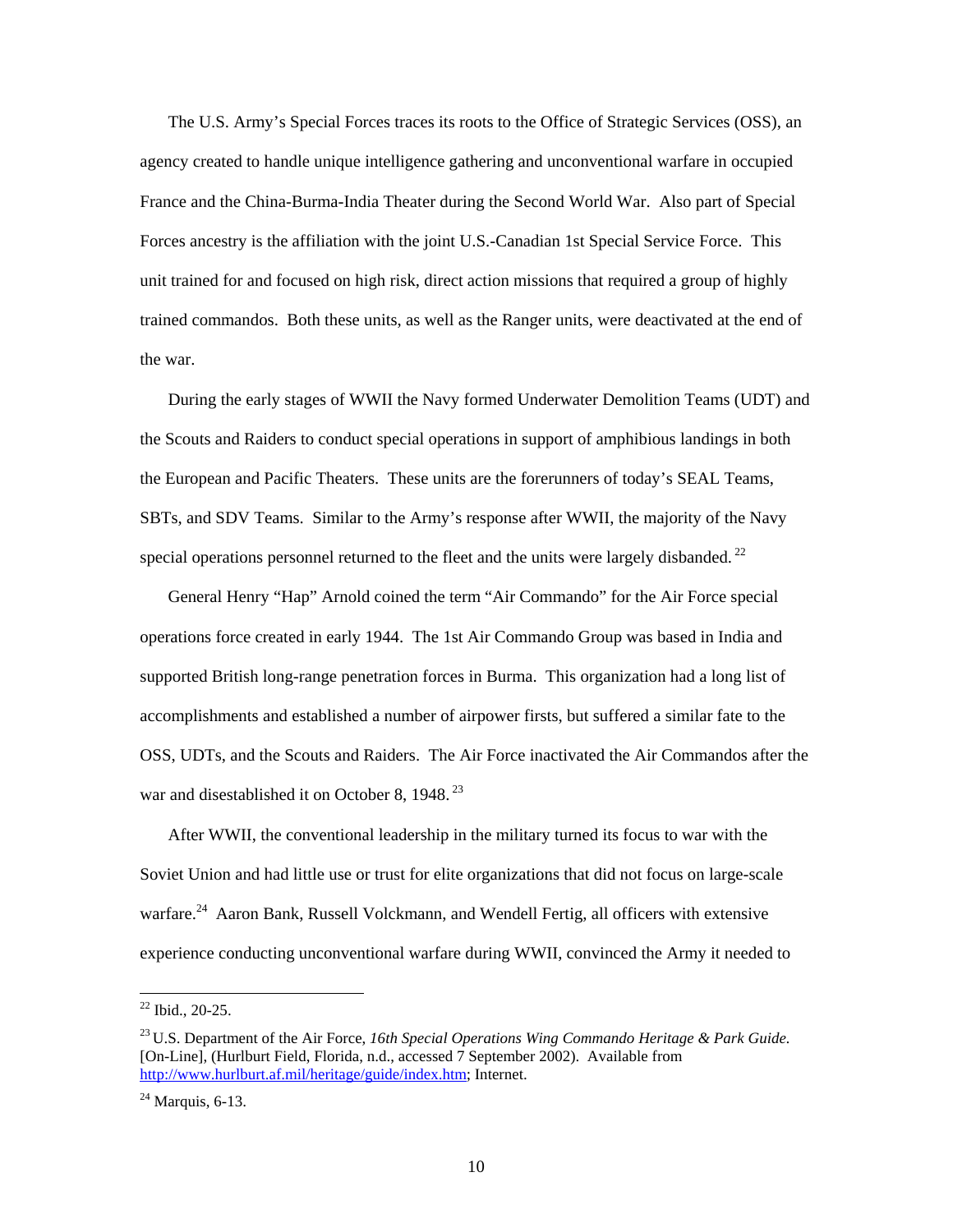The U.S. Army's Special Forces traces its roots to the Office of Strategic Services (OSS), an agency created to handle unique intelligence gathering and unconventional warfare in occupied France and the China-Burma-India Theater during the Second World War. Also part of Special Forces ancestry is the affiliation with the joint U.S.-Canadian 1st Special Service Force. This unit trained for and focused on high risk, direct action missions that required a group of highly trained commandos. Both these units, as well as the Ranger units, were deactivated at the end of the war.

During the early stages of WWII the Navy formed Underwater Demolition Teams (UDT) and the Scouts and Raiders to conduct special operations in support of amphibious landings in both the European and Pacific Theaters. These units are the forerunners of today's SEAL Teams, SBTs, and SDV Teams. Similar to the Army's response after WWII, the majority of the Navy special operations personnel returned to the fleet and the units were largely disbanded.[22]

General Henry "Hap" Arnold coined the term "Air Commando" for the Air Force special operations force created in early 1944. The 1st Air Commando Group was based in India and supported British long-range penetration forces in Burma. This organization had a long list of accomplishments and established a number of airpower firsts, but suffered a similar fate to the OSS, UDTs, and the Scouts and Raiders. The Air Force inactivated the Air Commandos after the war and disestablished it on October 8, 1948.[23]

After WWII, the conventional leadership in the military turned its focus to war with the Soviet Union and had little use or trust for elite organizations that did not focus on large-scale warfare.[24] Aaron Bank, Russell Volckmann, and Wendell Fertig, all officers with extensive experience conducting unconventional warfare during WWII, convinced the Army it needed to

---

[22] Ibid., 20-25.

[23] U.S. Department of the Air Force, *16th Special Operations Wing Commando Heritage & Park Guide.* [On-Line], (Hurlburt Field, Florida, n.d., accessed 7 September 2002). Available from http://www.hurlburt.af.mil/heritage/guide/index.htm; Internet.

[24] Marquis, 6-13.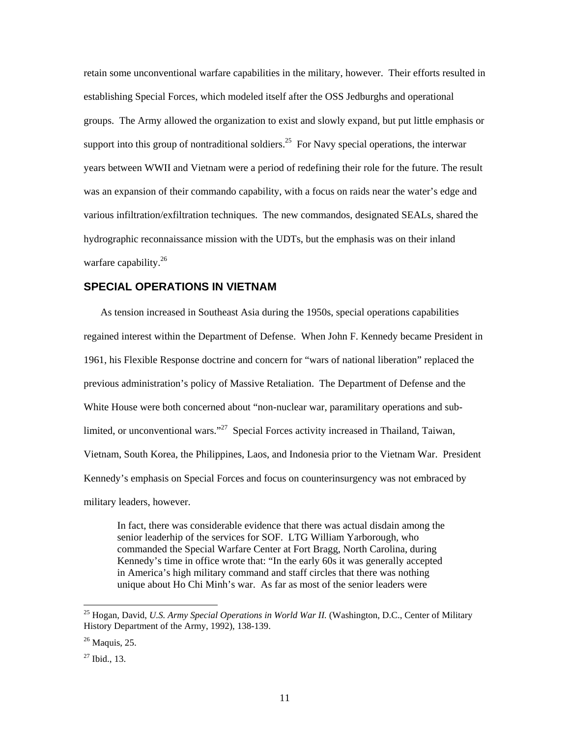retain some unconventional warfare capabilities in the military, however. Their efforts resulted in establishing Special Forces, which modeled itself after the OSS Jedburghs and operational groups. The Army allowed the organization to exist and slowly expand, but put little emphasis or support into this group of nontraditional soldiers.[25] For Navy special operations, the interwar years between WWII and Vietnam were a period of redefining their role for the future. The result was an expansion of their commando capability, with a focus on raids near the water's edge and various infiltration/exfiltration techniques. The new commandos, designated SEALs, shared the hydrographic reconnaissance mission with the UDTs, but the emphasis was on their inland warfare capability.[26]

## SPECIAL OPERATIONS IN VIETNAM

As tension increased in Southeast Asia during the 1950s, special operations capabilities regained interest within the Department of Defense. When John F. Kennedy became President in 1961, his Flexible Response doctrine and concern for "wars of national liberation" replaced the previous administration's policy of Massive Retaliation. The Department of Defense and the White House were both concerned about "non-nuclear war, paramilitary operations and sub-limited, or unconventional wars."[27] Special Forces activity increased in Thailand, Taiwan, Vietnam, South Korea, the Philippines, Laos, and Indonesia prior to the Vietnam War. President Kennedy's emphasis on Special Forces and focus on counterinsurgency was not embraced by military leaders, however.

> In fact, there was considerable evidence that there was actual disdain among the senior leaderhip of the services for SOF. LTG William Yarborough, who commanded the Special Warfare Center at Fort Bragg, North Carolina, during Kennedy's time in office wrote that: "In the early 60s it was generally accepted in America's high military command and staff circles that there was nothing unique about Ho Chi Minh's war. As far as most of the senior leaders were

---

[25] Hogan, David, *U.S. Army Special Operations in World War II.* (Washington, D.C., Center of Military History Department of the Army, 1992), 138-139.

[26] Maquis, 25.

[27] Ibid., 13.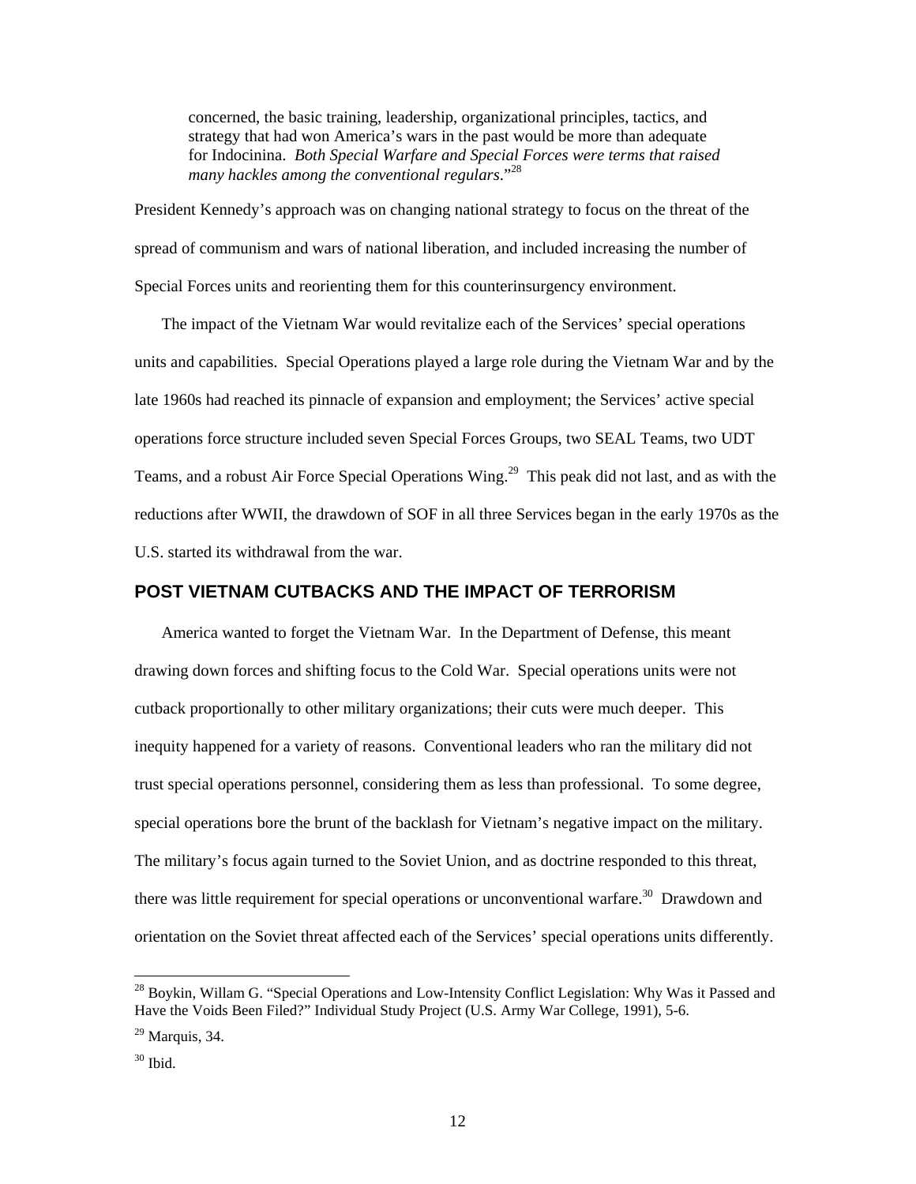> concerned, the basic training, leadership, organizational principles, tactics, and strategy that had won America's wars in the past would be more than adequate for Indocinina. *Both Special Warfare and Special Forces were terms that raised many hackles among the conventional regulars*."[28]

President Kennedy's approach was on changing national strategy to focus on the threat of the spread of communism and wars of national liberation, and included increasing the number of Special Forces units and reorienting them for this counterinsurgency environment.

The impact of the Vietnam War would revitalize each of the Services' special operations units and capabilities. Special Operations played a large role during the Vietnam War and by the late 1960s had reached its pinnacle of expansion and employment; the Services' active special operations force structure included seven Special Forces Groups, two SEAL Teams, two UDT Teams, and a robust Air Force Special Operations Wing.[29] This peak did not last, and as with the reductions after WWII, the drawdown of SOF in all three Services began in the early 1970s as the U.S. started its withdrawal from the war.

## POST VIETNAM CUTBACKS AND THE IMPACT OF TERRORISM

America wanted to forget the Vietnam War. In the Department of Defense, this meant drawing down forces and shifting focus to the Cold War. Special operations units were not cutback proportionally to other military organizations; their cuts were much deeper. This inequity happened for a variety of reasons. Conventional leaders who ran the military did not trust special operations personnel, considering them as less than professional. To some degree, special operations bore the brunt of the backlash for Vietnam's negative impact on the military. The military's focus again turned to the Soviet Union, and as doctrine responded to this threat, there was little requirement for special operations or unconventional warfare.[30] Drawdown and orientation on the Soviet threat affected each of the Services' special operations units differently.

---

[28] Boykin, Willam G. "Special Operations and Low-Intensity Conflict Legislation: Why Was it Passed and Have the Voids Been Filed?" Individual Study Project (U.S. Army War College, 1991), 5-6.

[29] Marquis, 34.

[30] Ibid.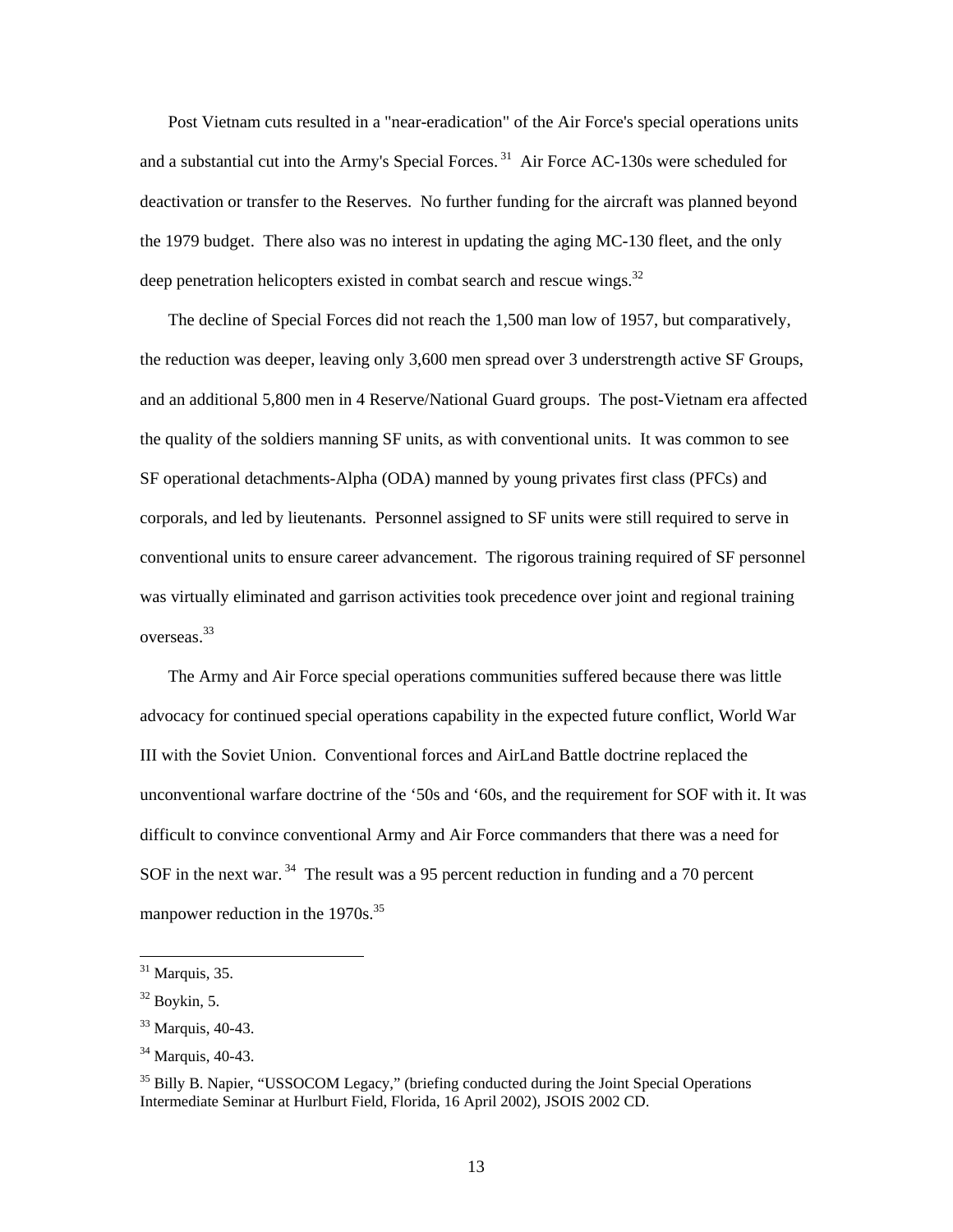Post Vietnam cuts resulted in a "near-eradication" of the Air Force's special operations units and a substantial cut into the Army's Special Forces.[31] Air Force AC-130s were scheduled for deactivation or transfer to the Reserves. No further funding for the aircraft was planned beyond the 1979 budget. There also was no interest in updating the aging MC-130 fleet, and the only deep penetration helicopters existed in combat search and rescue wings.[32]

The decline of Special Forces did not reach the 1,500 man low of 1957, but comparatively, the reduction was deeper, leaving only 3,600 men spread over 3 understrength active SF Groups, and an additional 5,800 men in 4 Reserve/National Guard groups. The post-Vietnam era affected the quality of the soldiers manning SF units, as with conventional units. It was common to see SF operational detachments-Alpha (ODA) manned by young privates first class (PFCs) and corporals, and led by lieutenants. Personnel assigned to SF units were still required to serve in conventional units to ensure career advancement. The rigorous training required of SF personnel was virtually eliminated and garrison activities took precedence over joint and regional training overseas.[33]

The Army and Air Force special operations communities suffered because there was little advocacy for continued special operations capability in the expected future conflict, World War III with the Soviet Union. Conventional forces and AirLand Battle doctrine replaced the unconventional warfare doctrine of the '50s and '60s, and the requirement for SOF with it. It was difficult to convince conventional Army and Air Force commanders that there was a need for SOF in the next war.[34] The result was a 95 percent reduction in funding and a 70 percent manpower reduction in the 1970s.[35]

---

[31] Marquis, 35.

[32] Boykin, 5.

[33] Marquis, 40-43.

[34] Marquis, 40-43.

[35] Billy B. Napier, "USSOCOM Legacy," (briefing conducted during the Joint Special Operations Intermediate Seminar at Hurlburt Field, Florida, 16 April 2002), JSOIS 2002 CD.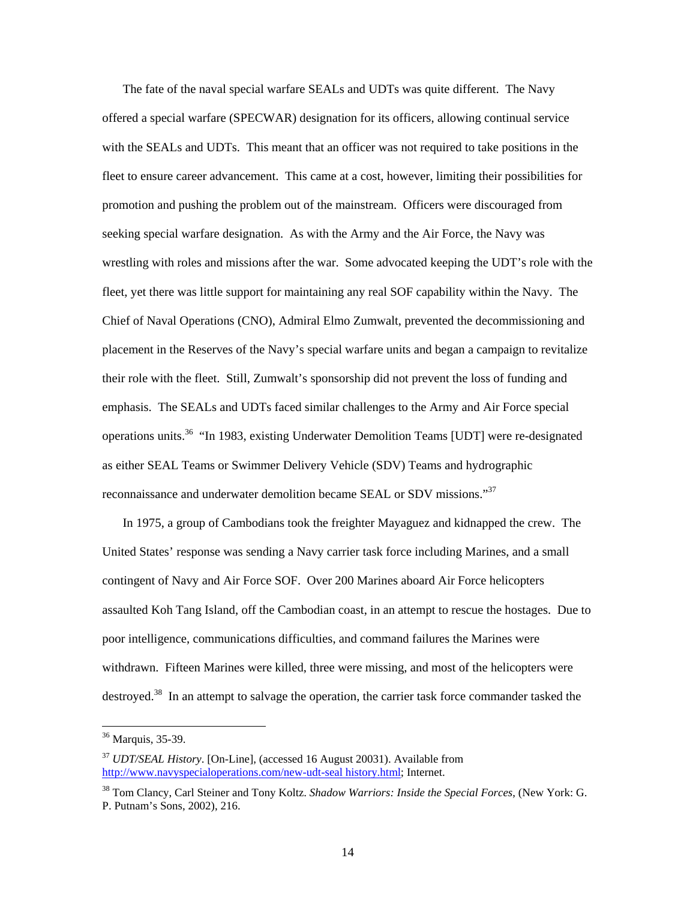The fate of the naval special warfare SEALs and UDTs was quite different. The Navy offered a special warfare (SPECWAR) designation for its officers, allowing continual service with the SEALs and UDTs. This meant that an officer was not required to take positions in the fleet to ensure career advancement. This came at a cost, however, limiting their possibilities for promotion and pushing the problem out of the mainstream. Officers were discouraged from seeking special warfare designation. As with the Army and the Air Force, the Navy was wrestling with roles and missions after the war. Some advocated keeping the UDT's role with the fleet, yet there was little support for maintaining any real SOF capability within the Navy. The Chief of Naval Operations (CNO), Admiral Elmo Zumwalt, prevented the decommissioning and placement in the Reserves of the Navy's special warfare units and began a campaign to revitalize their role with the fleet. Still, Zumwalt's sponsorship did not prevent the loss of funding and emphasis. The SEALs and UDTs faced similar challenges to the Army and Air Force special operations units.[36] "In 1983, existing Underwater Demolition Teams [UDT] were re-designated as either SEAL Teams or Swimmer Delivery Vehicle (SDV) Teams and hydrographic reconnaissance and underwater demolition became SEAL or SDV missions."[37]

In 1975, a group of Cambodians took the freighter Mayaguez and kidnapped the crew. The United States' response was sending a Navy carrier task force including Marines, and a small contingent of Navy and Air Force SOF. Over 200 Marines aboard Air Force helicopters assaulted Koh Tang Island, off the Cambodian coast, in an attempt to rescue the hostages. Due to poor intelligence, communications difficulties, and command failures the Marines were withdrawn. Fifteen Marines were killed, three were missing, and most of the helicopters were destroyed.[38] In an attempt to salvage the operation, the carrier task force commander tasked the

---

[36] Marquis, 35-39.

[37] *UDT/SEAL History*. [On-Line], (accessed 16 August 20031). Available from http://www.navyspecialoperations.com/new-udt-seal history.html; Internet.

[38] Tom Clancy, Carl Steiner and Tony Koltz. *Shadow Warriors: Inside the Special Forces*, (New York: G. P. Putnam's Sons, 2002), 216.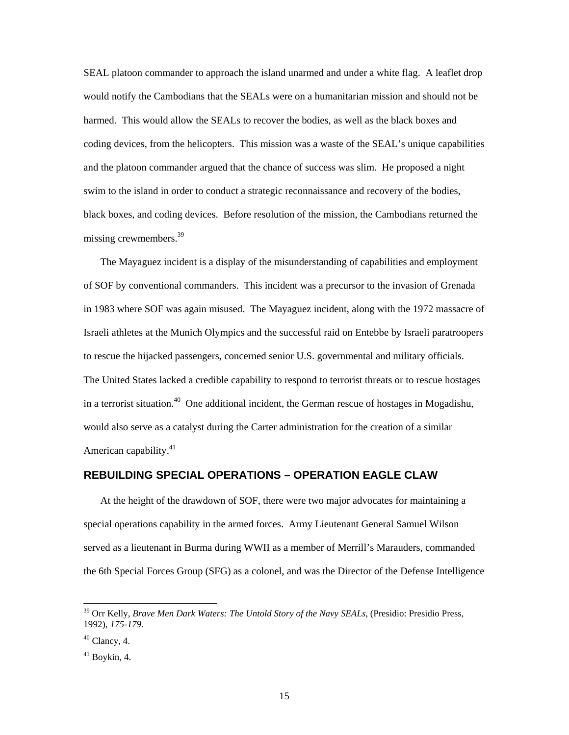SEAL platoon commander to approach the island unarmed and under a white flag. A leaflet drop would notify the Cambodians that the SEALs were on a humanitarian mission and should not be harmed. This would allow the SEALs to recover the bodies, as well as the black boxes and coding devices, from the helicopters. This mission was a waste of the SEAL's unique capabilities and the platoon commander argued that the chance of success was slim. He proposed a night swim to the island in order to conduct a strategic reconnaissance and recovery of the bodies, black boxes, and coding devices. Before resolution of the mission, the Cambodians returned the missing crewmembers.[39]

The Mayaguez incident is a display of the misunderstanding of capabilities and employment of SOF by conventional commanders. This incident was a precursor to the invasion of Grenada in 1983 where SOF was again misused. The Mayaguez incident, along with the 1972 massacre of Israeli athletes at the Munich Olympics and the successful raid on Entebbe by Israeli paratroopers to rescue the hijacked passengers, concerned senior U.S. governmental and military officials. The United States lacked a credible capability to respond to terrorist threats or to rescue hostages in a terrorist situation.[40] One additional incident, the German rescue of hostages in Mogadishu, would also serve as a catalyst during the Carter administration for the creation of a similar American capability.[41]

## REBUILDING SPECIAL OPERATIONS – OPERATION EAGLE CLAW

At the height of the drawdown of SOF, there were two major advocates for maintaining a special operations capability in the armed forces. Army Lieutenant General Samuel Wilson served as a lieutenant in Burma during WWII as a member of Merrill's Marauders, commanded the 6th Special Forces Group (SFG) as a colonel, and was the Director of the Defense Intelligence

---

[39] Orr Kelly, *Brave Men Dark Waters: The Untold Story of the Navy SEALs*, (Presidio: Presidio Press, 1992), *175-179.*

[40] Clancy, 4.

[41] Boykin, 4.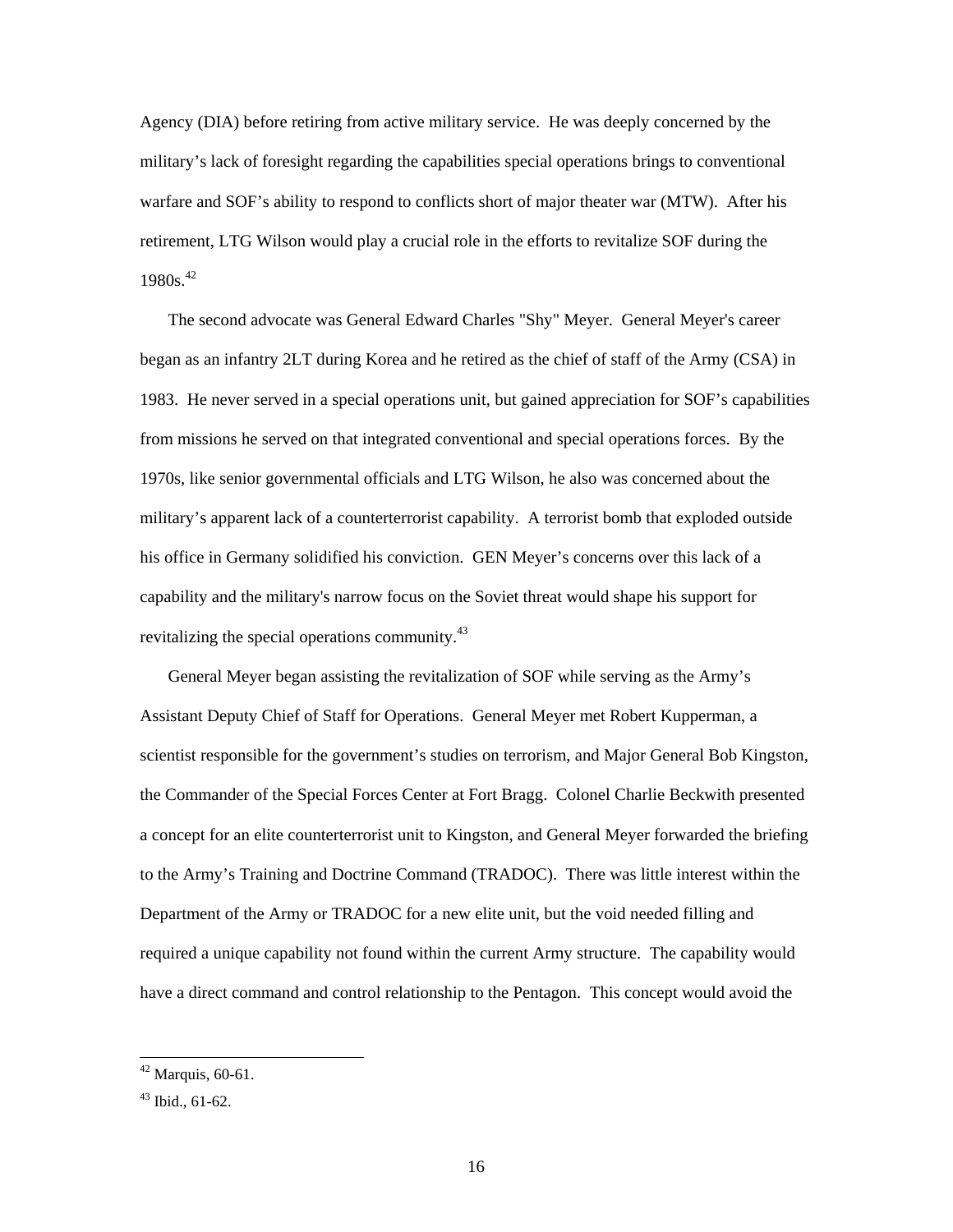Agency (DIA) before retiring from active military service. He was deeply concerned by the military's lack of foresight regarding the capabilities special operations brings to conventional warfare and SOF's ability to respond to conflicts short of major theater war (MTW). After his retirement, LTG Wilson would play a crucial role in the efforts to revitalize SOF during the 1980s.[42]

The second advocate was General Edward Charles "Shy" Meyer. General Meyer's career began as an infantry 2LT during Korea and he retired as the chief of staff of the Army (CSA) in 1983. He never served in a special operations unit, but gained appreciation for SOF's capabilities from missions he served on that integrated conventional and special operations forces. By the 1970s, like senior governmental officials and LTG Wilson, he also was concerned about the military's apparent lack of a counterterrorist capability. A terrorist bomb that exploded outside his office in Germany solidified his conviction. GEN Meyer's concerns over this lack of a capability and the military's narrow focus on the Soviet threat would shape his support for revitalizing the special operations community.[43]

General Meyer began assisting the revitalization of SOF while serving as the Army's Assistant Deputy Chief of Staff for Operations. General Meyer met Robert Kupperman, a scientist responsible for the government's studies on terrorism, and Major General Bob Kingston, the Commander of the Special Forces Center at Fort Bragg. Colonel Charlie Beckwith presented a concept for an elite counterterrorist unit to Kingston, and General Meyer forwarded the briefing to the Army's Training and Doctrine Command (TRADOC). There was little interest within the Department of the Army or TRADOC for a new elite unit, but the void needed filling and required a unique capability not found within the current Army structure. The capability would have a direct command and control relationship to the Pentagon. This concept would avoid the

[42] Marquis, 60-61.

[43] Ibid., 61-62.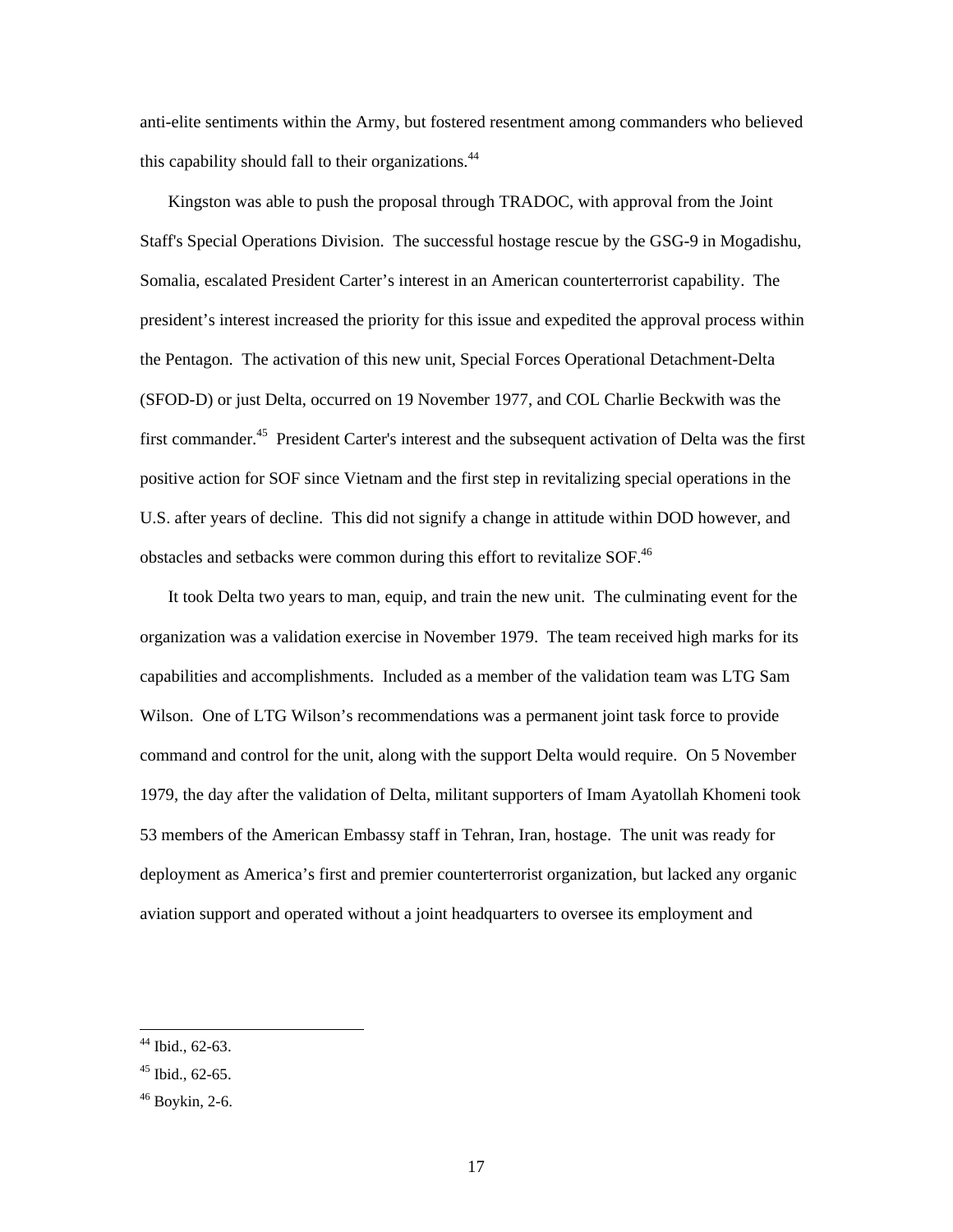anti-elite sentiments within the Army, but fostered resentment among commanders who believed this capability should fall to their organizations.[44]

Kingston was able to push the proposal through TRADOC, with approval from the Joint Staff's Special Operations Division. The successful hostage rescue by the GSG-9 in Mogadishu, Somalia, escalated President Carter's interest in an American counterterrorist capability. The president's interest increased the priority for this issue and expedited the approval process within the Pentagon. The activation of this new unit, Special Forces Operational Detachment-Delta (SFOD-D) or just Delta, occurred on 19 November 1977, and COL Charlie Beckwith was the first commander.[45] President Carter's interest and the subsequent activation of Delta was the first positive action for SOF since Vietnam and the first step in revitalizing special operations in the U.S. after years of decline. This did not signify a change in attitude within DOD however, and obstacles and setbacks were common during this effort to revitalize SOF.[46]

It took Delta two years to man, equip, and train the new unit. The culminating event for the organization was a validation exercise in November 1979. The team received high marks for its capabilities and accomplishments. Included as a member of the validation team was LTG Sam Wilson. One of LTG Wilson's recommendations was a permanent joint task force to provide command and control for the unit, along with the support Delta would require. On 5 November 1979, the day after the validation of Delta, militant supporters of Imam Ayatollah Khomeni took 53 members of the American Embassy staff in Tehran, Iran, hostage. The unit was ready for deployment as America's first and premier counterterrorist organization, but lacked any organic aviation support and operated without a joint headquarters to oversee its employment and

---

[44] Ibid., 62-63.

[45] Ibid., 62-65.

[46] Boykin, 2-6.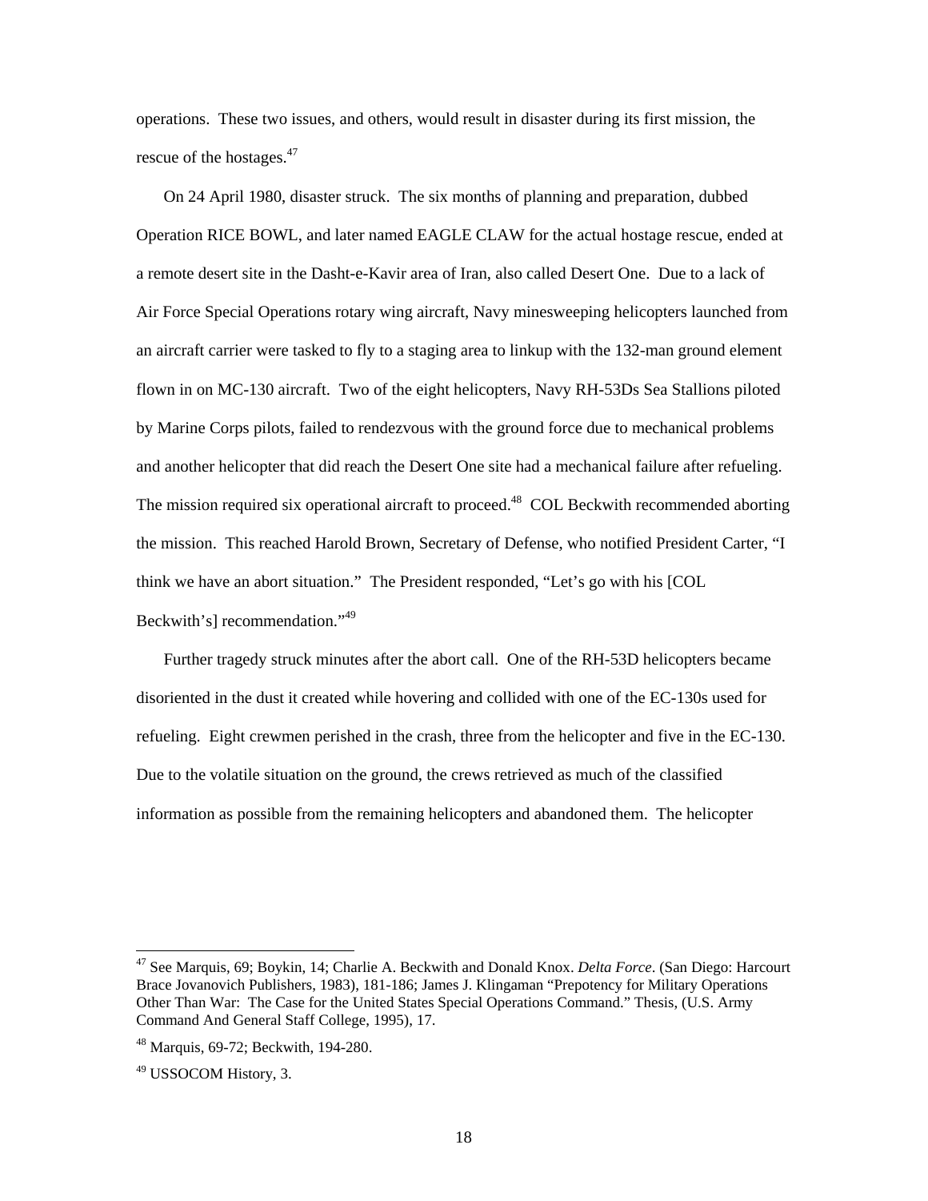operations. These two issues, and others, would result in disaster during its first mission, the rescue of the hostages.[47]

On 24 April 1980, disaster struck. The six months of planning and preparation, dubbed Operation RICE BOWL, and later named EAGLE CLAW for the actual hostage rescue, ended at a remote desert site in the Dasht-e-Kavir area of Iran, also called Desert One. Due to a lack of Air Force Special Operations rotary wing aircraft, Navy minesweeping helicopters launched from an aircraft carrier were tasked to fly to a staging area to linkup with the 132-man ground element flown in on MC-130 aircraft. Two of the eight helicopters, Navy RH-53Ds Sea Stallions piloted by Marine Corps pilots, failed to rendezvous with the ground force due to mechanical problems and another helicopter that did reach the Desert One site had a mechanical failure after refueling. The mission required six operational aircraft to proceed.[48] COL Beckwith recommended aborting the mission. This reached Harold Brown, Secretary of Defense, who notified President Carter, "I think we have an abort situation." The President responded, "Let's go with his [COL Beckwith's] recommendation."[49]

Further tragedy struck minutes after the abort call. One of the RH-53D helicopters became disoriented in the dust it created while hovering and collided with one of the EC-130s used for refueling. Eight crewmen perished in the crash, three from the helicopter and five in the EC-130. Due to the volatile situation on the ground, the crews retrieved as much of the classified information as possible from the remaining helicopters and abandoned them. The helicopter

---

[47] See Marquis, 69; Boykin, 14; Charlie A. Beckwith and Donald Knox. *Delta Force*. (San Diego: Harcourt Brace Jovanovich Publishers, 1983), 181-186; James J. Klingaman "Prepotency for Military Operations Other Than War: The Case for the United States Special Operations Command." Thesis, (U.S. Army Command And General Staff College, 1995), 17.

[48] Marquis, 69-72; Beckwith, 194-280.

[49] USSOCOM History, 3.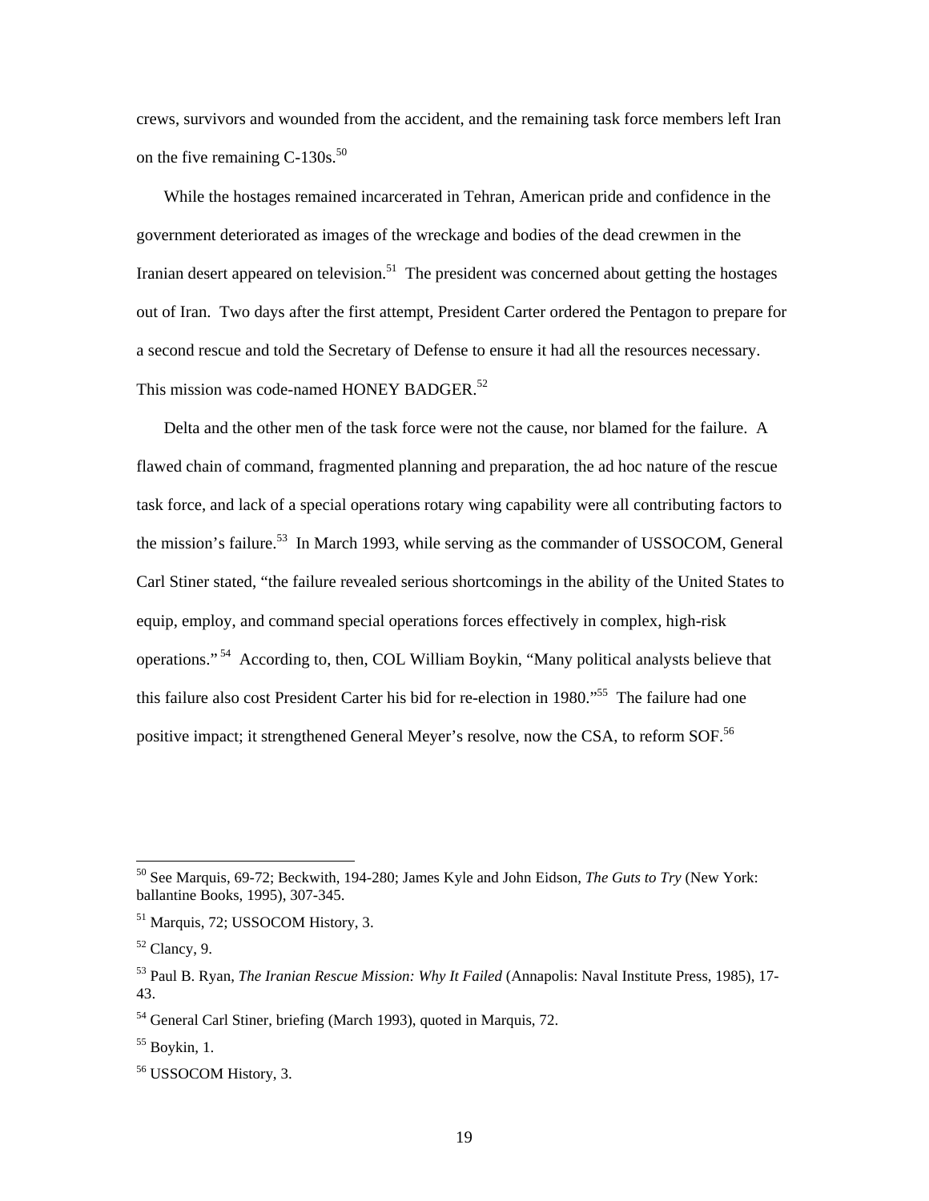crews, survivors and wounded from the accident, and the remaining task force members left Iran on the five remaining C-130s.[50]

While the hostages remained incarcerated in Tehran, American pride and confidence in the government deteriorated as images of the wreckage and bodies of the dead crewmen in the Iranian desert appeared on television.[51] The president was concerned about getting the hostages out of Iran. Two days after the first attempt, President Carter ordered the Pentagon to prepare for a second rescue and told the Secretary of Defense to ensure it had all the resources necessary. This mission was code-named HONEY BADGER.[52]

Delta and the other men of the task force were not the cause, nor blamed for the failure. A flawed chain of command, fragmented planning and preparation, the ad hoc nature of the rescue task force, and lack of a special operations rotary wing capability were all contributing factors to the mission's failure.[53] In March 1993, while serving as the commander of USSOCOM, General Carl Stiner stated, "the failure revealed serious shortcomings in the ability of the United States to equip, employ, and command special operations forces effectively in complex, high-risk operations." [54] According to, then, COL William Boykin, "Many political analysts believe that this failure also cost President Carter his bid for re-election in 1980."[55] The failure had one positive impact; it strengthened General Meyer's resolve, now the CSA, to reform SOF.[56]

---

[50] See Marquis, 69-72; Beckwith, 194-280; James Kyle and John Eidson, *The Guts to Try* (New York: ballantine Books, 1995), 307-345.

[51] Marquis, 72; USSOCOM History, 3.

[52] Clancy, 9.

[53] Paul B. Ryan, *The Iranian Rescue Mission: Why It Failed* (Annapolis: Naval Institute Press, 1985), 17-43.

[54] General Carl Stiner, briefing (March 1993), quoted in Marquis, 72.

[55] Boykin, 1.

[56] USSOCOM History, 3.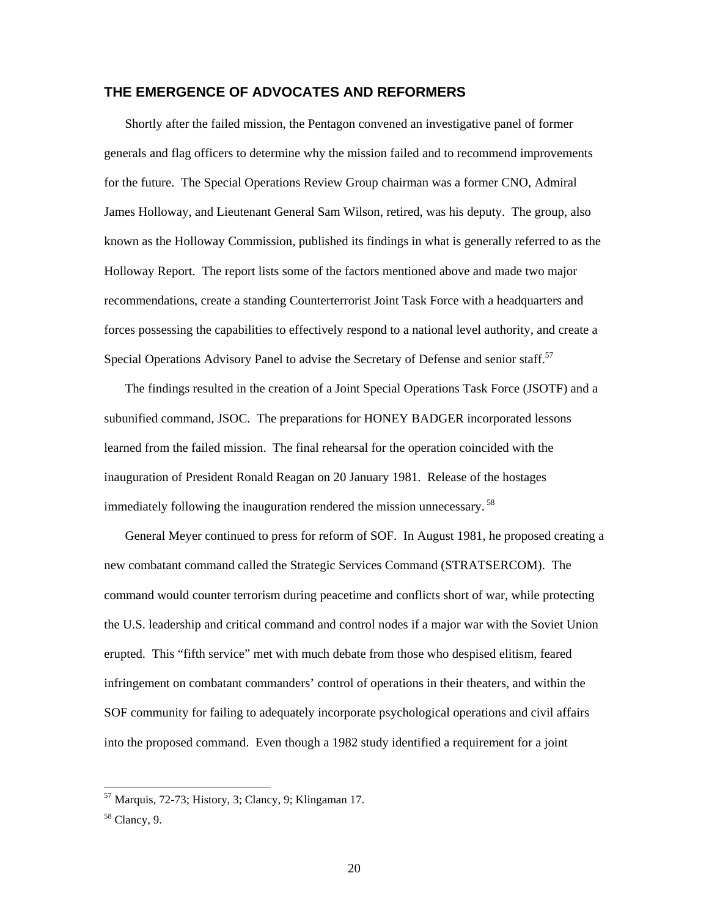## THE EMERGENCE OF ADVOCATES AND REFORMERS

Shortly after the failed mission, the Pentagon convened an investigative panel of former generals and flag officers to determine why the mission failed and to recommend improvements for the future. The Special Operations Review Group chairman was a former CNO, Admiral James Holloway, and Lieutenant General Sam Wilson, retired, was his deputy. The group, also known as the Holloway Commission, published its findings in what is generally referred to as the Holloway Report. The report lists some of the factors mentioned above and made two major recommendations, create a standing Counterterrorist Joint Task Force with a headquarters and forces possessing the capabilities to effectively respond to a national level authority, and create a Special Operations Advisory Panel to advise the Secretary of Defense and senior staff.[57]

The findings resulted in the creation of a Joint Special Operations Task Force (JSOTF) and a subunified command, JSOC. The preparations for HONEY BADGER incorporated lessons learned from the failed mission. The final rehearsal for the operation coincided with the inauguration of President Ronald Reagan on 20 January 1981. Release of the hostages immediately following the inauguration rendered the mission unnecessary.[58]

General Meyer continued to press for reform of SOF. In August 1981, he proposed creating a new combatant command called the Strategic Services Command (STRATSERCOM). The command would counter terrorism during peacetime and conflicts short of war, while protecting the U.S. leadership and critical command and control nodes if a major war with the Soviet Union erupted. This "fifth service" met with much debate from those who despised elitism, feared infringement on combatant commanders' control of operations in their theaters, and within the SOF community for failing to adequately incorporate psychological operations and civil affairs into the proposed command. Even though a 1982 study identified a requirement for a joint

---

[57] Marquis, 72-73; History, 3; Clancy, 9; Klingaman 17.

[58] Clancy, 9.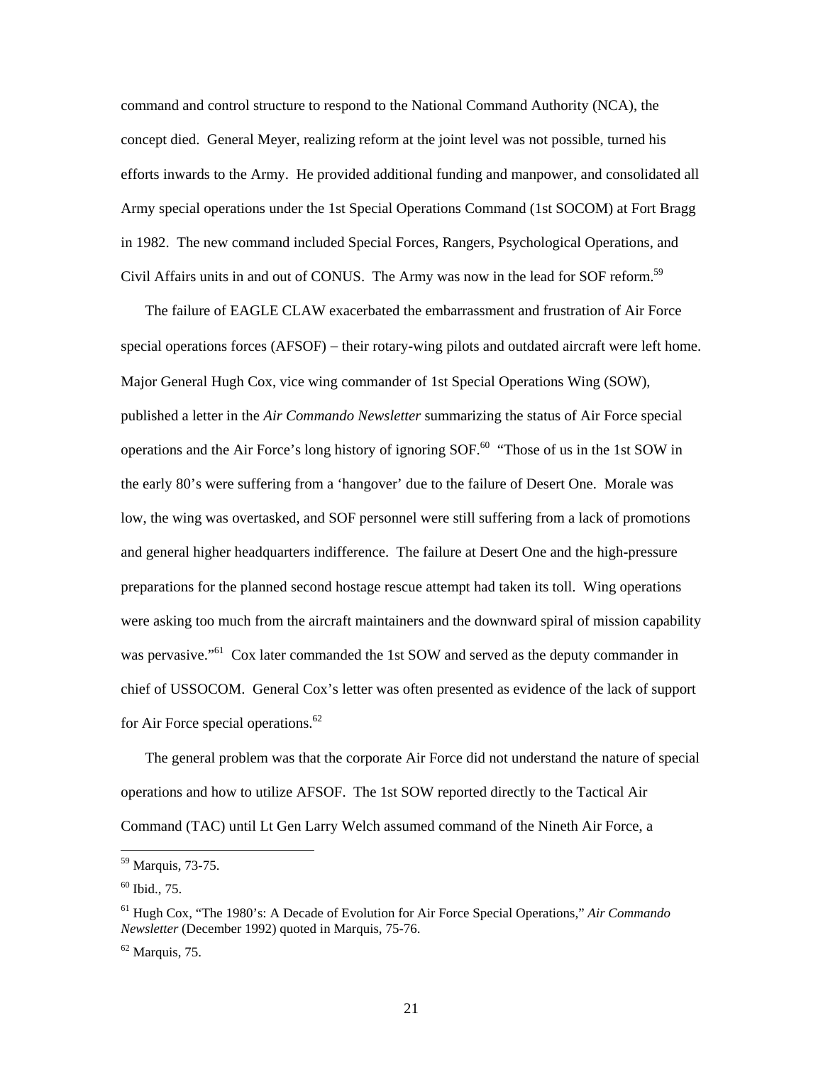command and control structure to respond to the National Command Authority (NCA), the concept died. General Meyer, realizing reform at the joint level was not possible, turned his efforts inwards to the Army. He provided additional funding and manpower, and consolidated all Army special operations under the 1st Special Operations Command (1st SOCOM) at Fort Bragg in 1982. The new command included Special Forces, Rangers, Psychological Operations, and Civil Affairs units in and out of CONUS. The Army was now in the lead for SOF reform.[59]

The failure of EAGLE CLAW exacerbated the embarrassment and frustration of Air Force special operations forces (AFSOF) – their rotary-wing pilots and outdated aircraft were left home. Major General Hugh Cox, vice wing commander of 1st Special Operations Wing (SOW), published a letter in the *Air Commando Newsletter* summarizing the status of Air Force special operations and the Air Force's long history of ignoring SOF.[60] "Those of us in the 1st SOW in the early 80's were suffering from a 'hangover' due to the failure of Desert One. Morale was low, the wing was overtasked, and SOF personnel were still suffering from a lack of promotions and general higher headquarters indifference. The failure at Desert One and the high-pressure preparations for the planned second hostage rescue attempt had taken its toll. Wing operations were asking too much from the aircraft maintainers and the downward spiral of mission capability was pervasive."[61] Cox later commanded the 1st SOW and served as the deputy commander in chief of USSOCOM. General Cox's letter was often presented as evidence of the lack of support for Air Force special operations.[62]

The general problem was that the corporate Air Force did not understand the nature of special operations and how to utilize AFSOF. The 1st SOW reported directly to the Tactical Air Command (TAC) until Lt Gen Larry Welch assumed command of the Nineth Air Force, a

---

[59] Marquis, 73-75.

[60] Ibid., 75.

[61] Hugh Cox, "The 1980's: A Decade of Evolution for Air Force Special Operations," *Air Commando Newsletter* (December 1992) quoted in Marquis, 75-76.

[62] Marquis, 75.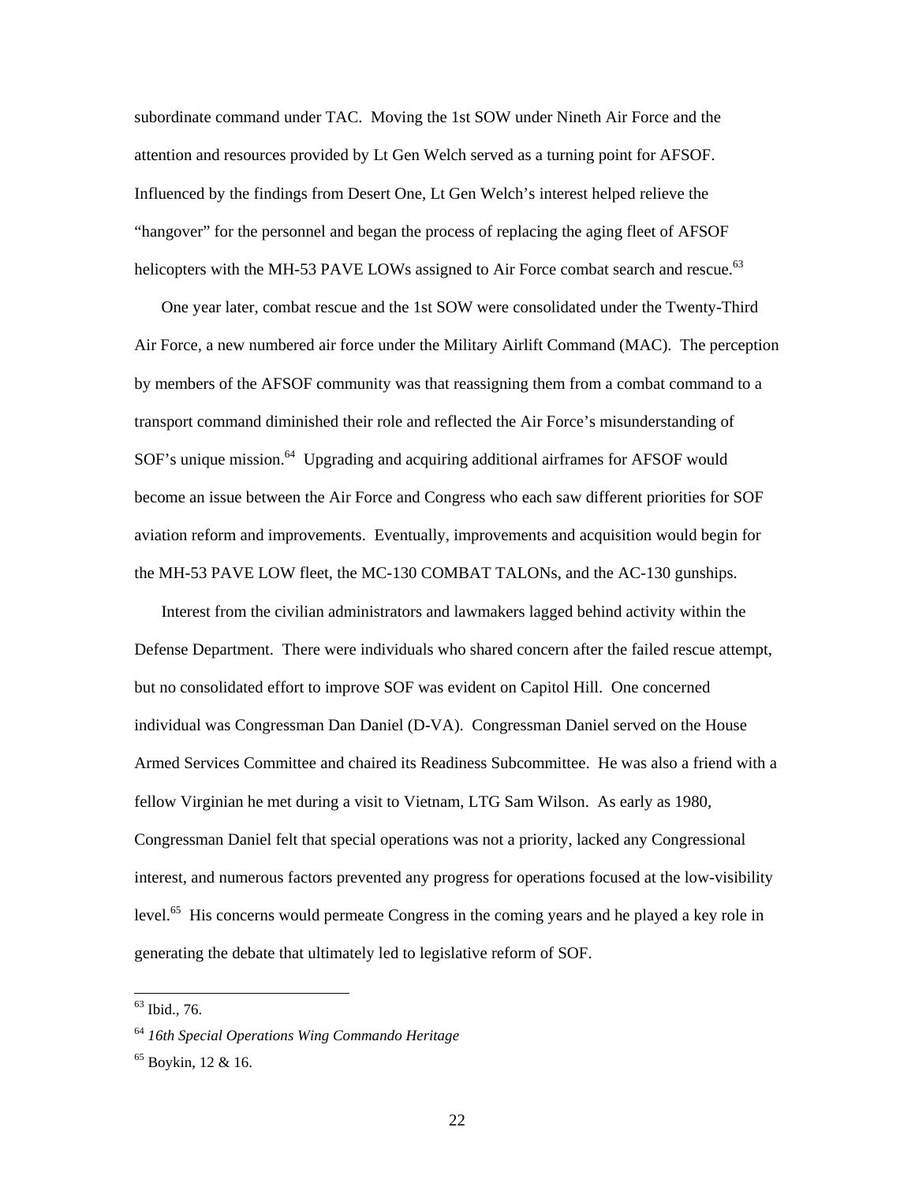subordinate command under TAC. Moving the 1st SOW under Nineth Air Force and the attention and resources provided by Lt Gen Welch served as a turning point for AFSOF. Influenced by the findings from Desert One, Lt Gen Welch's interest helped relieve the "hangover" for the personnel and began the process of replacing the aging fleet of AFSOF helicopters with the MH-53 PAVE LOWs assigned to Air Force combat search and rescue.[63]

One year later, combat rescue and the 1st SOW were consolidated under the Twenty-Third Air Force, a new numbered air force under the Military Airlift Command (MAC). The perception by members of the AFSOF community was that reassigning them from a combat command to a transport command diminished their role and reflected the Air Force's misunderstanding of SOF's unique mission.[64] Upgrading and acquiring additional airframes for AFSOF would become an issue between the Air Force and Congress who each saw different priorities for SOF aviation reform and improvements. Eventually, improvements and acquisition would begin for the MH-53 PAVE LOW fleet, the MC-130 COMBAT TALONs, and the AC-130 gunships.

Interest from the civilian administrators and lawmakers lagged behind activity within the Defense Department. There were individuals who shared concern after the failed rescue attempt, but no consolidated effort to improve SOF was evident on Capitol Hill. One concerned individual was Congressman Dan Daniel (D-VA). Congressman Daniel served on the House Armed Services Committee and chaired its Readiness Subcommittee. He was also a friend with a fellow Virginian he met during a visit to Vietnam, LTG Sam Wilson. As early as 1980, Congressman Daniel felt that special operations was not a priority, lacked any Congressional interest, and numerous factors prevented any progress for operations focused at the low-visibility level.[65] His concerns would permeate Congress in the coming years and he played a key role in generating the debate that ultimately led to legislative reform of SOF.

---

[63] Ibid., 76.

[64] *16th Special Operations Wing Commando Heritage*

[65] Boykin, 12 & 16.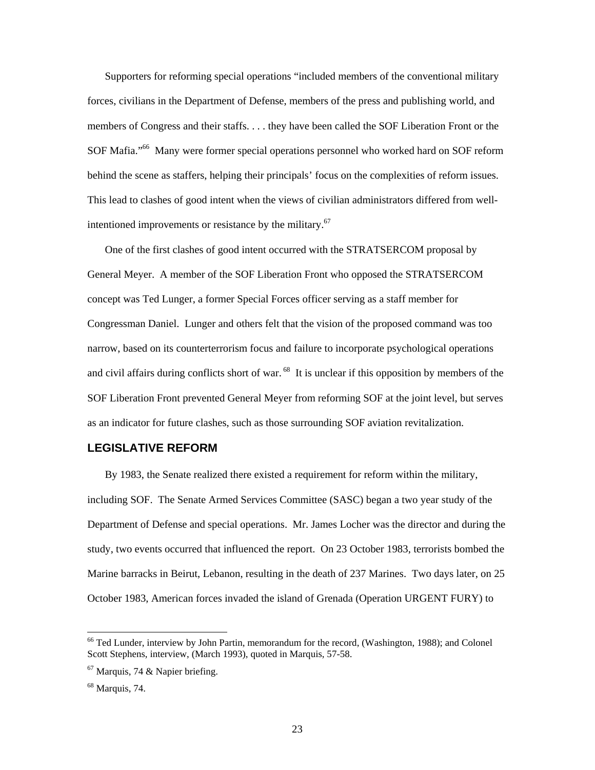Supporters for reforming special operations "included members of the conventional military forces, civilians in the Department of Defense, members of the press and publishing world, and members of Congress and their staffs. . . . they have been called the SOF Liberation Front or the SOF Mafia."[66] Many were former special operations personnel who worked hard on SOF reform behind the scene as staffers, helping their principals' focus on the complexities of reform issues. This lead to clashes of good intent when the views of civilian administrators differed from well-intentioned improvements or resistance by the military.[67]

One of the first clashes of good intent occurred with the STRATSERCOM proposal by General Meyer. A member of the SOF Liberation Front who opposed the STRATSERCOM concept was Ted Lunger, a former Special Forces officer serving as a staff member for Congressman Daniel. Lunger and others felt that the vision of the proposed command was too narrow, based on its counterterrorism focus and failure to incorporate psychological operations and civil affairs during conflicts short of war.[68] It is unclear if this opposition by members of the SOF Liberation Front prevented General Meyer from reforming SOF at the joint level, but serves as an indicator for future clashes, such as those surrounding SOF aviation revitalization.

## LEGISLATIVE REFORM

By 1983, the Senate realized there existed a requirement for reform within the military, including SOF. The Senate Armed Services Committee (SASC) began a two year study of the Department of Defense and special operations. Mr. James Locher was the director and during the study, two events occurred that influenced the report. On 23 October 1983, terrorists bombed the Marine barracks in Beirut, Lebanon, resulting in the death of 237 Marines. Two days later, on 25 October 1983, American forces invaded the island of Grenada (Operation URGENT FURY) to

---

[66] Ted Lunder, interview by John Partin, memorandum for the record, (Washington, 1988); and Colonel Scott Stephens, interview, (March 1993), quoted in Marquis, 57-58.

[67] Marquis, 74 & Napier briefing.

[68] Marquis, 74.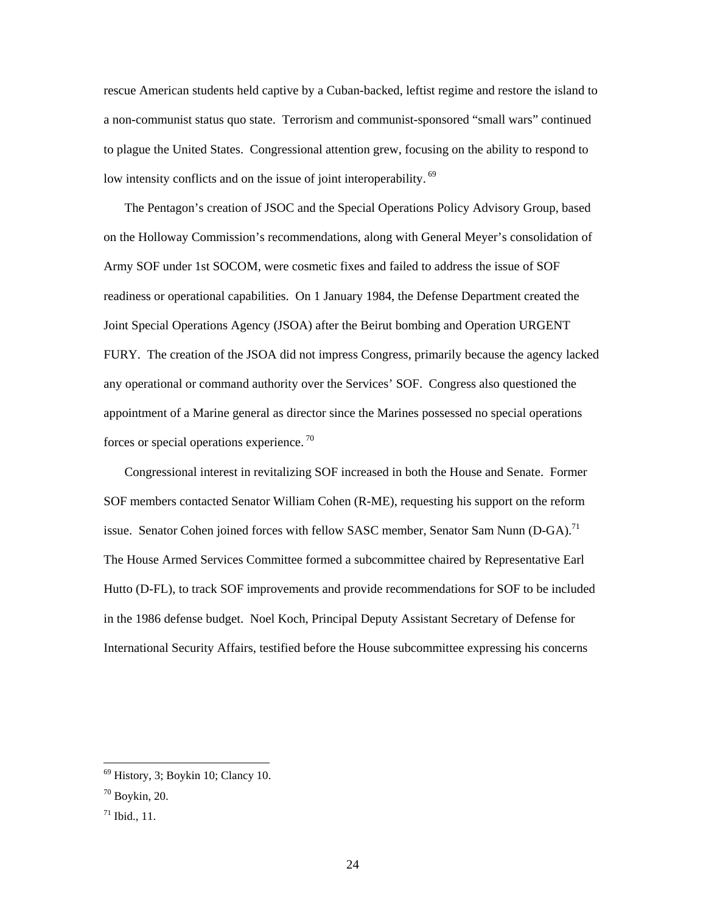rescue American students held captive by a Cuban-backed, leftist regime and restore the island to a non-communist status quo state. Terrorism and communist-sponsored "small wars" continued to plague the United States. Congressional attention grew, focusing on the ability to respond to low intensity conflicts and on the issue of joint interoperability.[69]

The Pentagon's creation of JSOC and the Special Operations Policy Advisory Group, based on the Holloway Commission's recommendations, along with General Meyer's consolidation of Army SOF under 1st SOCOM, were cosmetic fixes and failed to address the issue of SOF readiness or operational capabilities. On 1 January 1984, the Defense Department created the Joint Special Operations Agency (JSOA) after the Beirut bombing and Operation URGENT FURY. The creation of the JSOA did not impress Congress, primarily because the agency lacked any operational or command authority over the Services' SOF. Congress also questioned the appointment of a Marine general as director since the Marines possessed no special operations forces or special operations experience.[70]

Congressional interest in revitalizing SOF increased in both the House and Senate. Former SOF members contacted Senator William Cohen (R-ME), requesting his support on the reform issue. Senator Cohen joined forces with fellow SASC member, Senator Sam Nunn (D-GA).[71] The House Armed Services Committee formed a subcommittee chaired by Representative Earl Hutto (D-FL), to track SOF improvements and provide recommendations for SOF to be included in the 1986 defense budget. Noel Koch, Principal Deputy Assistant Secretary of Defense for International Security Affairs, testified before the House subcommittee expressing his concerns

---

[69] History, 3; Boykin 10; Clancy 10.

[70] Boykin, 20.

[71] Ibid., 11.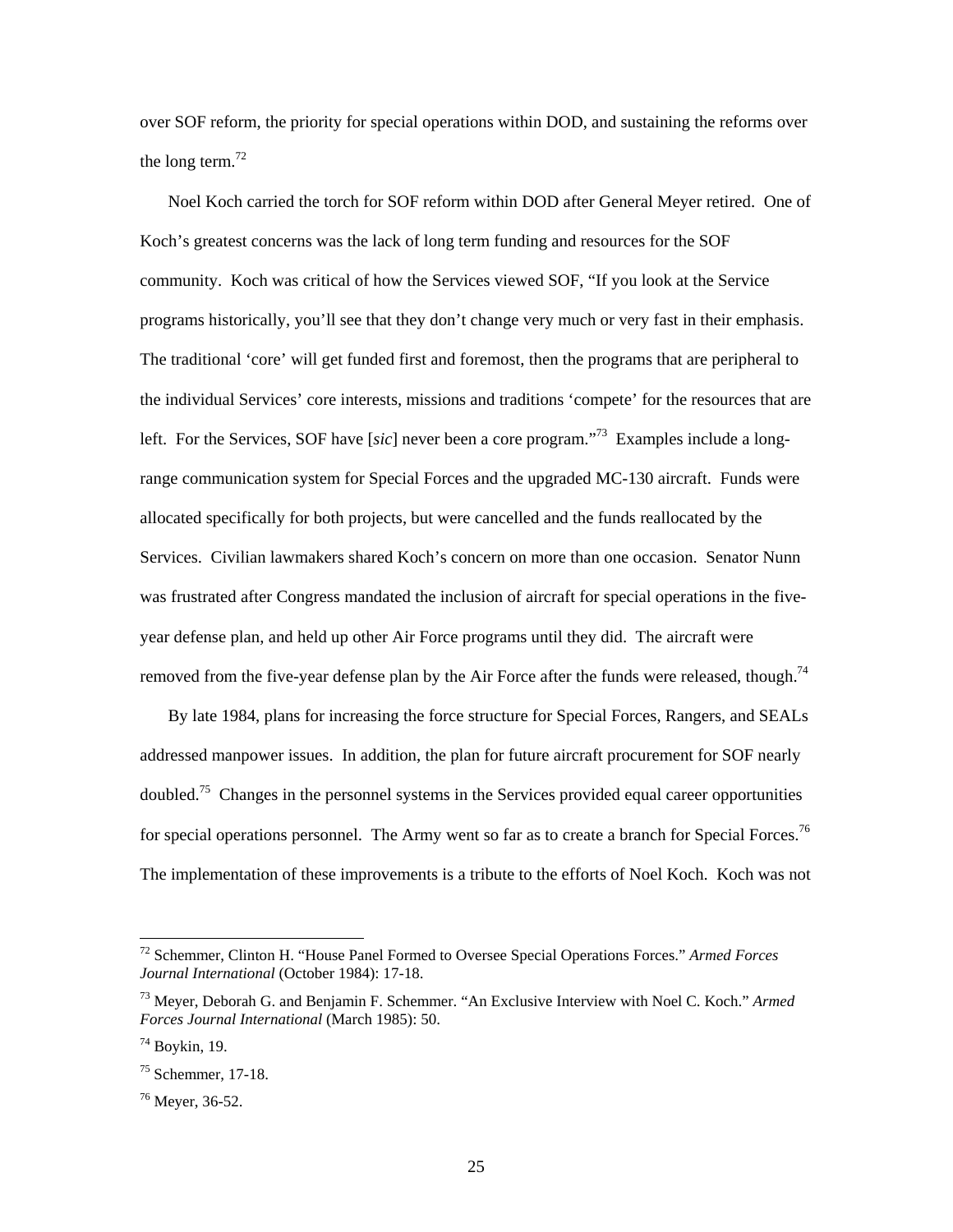over SOF reform, the priority for special operations within DOD, and sustaining the reforms over the long term.[72]

Noel Koch carried the torch for SOF reform within DOD after General Meyer retired. One of Koch's greatest concerns was the lack of long term funding and resources for the SOF community. Koch was critical of how the Services viewed SOF, "If you look at the Service programs historically, you'll see that they don't change very much or very fast in their emphasis. The traditional 'core' will get funded first and foremost, then the programs that are peripheral to the individual Services' core interests, missions and traditions 'compete' for the resources that are left. For the Services, SOF have [*sic*] never been a core program."[73] Examples include a long-range communication system for Special Forces and the upgraded MC-130 aircraft. Funds were allocated specifically for both projects, but were cancelled and the funds reallocated by the Services. Civilian lawmakers shared Koch's concern on more than one occasion. Senator Nunn was frustrated after Congress mandated the inclusion of aircraft for special operations in the five-year defense plan, and held up other Air Force programs until they did. The aircraft were removed from the five-year defense plan by the Air Force after the funds were released, though.[74]

By late 1984, plans for increasing the force structure for Special Forces, Rangers, and SEALs addressed manpower issues. In addition, the plan for future aircraft procurement for SOF nearly doubled.[75] Changes in the personnel systems in the Services provided equal career opportunities for special operations personnel. The Army went so far as to create a branch for Special Forces.[76] The implementation of these improvements is a tribute to the efforts of Noel Koch. Koch was not

---

[72] Schemmer, Clinton H. "House Panel Formed to Oversee Special Operations Forces." *Armed Forces Journal International* (October 1984): 17-18.

[73] Meyer, Deborah G. and Benjamin F. Schemmer. "An Exclusive Interview with Noel C. Koch." *Armed Forces Journal International* (March 1985): 50.

[74] Boykin, 19.

[75] Schemmer, 17-18.

[76] Meyer, 36-52.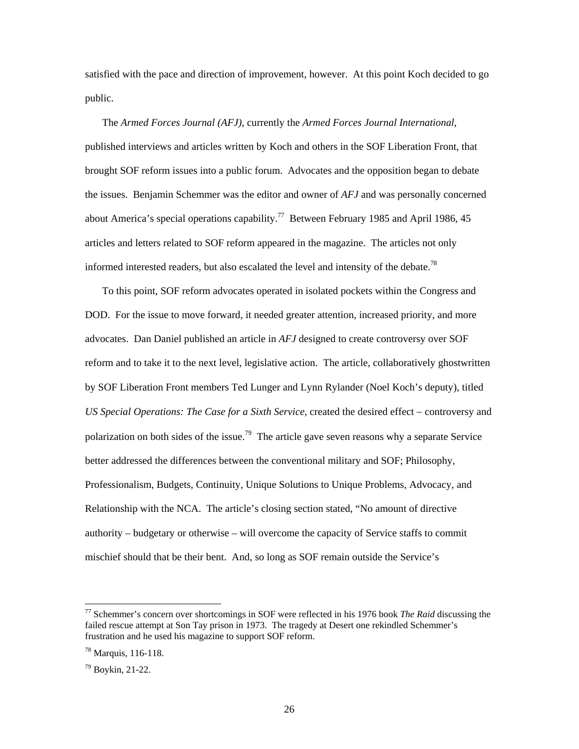satisfied with the pace and direction of improvement, however. At this point Koch decided to go public.

The *Armed Forces Journal (AFJ)*, currently the *Armed Forces Journal International*, published interviews and articles written by Koch and others in the SOF Liberation Front, that brought SOF reform issues into a public forum. Advocates and the opposition began to debate the issues. Benjamin Schemmer was the editor and owner of *AFJ* and was personally concerned about America's special operations capability.[77] Between February 1985 and April 1986, 45 articles and letters related to SOF reform appeared in the magazine. The articles not only informed interested readers, but also escalated the level and intensity of the debate.[78]

To this point, SOF reform advocates operated in isolated pockets within the Congress and DOD. For the issue to move forward, it needed greater attention, increased priority, and more advocates. Dan Daniel published an article in *AFJ* designed to create controversy over SOF reform and to take it to the next level, legislative action. The article, collaboratively ghostwritten by SOF Liberation Front members Ted Lunger and Lynn Rylander (Noel Koch's deputy), titled *US Special Operations: The Case for a Sixth Service*, created the desired effect – controversy and polarization on both sides of the issue.[79] The article gave seven reasons why a separate Service better addressed the differences between the conventional military and SOF; Philosophy, Professionalism, Budgets, Continuity, Unique Solutions to Unique Problems, Advocacy, and Relationship with the NCA. The article's closing section stated, "No amount of directive authority – budgetary or otherwise – will overcome the capacity of Service staffs to commit mischief should that be their bent. And, so long as SOF remain outside the Service's

---

[77] Schemmer's concern over shortcomings in SOF were reflected in his 1976 book *The Raid* discussing the failed rescue attempt at Son Tay prison in 1973. The tragedy at Desert one rekindled Schemmer's frustration and he used his magazine to support SOF reform.

[78] Marquis, 116-118.

[79] Boykin, 21-22.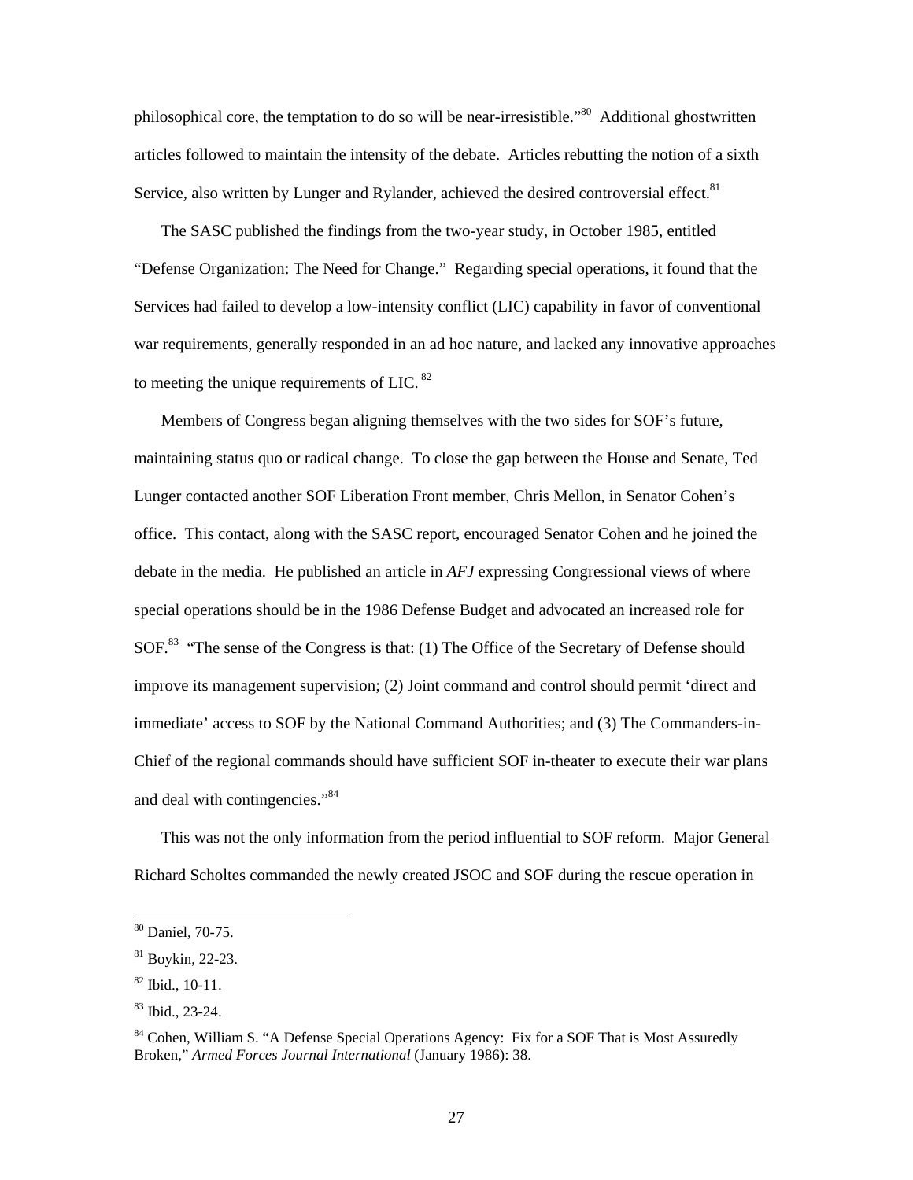philosophical core, the temptation to do so will be near-irresistible."[80] Additional ghostwritten articles followed to maintain the intensity of the debate. Articles rebutting the notion of a sixth Service, also written by Lunger and Rylander, achieved the desired controversial effect.[81]

The SASC published the findings from the two-year study, in October 1985, entitled "Defense Organization: The Need for Change." Regarding special operations, it found that the Services had failed to develop a low-intensity conflict (LIC) capability in favor of conventional war requirements, generally responded in an ad hoc nature, and lacked any innovative approaches to meeting the unique requirements of LIC.[82]

Members of Congress began aligning themselves with the two sides for SOF's future, maintaining status quo or radical change. To close the gap between the House and Senate, Ted Lunger contacted another SOF Liberation Front member, Chris Mellon, in Senator Cohen's office. This contact, along with the SASC report, encouraged Senator Cohen and he joined the debate in the media. He published an article in *AFJ* expressing Congressional views of where special operations should be in the 1986 Defense Budget and advocated an increased role for SOF.[83] "The sense of the Congress is that: (1) The Office of the Secretary of Defense should improve its management supervision; (2) Joint command and control should permit 'direct and immediate' access to SOF by the National Command Authorities; and (3) The Commanders-in-Chief of the regional commands should have sufficient SOF in-theater to execute their war plans and deal with contingencies."[84]

This was not the only information from the period influential to SOF reform. Major General Richard Scholtes commanded the newly created JSOC and SOF during the rescue operation in

---

[80] Daniel, 70-75.

[81] Boykin, 22-23.

[82] Ibid., 10-11.

[83] Ibid., 23-24.

[84] Cohen, William S. "A Defense Special Operations Agency: Fix for a SOF That is Most Assuredly Broken," *Armed Forces Journal International* (January 1986): 38.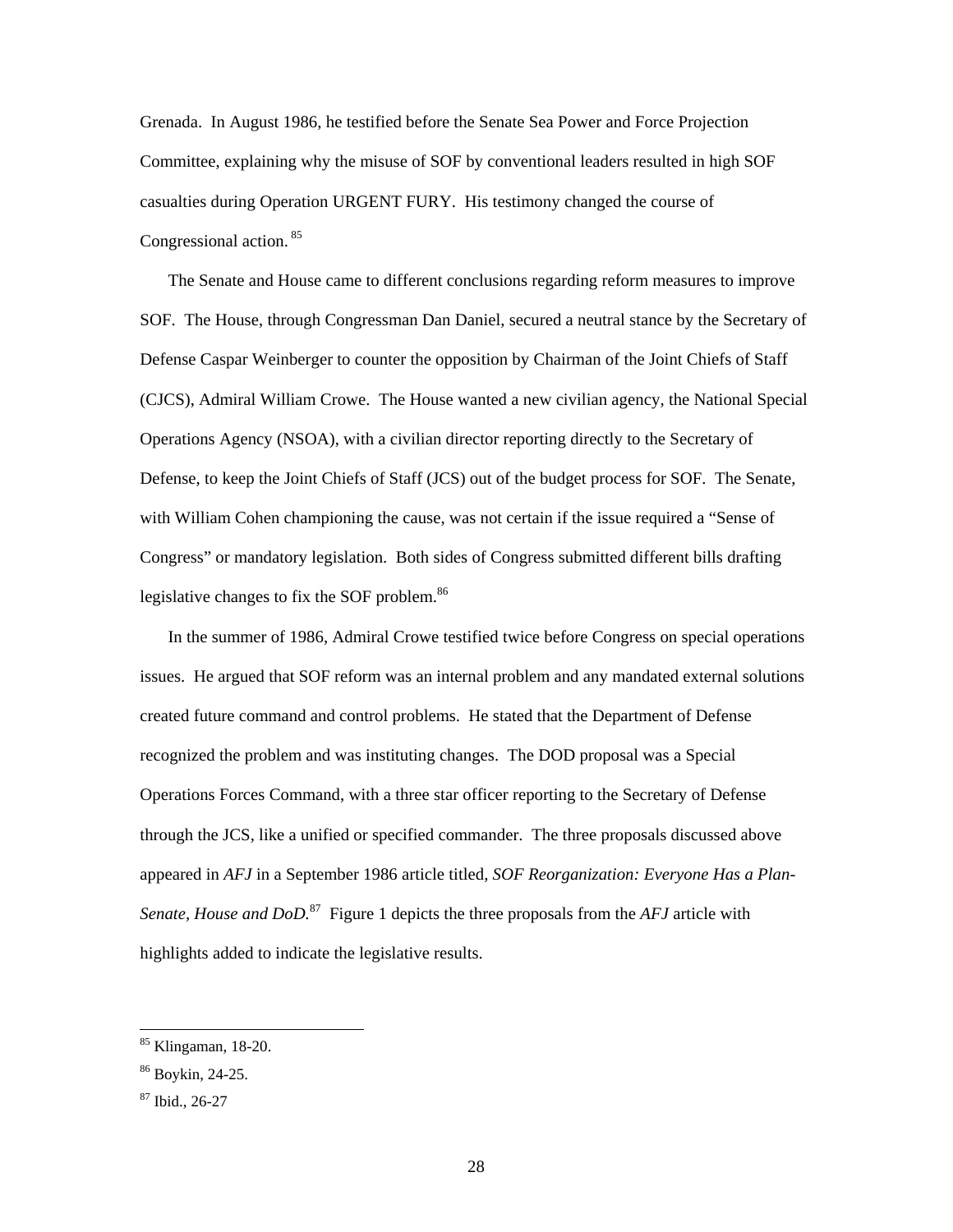Grenada. In August 1986, he testified before the Senate Sea Power and Force Projection Committee, explaining why the misuse of SOF by conventional leaders resulted in high SOF casualties during Operation URGENT FURY. His testimony changed the course of Congressional action.[85]

The Senate and House came to different conclusions regarding reform measures to improve SOF. The House, through Congressman Dan Daniel, secured a neutral stance by the Secretary of Defense Caspar Weinberger to counter the opposition by Chairman of the Joint Chiefs of Staff (CJCS), Admiral William Crowe. The House wanted a new civilian agency, the National Special Operations Agency (NSOA), with a civilian director reporting directly to the Secretary of Defense, to keep the Joint Chiefs of Staff (JCS) out of the budget process for SOF. The Senate, with William Cohen championing the cause, was not certain if the issue required a "Sense of Congress" or mandatory legislation. Both sides of Congress submitted different bills drafting legislative changes to fix the SOF problem.[86]

In the summer of 1986, Admiral Crowe testified twice before Congress on special operations issues. He argued that SOF reform was an internal problem and any mandated external solutions created future command and control problems. He stated that the Department of Defense recognized the problem and was instituting changes. The DOD proposal was a Special Operations Forces Command, with a three star officer reporting to the Secretary of Defense through the JCS, like a unified or specified commander. The three proposals discussed above appeared in *AFJ* in a September 1986 article titled, *SOF Reorganization: Everyone Has a Plan-Senate, House and DoD.*[87] Figure 1 depicts the three proposals from the *AFJ* article with highlights added to indicate the legislative results.

---

[85] Klingaman, 18-20.

[86] Boykin, 24-25.

[87] Ibid., 26-27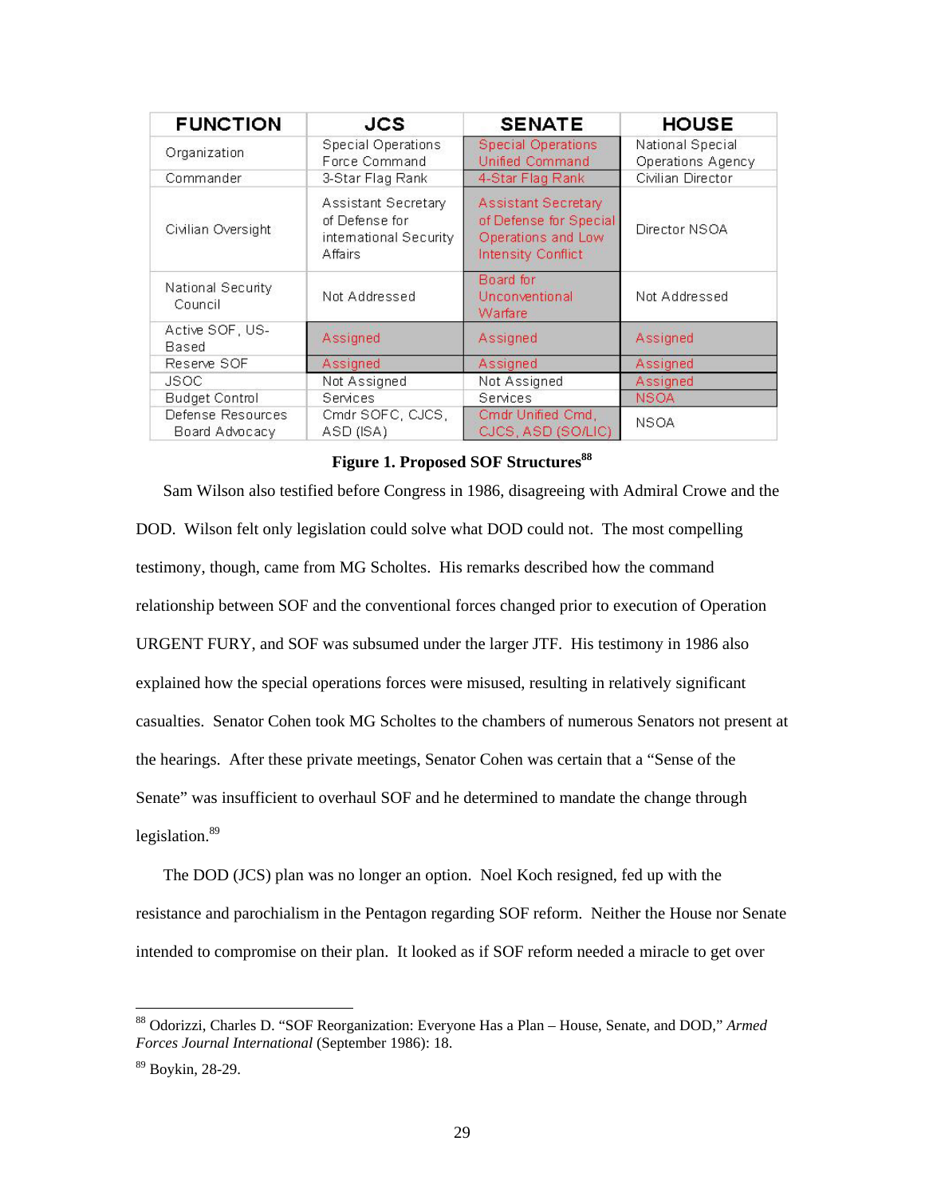| FUNCTION | JCS | SENATE | HOUSE |
|---|---|---|---|
| Organization | Special Operations Force Command | Special Operations Unified Command | National Special Operations Agency |
| Commander | 3-Star Flag Rank | 4-Star Flag Rank | Civilian Director |
| Civilian Oversight | Assistant Secretary of Defense for international Security Affairs | Assistant Secretary of Defense for Special Operations and Low Intensity Conflict | Director NSOA |
| National Security Council | Not Addressed | Board for Unconventional Warfare | Not Addressed |
| Active SOF, US-Based | Assigned | Assigned | Assigned |
| Reserve SOF | Assigned | Assigned | Assigned |
| JSOC | Not Assigned | Not Assigned | Assigned |
| Budget Control | Services | Services | NSOA |
| Defense Resources Board Advocacy | Cmdr SOFC, CJCS, ASD (ISA) | Cmdr Unified Cmd, CJCS, ASD (SO/LIC) | NSOA |

**Figure 1. Proposed SOF Structures**[88]

Sam Wilson also testified before Congress in 1986, disagreeing with Admiral Crowe and the DOD. Wilson felt only legislation could solve what DOD could not. The most compelling testimony, though, came from MG Scholtes. His remarks described how the command relationship between SOF and the conventional forces changed prior to execution of Operation URGENT FURY, and SOF was subsumed under the larger JTF. His testimony in 1986 also explained how the special operations forces were misused, resulting in relatively significant casualties. Senator Cohen took MG Scholtes to the chambers of numerous Senators not present at the hearings. After these private meetings, Senator Cohen was certain that a "Sense of the Senate" was insufficient to overhaul SOF and he determined to mandate the change through legislation.[89]

The DOD (JCS) plan was no longer an option. Noel Koch resigned, fed up with the resistance and parochialism in the Pentagon regarding SOF reform. Neither the House nor Senate intended to compromise on their plan. It looked as if SOF reform needed a miracle to get over

---

[88] Odorizzi, Charles D. "SOF Reorganization: Everyone Has a Plan – House, Senate, and DOD," *Armed Forces Journal International* (September 1986): 18.

[89] Boykin, 28-29.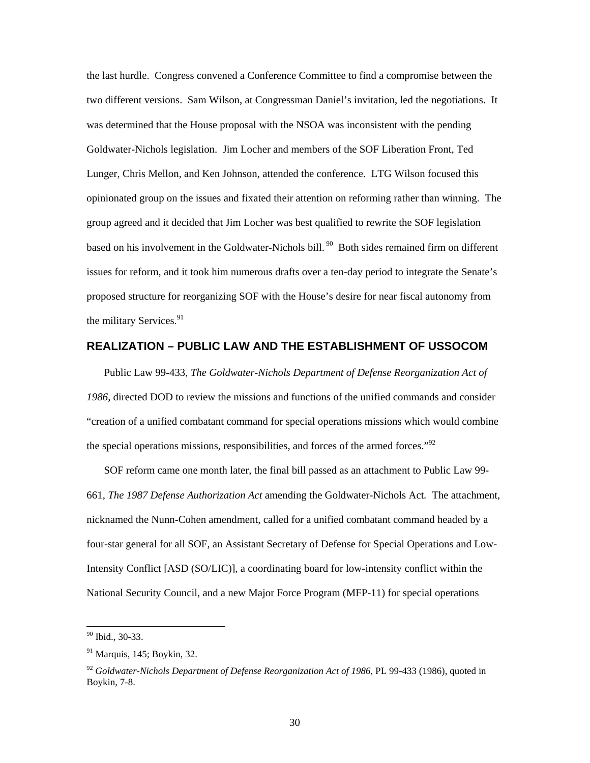the last hurdle. Congress convened a Conference Committee to find a compromise between the two different versions. Sam Wilson, at Congressman Daniel's invitation, led the negotiations. It was determined that the House proposal with the NSOA was inconsistent with the pending Goldwater-Nichols legislation. Jim Locher and members of the SOF Liberation Front, Ted Lunger, Chris Mellon, and Ken Johnson, attended the conference. LTG Wilson focused this opinionated group on the issues and fixated their attention on reforming rather than winning. The group agreed and it decided that Jim Locher was best qualified to rewrite the SOF legislation based on his involvement in the Goldwater-Nichols bill.[90] Both sides remained firm on different issues for reform, and it took him numerous drafts over a ten-day period to integrate the Senate's proposed structure for reorganizing SOF with the House's desire for near fiscal autonomy from the military Services.[91]

## REALIZATION – PUBLIC LAW AND THE ESTABLISHMENT OF USSOCOM

Public Law 99-433, *The Goldwater-Nichols Department of Defense Reorganization Act of 1986*, directed DOD to review the missions and functions of the unified commands and consider "creation of a unified combatant command for special operations missions which would combine the special operations missions, responsibilities, and forces of the armed forces."[92]

SOF reform came one month later, the final bill passed as an attachment to Public Law 99-661, *The 1987 Defense Authorization Act* amending the Goldwater-Nichols Act. The attachment, nicknamed the Nunn-Cohen amendment, called for a unified combatant command headed by a four-star general for all SOF, an Assistant Secretary of Defense for Special Operations and Low-Intensity Conflict [ASD (SO/LIC)], a coordinating board for low-intensity conflict within the National Security Council, and a new Major Force Program (MFP-11) for special operations

---

[90] Ibid., 30-33.

[91] Marquis, 145; Boykin, 32.

[92] *Goldwater-Nichols Department of Defense Reorganization Act of 1986*, PL 99-433 (1986), quoted in Boykin, 7-8.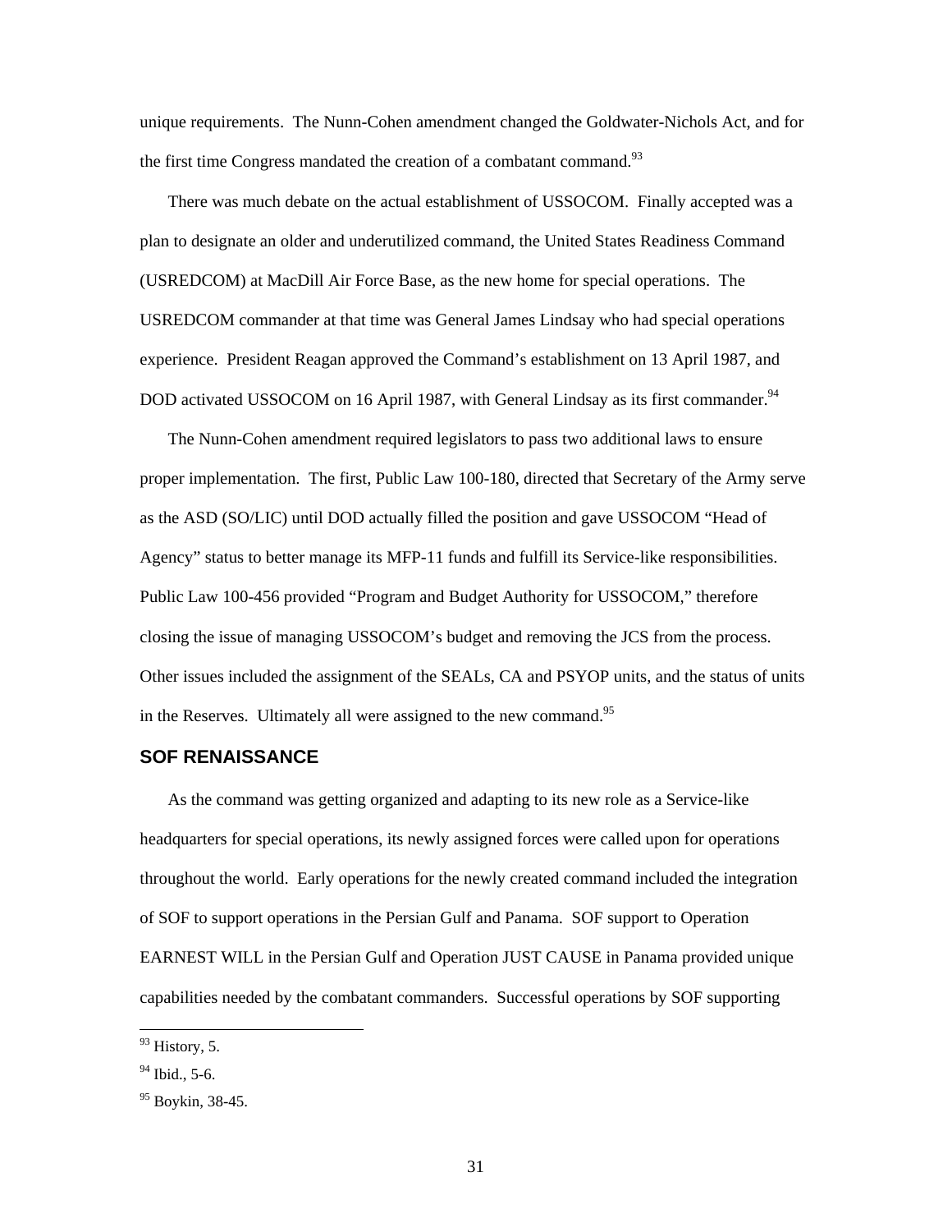unique requirements. The Nunn-Cohen amendment changed the Goldwater-Nichols Act, and for the first time Congress mandated the creation of a combatant command.[93]

There was much debate on the actual establishment of USSOCOM. Finally accepted was a plan to designate an older and underutilized command, the United States Readiness Command (USREDCOM) at MacDill Air Force Base, as the new home for special operations. The USREDCOM commander at that time was General James Lindsay who had special operations experience. President Reagan approved the Command's establishment on 13 April 1987, and DOD activated USSOCOM on 16 April 1987, with General Lindsay as its first commander.[94]

The Nunn-Cohen amendment required legislators to pass two additional laws to ensure proper implementation. The first, Public Law 100-180, directed that Secretary of the Army serve as the ASD (SO/LIC) until DOD actually filled the position and gave USSOCOM "Head of Agency" status to better manage its MFP-11 funds and fulfill its Service-like responsibilities. Public Law 100-456 provided "Program and Budget Authority for USSOCOM," therefore closing the issue of managing USSOCOM's budget and removing the JCS from the process. Other issues included the assignment of the SEALs, CA and PSYOP units, and the status of units in the Reserves. Ultimately all were assigned to the new command.[95]

## SOF RENAISSANCE

As the command was getting organized and adapting to its new role as a Service-like headquarters for special operations, its newly assigned forces were called upon for operations throughout the world. Early operations for the newly created command included the integration of SOF to support operations in the Persian Gulf and Panama. SOF support to Operation EARNEST WILL in the Persian Gulf and Operation JUST CAUSE in Panama provided unique capabilities needed by the combatant commanders. Successful operations by SOF supporting

---

[93] History, 5.

[94] Ibid., 5-6.

[95] Boykin, 38-45.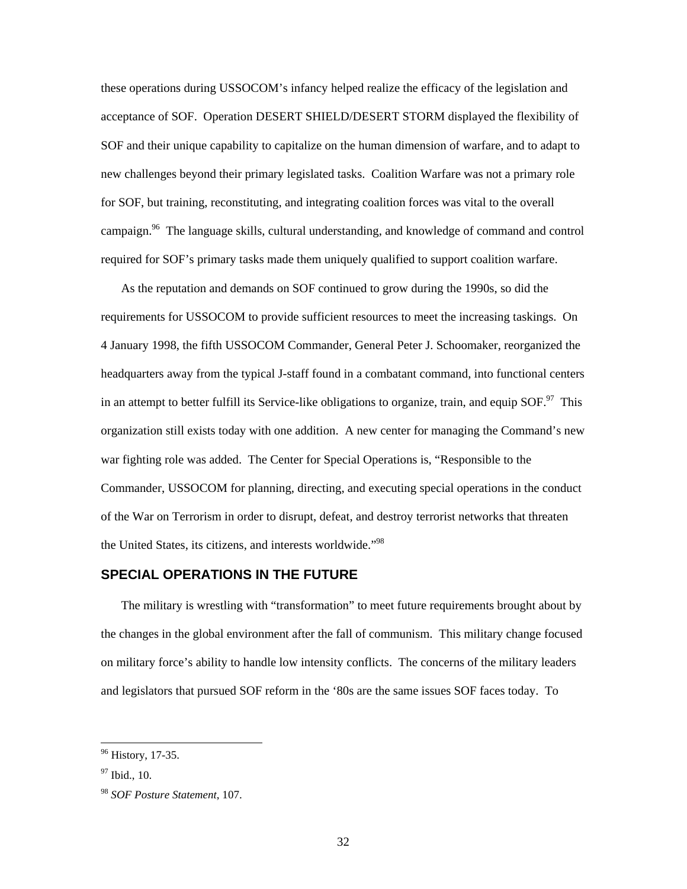these operations during USSOCOM's infancy helped realize the efficacy of the legislation and acceptance of SOF. Operation DESERT SHIELD/DESERT STORM displayed the flexibility of SOF and their unique capability to capitalize on the human dimension of warfare, and to adapt to new challenges beyond their primary legislated tasks. Coalition Warfare was not a primary role for SOF, but training, reconstituting, and integrating coalition forces was vital to the overall campaign.[96] The language skills, cultural understanding, and knowledge of command and control required for SOF's primary tasks made them uniquely qualified to support coalition warfare.

As the reputation and demands on SOF continued to grow during the 1990s, so did the requirements for USSOCOM to provide sufficient resources to meet the increasing taskings. On 4 January 1998, the fifth USSOCOM Commander, General Peter J. Schoomaker, reorganized the headquarters away from the typical J-staff found in a combatant command, into functional centers in an attempt to better fulfill its Service-like obligations to organize, train, and equip SOF.[97] This organization still exists today with one addition. A new center for managing the Command's new war fighting role was added. The Center for Special Operations is, "Responsible to the Commander, USSOCOM for planning, directing, and executing special operations in the conduct of the War on Terrorism in order to disrupt, defeat, and destroy terrorist networks that threaten the United States, its citizens, and interests worldwide."[98]

## SPECIAL OPERATIONS IN THE FUTURE

The military is wrestling with "transformation" to meet future requirements brought about by the changes in the global environment after the fall of communism. This military change focused on military force's ability to handle low intensity conflicts. The concerns of the military leaders and legislators that pursued SOF reform in the '80s are the same issues SOF faces today. To

---

[96] History, 17-35.

[97] Ibid., 10.

[98] *SOF Posture Statement*, 107.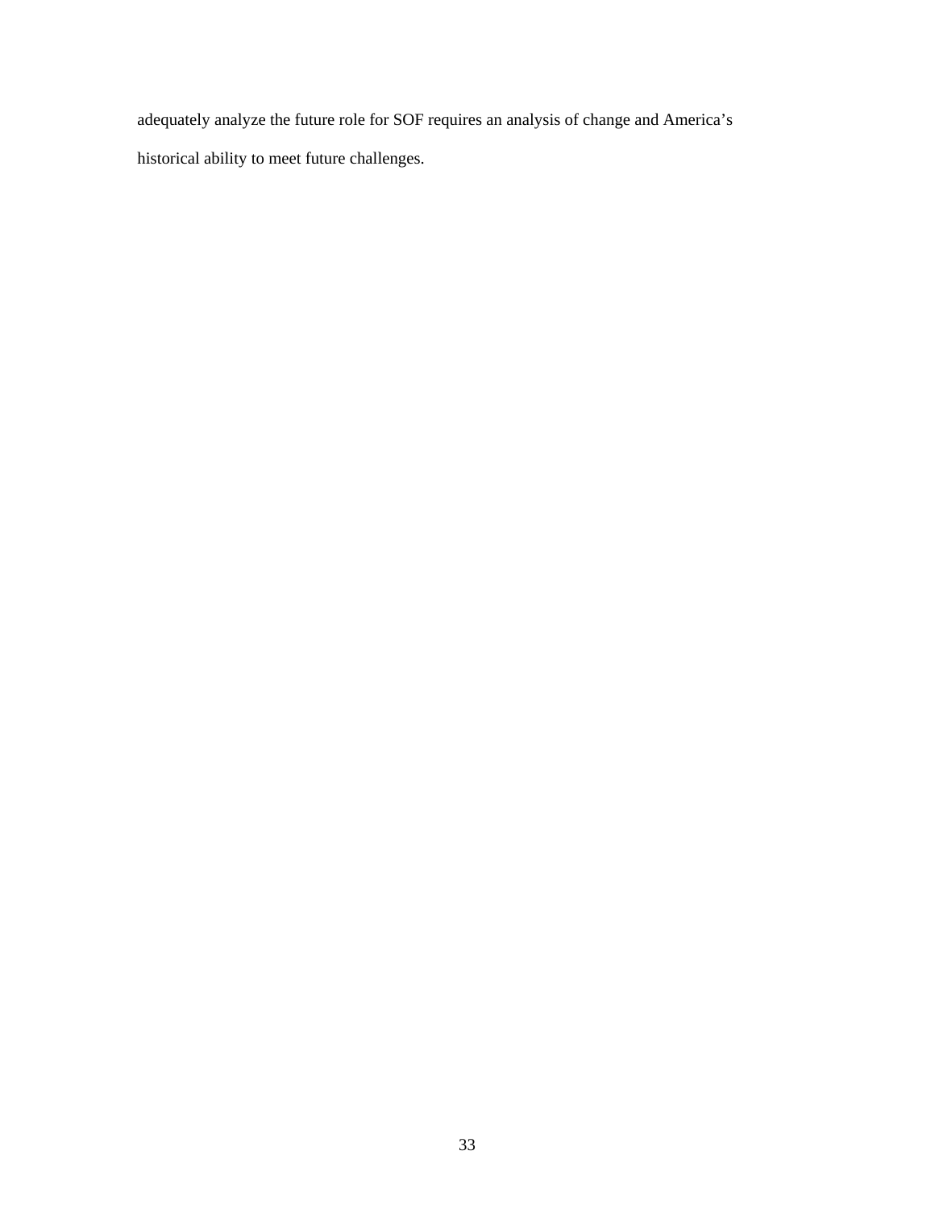adequately analyze the future role for SOF requires an analysis of change and America's historical ability to meet future challenges.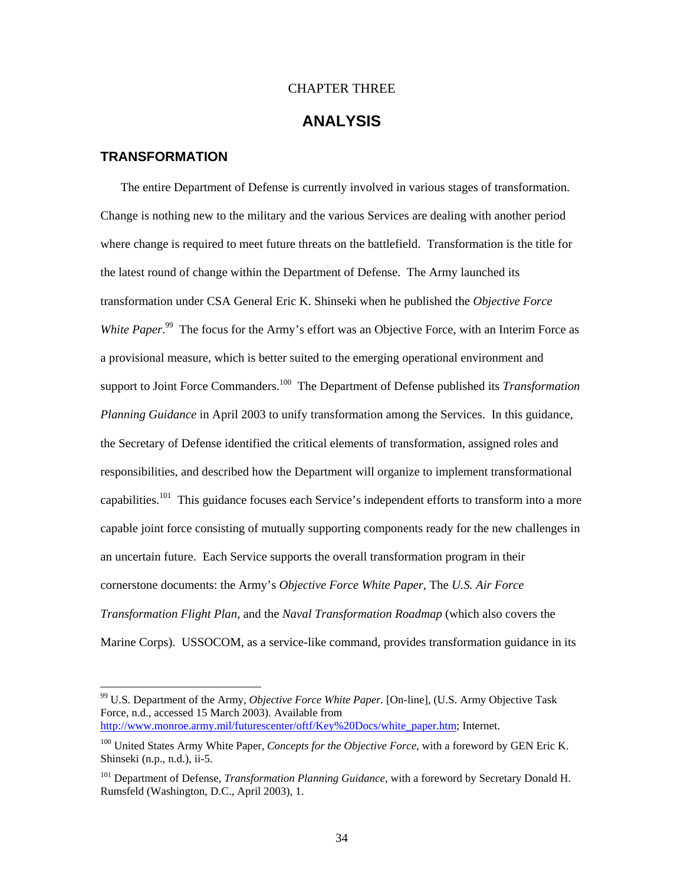CHAPTER THREE

# ANALYSIS

## TRANSFORMATION

The entire Department of Defense is currently involved in various stages of transformation. Change is nothing new to the military and the various Services are dealing with another period where change is required to meet future threats on the battlefield. Transformation is the title for the latest round of change within the Department of Defense. The Army launched its transformation under CSA General Eric K. Shinseki when he published the *Objective Force White Paper*.[99] The focus for the Army's effort was an Objective Force, with an Interim Force as a provisional measure, which is better suited to the emerging operational environment and support to Joint Force Commanders.[100] The Department of Defense published its *Transformation Planning Guidance* in April 2003 to unify transformation among the Services. In this guidance, the Secretary of Defense identified the critical elements of transformation, assigned roles and responsibilities, and described how the Department will organize to implement transformational capabilities.[101] This guidance focuses each Service's independent efforts to transform into a more capable joint force consisting of mutually supporting components ready for the new challenges in an uncertain future. Each Service supports the overall transformation program in their cornerstone documents: the Army's *Objective Force White Paper*, The *U.S. Air Force Transformation Flight Plan*, and the *Naval Transformation Roadmap* (which also covers the Marine Corps). USSOCOM, as a service-like command, provides transformation guidance in its

---

[99] U.S. Department of the Army, *Objective Force White Paper*. [On-line], (U.S. Army Objective Task Force, n.d., accessed 15 March 2003). Available from http://www.monroe.army.mil/futurescenter/oftf/Key%20Docs/white_paper.htm; Internet.

[100] United States Army White Paper, *Concepts for the Objective Force*, with a foreword by GEN Eric K. Shinseki (n.p., n.d.), ii-5.

[101] Department of Defense, *Transformation Planning Guidance*, with a foreword by Secretary Donald H. Rumsfeld (Washington, D.C., April 2003), 1.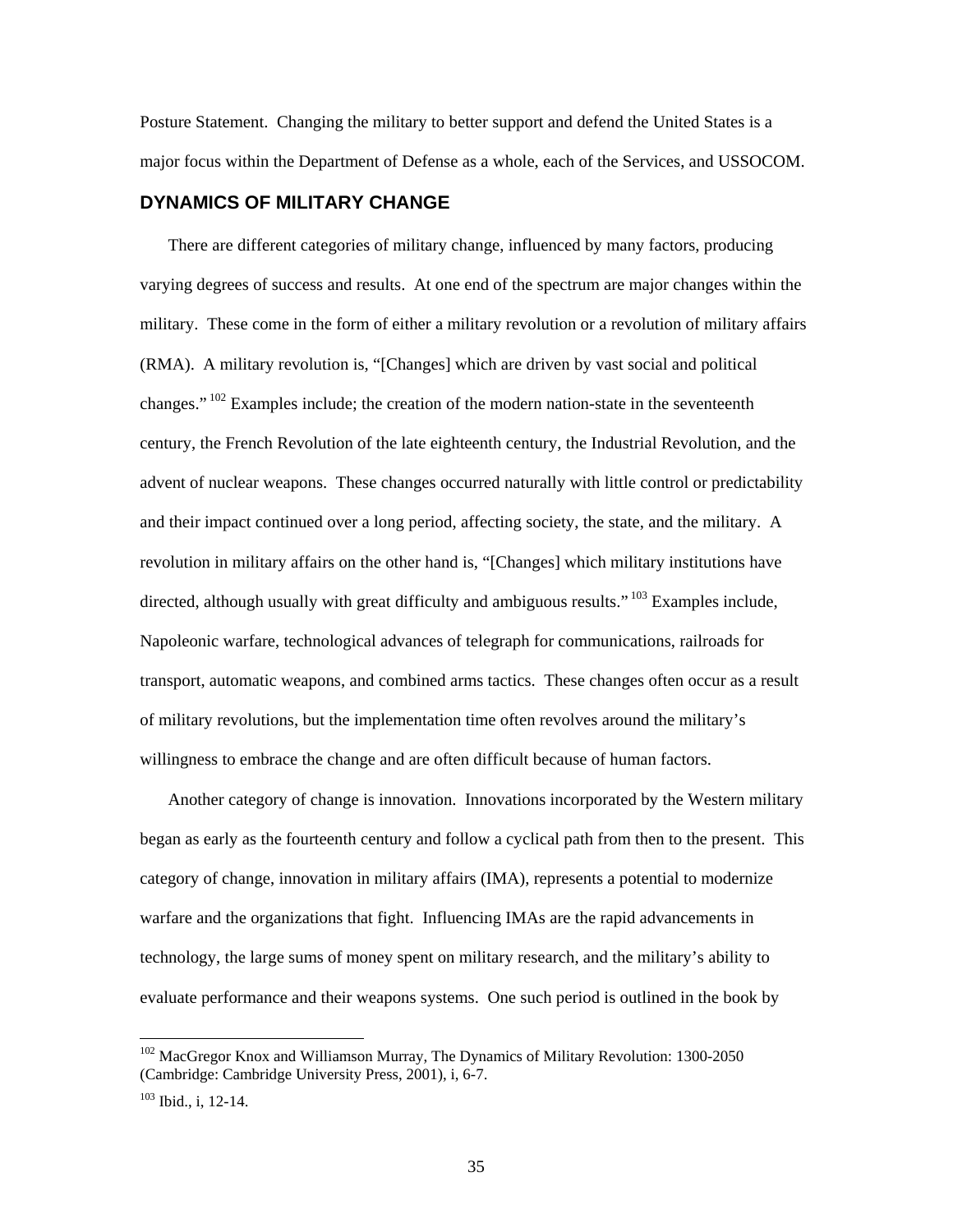Posture Statement. Changing the military to better support and defend the United States is a major focus within the Department of Defense as a whole, each of the Services, and USSOCOM.

## DYNAMICS OF MILITARY CHANGE

There are different categories of military change, influenced by many factors, producing varying degrees of success and results. At one end of the spectrum are major changes within the military. These come in the form of either a military revolution or a revolution of military affairs (RMA). A military revolution is, "[Changes] which are driven by vast social and political changes." [102] Examples include; the creation of the modern nation-state in the seventeenth century, the French Revolution of the late eighteenth century, the Industrial Revolution, and the advent of nuclear weapons. These changes occurred naturally with little control or predictability and their impact continued over a long period, affecting society, the state, and the military. A revolution in military affairs on the other hand is, "[Changes] which military institutions have directed, although usually with great difficulty and ambiguous results." [103] Examples include, Napoleonic warfare, technological advances of telegraph for communications, railroads for transport, automatic weapons, and combined arms tactics. These changes often occur as a result of military revolutions, but the implementation time often revolves around the military's willingness to embrace the change and are often difficult because of human factors.

Another category of change is innovation. Innovations incorporated by the Western military began as early as the fourteenth century and follow a cyclical path from then to the present. This category of change, innovation in military affairs (IMA), represents a potential to modernize warfare and the organizations that fight. Influencing IMAs are the rapid advancements in technology, the large sums of money spent on military research, and the military's ability to evaluate performance and their weapons systems. One such period is outlined in the book by

---

[102] MacGregor Knox and Williamson Murray, The Dynamics of Military Revolution: 1300-2050 (Cambridge: Cambridge University Press, 2001), i, 6-7.

[103] Ibid., i, 12-14.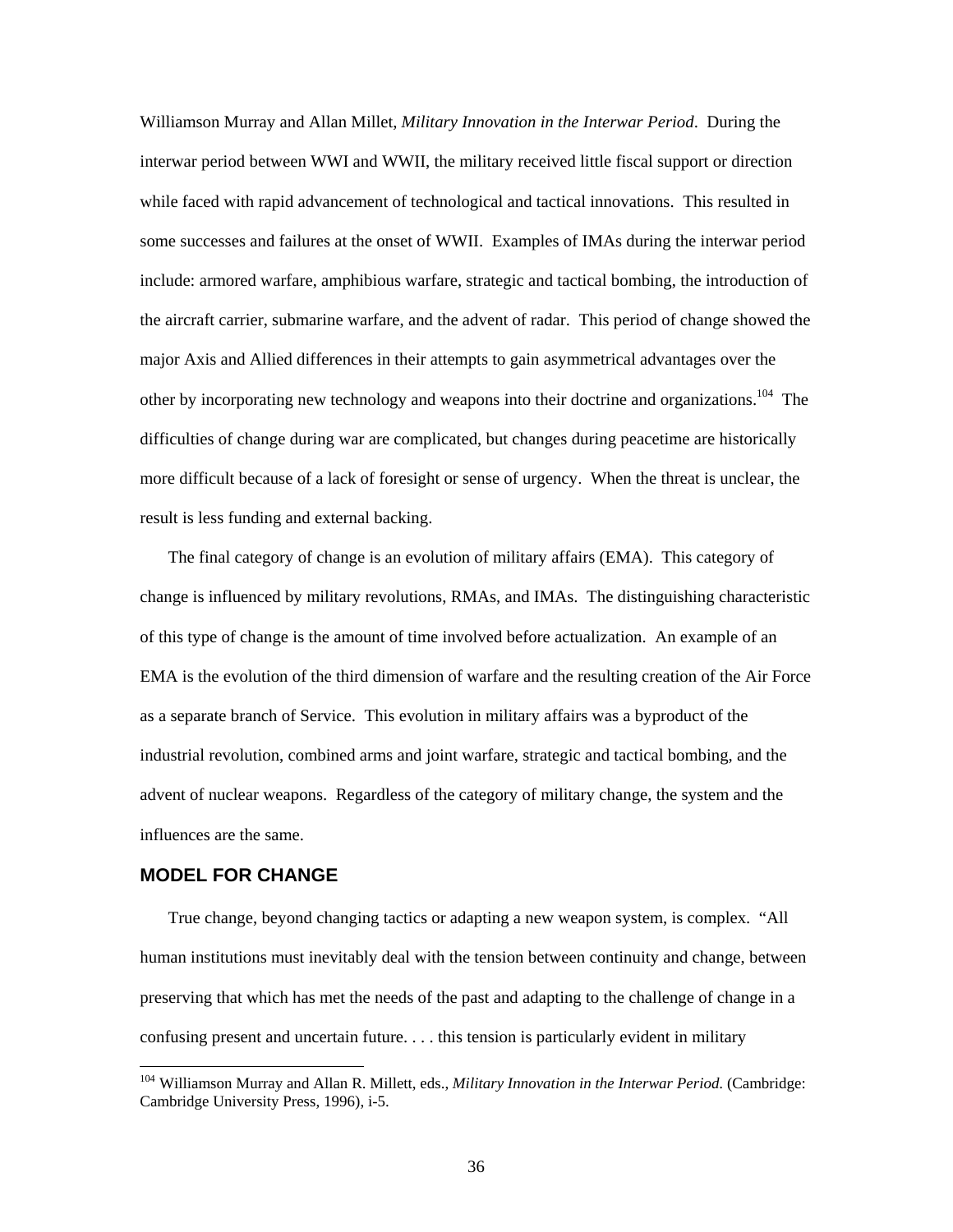Williamson Murray and Allan Millet, *Military Innovation in the Interwar Period*. During the interwar period between WWI and WWII, the military received little fiscal support or direction while faced with rapid advancement of technological and tactical innovations. This resulted in some successes and failures at the onset of WWII. Examples of IMAs during the interwar period include: armored warfare, amphibious warfare, strategic and tactical bombing, the introduction of the aircraft carrier, submarine warfare, and the advent of radar. This period of change showed the major Axis and Allied differences in their attempts to gain asymmetrical advantages over the other by incorporating new technology and weapons into their doctrine and organizations.[104] The difficulties of change during war are complicated, but changes during peacetime are historically more difficult because of a lack of foresight or sense of urgency. When the threat is unclear, the result is less funding and external backing.

The final category of change is an evolution of military affairs (EMA). This category of change is influenced by military revolutions, RMAs, and IMAs. The distinguishing characteristic of this type of change is the amount of time involved before actualization. An example of an EMA is the evolution of the third dimension of warfare and the resulting creation of the Air Force as a separate branch of Service. This evolution in military affairs was a byproduct of the industrial revolution, combined arms and joint warfare, strategic and tactical bombing, and the advent of nuclear weapons. Regardless of the category of military change, the system and the influences are the same.

## MODEL FOR CHANGE

True change, beyond changing tactics or adapting a new weapon system, is complex. "All human institutions must inevitably deal with the tension between continuity and change, between preserving that which has met the needs of the past and adapting to the challenge of change in a confusing present and uncertain future. . . . this tension is particularly evident in military

---

[104] Williamson Murray and Allan R. Millett, eds., *Military Innovation in the Interwar Period.* (Cambridge: Cambridge University Press, 1996), i-5.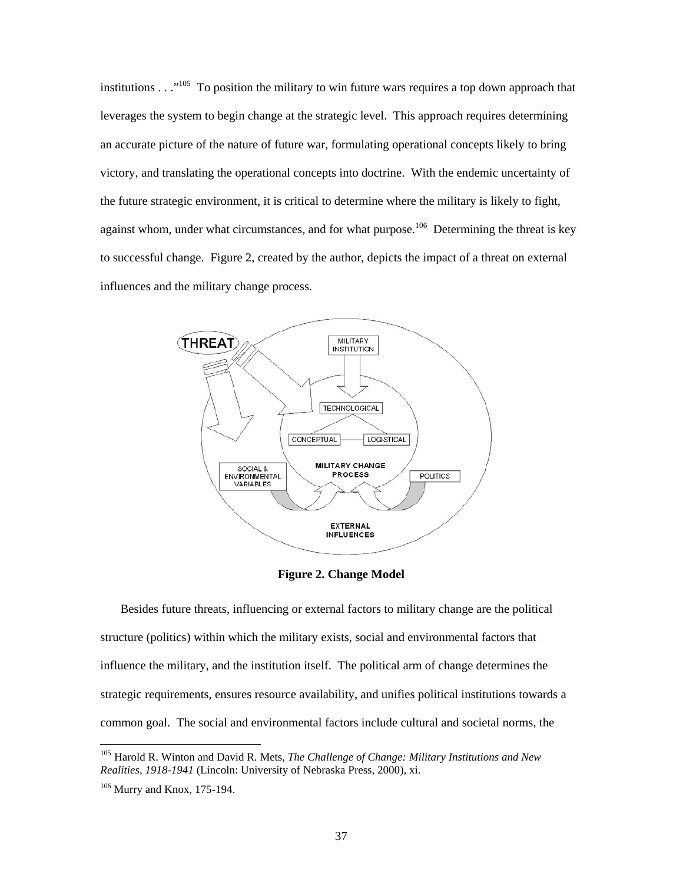institutions . . ."[105] To position the military to win future wars requires a top down approach that leverages the system to begin change at the strategic level. This approach requires determining an accurate picture of the nature of future war, formulating operational concepts likely to bring victory, and translating the operational concepts into doctrine. With the endemic uncertainty of the future strategic environment, it is critical to determine where the military is likely to fight, against whom, under what circumstances, and for what purpose.[106] Determining the threat is key to successful change. Figure 2, created by the author, depicts the impact of a threat on external influences and the military change process.

**Figure 2. Change Model**

Besides future threats, influencing or external factors to military change are the political structure (politics) within which the military exists, social and environmental factors that influence the military, and the institution itself. The political arm of change determines the strategic requirements, ensures resource availability, and unifies political institutions towards a common goal. The social and environmental factors include cultural and societal norms, the

---

[105] Harold R. Winton and David R. Mets, *The Challenge of Change: Military Institutions and New Realities, 1918-1941* (Lincoln: University of Nebraska Press, 2000), xi.

[106] Murry and Knox, 175-194.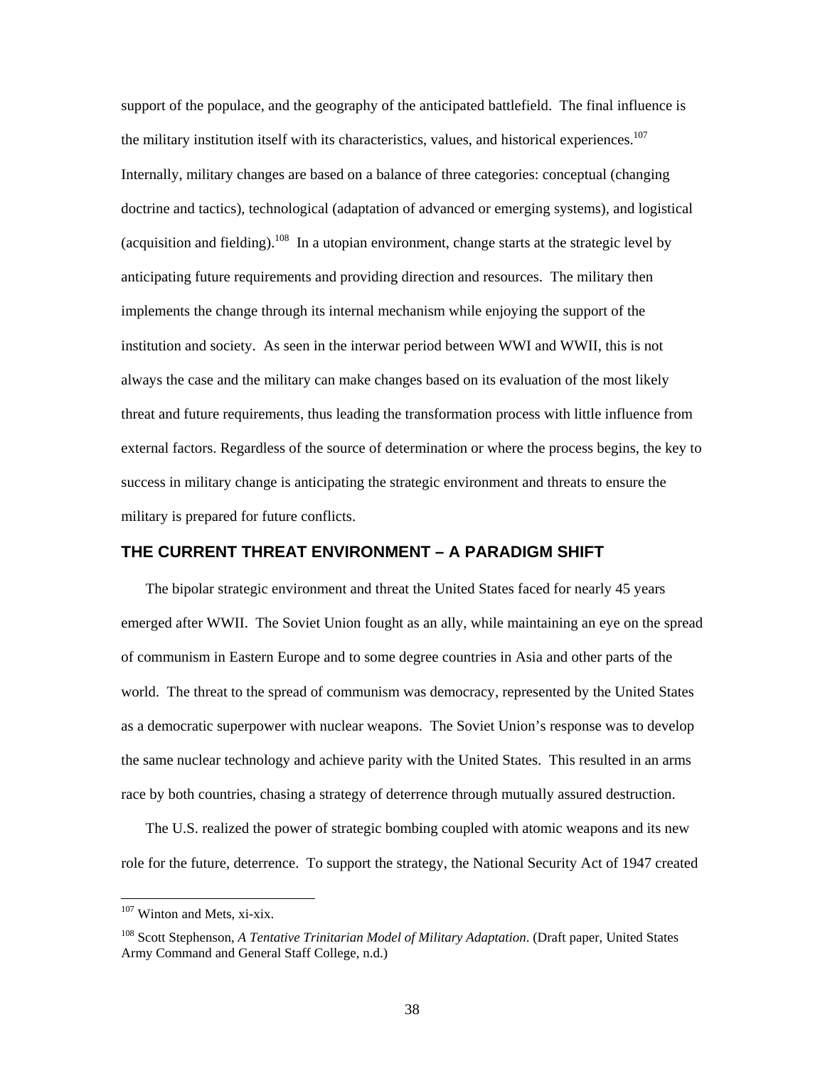support of the populace, and the geography of the anticipated battlefield. The final influence is the military institution itself with its characteristics, values, and historical experiences.[107] Internally, military changes are based on a balance of three categories: conceptual (changing doctrine and tactics), technological (adaptation of advanced or emerging systems), and logistical (acquisition and fielding).[108] In a utopian environment, change starts at the strategic level by anticipating future requirements and providing direction and resources. The military then implements the change through its internal mechanism while enjoying the support of the institution and society. As seen in the interwar period between WWI and WWII, this is not always the case and the military can make changes based on its evaluation of the most likely threat and future requirements, thus leading the transformation process with little influence from external factors. Regardless of the source of determination or where the process begins, the key to success in military change is anticipating the strategic environment and threats to ensure the military is prepared for future conflicts.

## THE CURRENT THREAT ENVIRONMENT – A PARADIGM SHIFT

The bipolar strategic environment and threat the United States faced for nearly 45 years emerged after WWII. The Soviet Union fought as an ally, while maintaining an eye on the spread of communism in Eastern Europe and to some degree countries in Asia and other parts of the world. The threat to the spread of communism was democracy, represented by the United States as a democratic superpower with nuclear weapons. The Soviet Union's response was to develop the same nuclear technology and achieve parity with the United States. This resulted in an arms race by both countries, chasing a strategy of deterrence through mutually assured destruction.

The U.S. realized the power of strategic bombing coupled with atomic weapons and its new role for the future, deterrence. To support the strategy, the National Security Act of 1947 created

---

[107] Winton and Mets, xi-xix.

[108] Scott Stephenson, *A Tentative Trinitarian Model of Military Adaptation*. (Draft paper, United States Army Command and General Staff College, n.d.)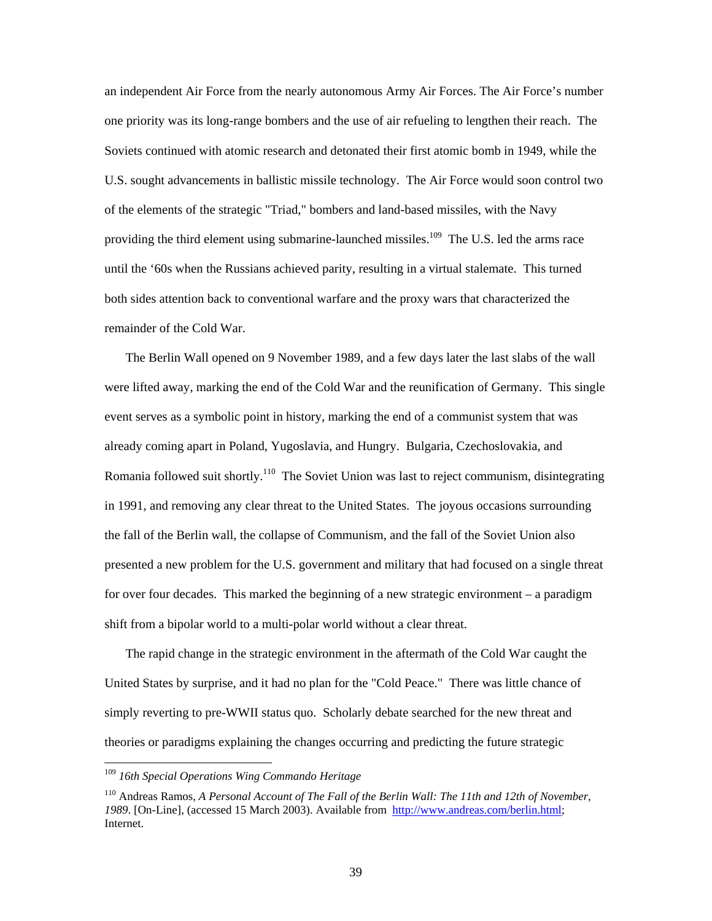an independent Air Force from the nearly autonomous Army Air Forces. The Air Force's number one priority was its long-range bombers and the use of air refueling to lengthen their reach. The Soviets continued with atomic research and detonated their first atomic bomb in 1949, while the U.S. sought advancements in ballistic missile technology. The Air Force would soon control two of the elements of the strategic "Triad," bombers and land-based missiles, with the Navy providing the third element using submarine-launched missiles.[109] The U.S. led the arms race until the '60s when the Russians achieved parity, resulting in a virtual stalemate. This turned both sides attention back to conventional warfare and the proxy wars that characterized the remainder of the Cold War.

The Berlin Wall opened on 9 November 1989, and a few days later the last slabs of the wall were lifted away, marking the end of the Cold War and the reunification of Germany. This single event serves as a symbolic point in history, marking the end of a communist system that was already coming apart in Poland, Yugoslavia, and Hungry. Bulgaria, Czechoslovakia, and Romania followed suit shortly.[110] The Soviet Union was last to reject communism, disintegrating in 1991, and removing any clear threat to the United States. The joyous occasions surrounding the fall of the Berlin wall, the collapse of Communism, and the fall of the Soviet Union also presented a new problem for the U.S. government and military that had focused on a single threat for over four decades. This marked the beginning of a new strategic environment – a paradigm shift from a bipolar world to a multi-polar world without a clear threat.

The rapid change in the strategic environment in the aftermath of the Cold War caught the United States by surprise, and it had no plan for the "Cold Peace." There was little chance of simply reverting to pre-WWII status quo. Scholarly debate searched for the new threat and theories or paradigms explaining the changes occurring and predicting the future strategic

---

[109] *16th Special Operations Wing Commando Heritage*

[110] Andreas Ramos, *A Personal Account of The Fall of the Berlin Wall: The 11th and 12th of November, 1989*. [On-Line], (accessed 15 March 2003). Available from http://www.andreas.com/berlin.html; Internet.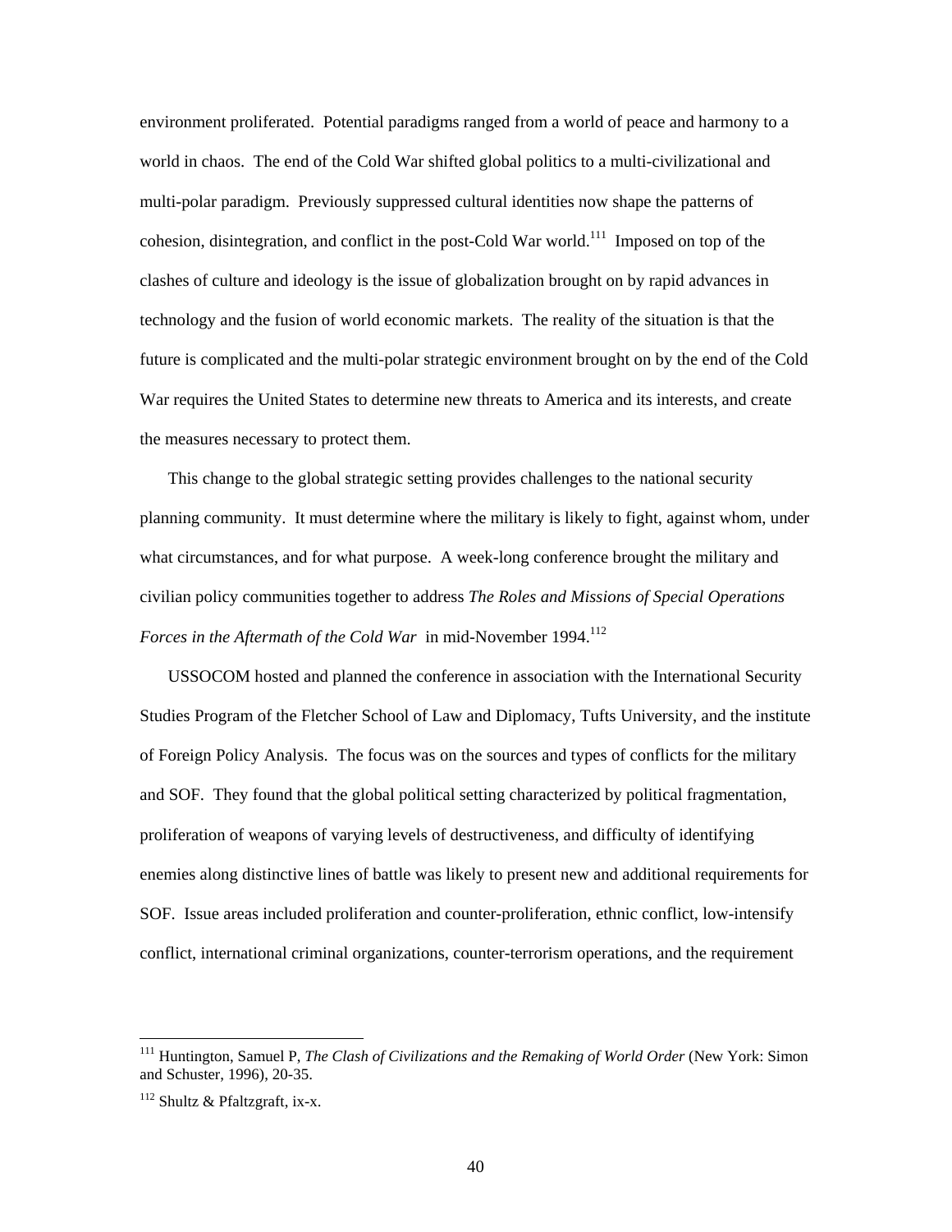environment proliferated. Potential paradigms ranged from a world of peace and harmony to a world in chaos. The end of the Cold War shifted global politics to a multi-civilizational and multi-polar paradigm. Previously suppressed cultural identities now shape the patterns of cohesion, disintegration, and conflict in the post-Cold War world.[111] Imposed on top of the clashes of culture and ideology is the issue of globalization brought on by rapid advances in technology and the fusion of world economic markets. The reality of the situation is that the future is complicated and the multi-polar strategic environment brought on by the end of the Cold War requires the United States to determine new threats to America and its interests, and create the measures necessary to protect them.

This change to the global strategic setting provides challenges to the national security planning community. It must determine where the military is likely to fight, against whom, under what circumstances, and for what purpose. A week-long conference brought the military and civilian policy communities together to address *The Roles and Missions of Special Operations Forces in the Aftermath of the Cold War* in mid-November 1994.[112]

USSOCOM hosted and planned the conference in association with the International Security Studies Program of the Fletcher School of Law and Diplomacy, Tufts University, and the institute of Foreign Policy Analysis. The focus was on the sources and types of conflicts for the military and SOF. They found that the global political setting characterized by political fragmentation, proliferation of weapons of varying levels of destructiveness, and difficulty of identifying enemies along distinctive lines of battle was likely to present new and additional requirements for SOF. Issue areas included proliferation and counter-proliferation, ethnic conflict, low-intensify conflict, international criminal organizations, counter-terrorism operations, and the requirement

---

[111] Huntington, Samuel P, *The Clash of Civilizations and the Remaking of World Order* (New York: Simon and Schuster, 1996), 20-35.

[112] Shultz & Pfaltzgraft, ix-x.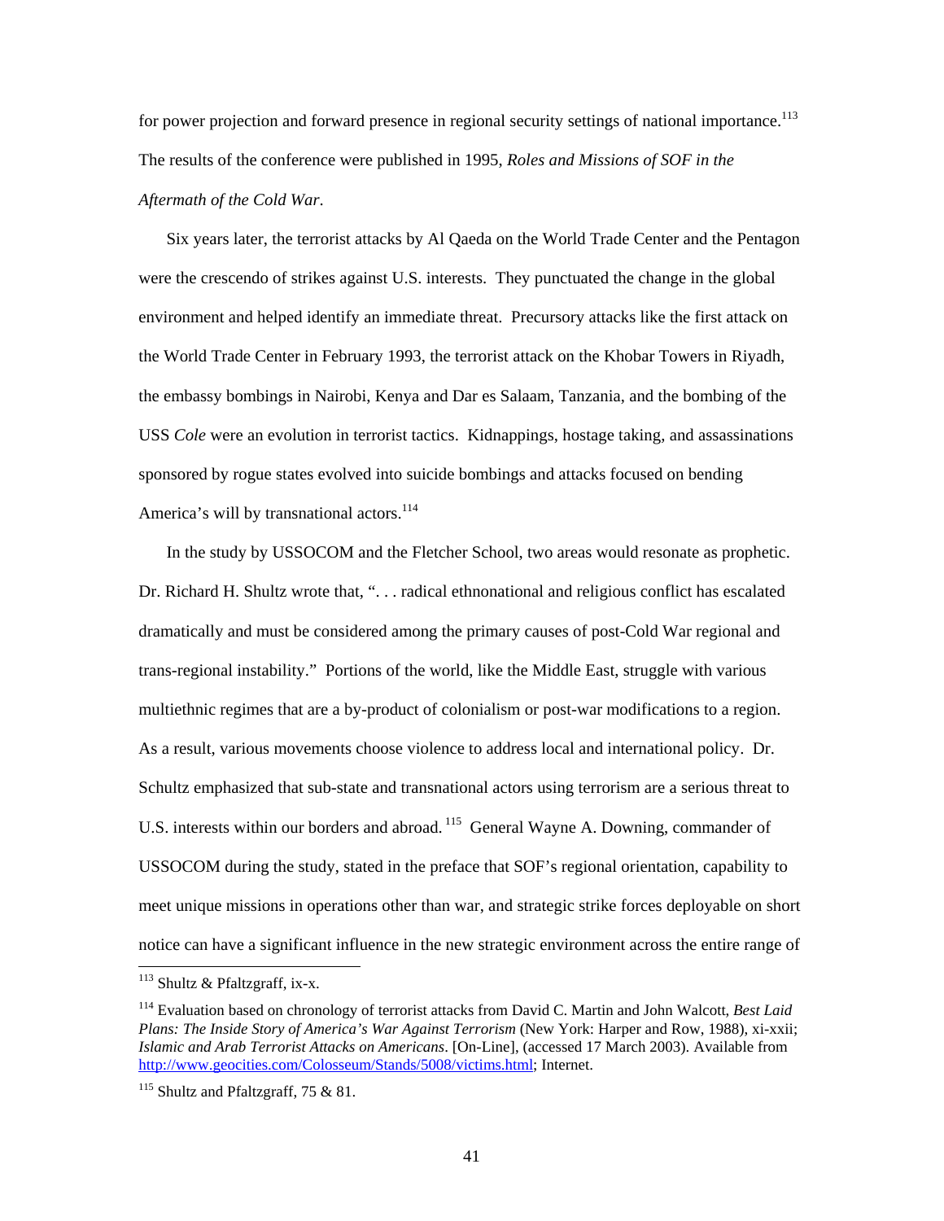for power projection and forward presence in regional security settings of national importance.[113] The results of the conference were published in 1995, *Roles and Missions of SOF in the Aftermath of the Cold War*.

Six years later, the terrorist attacks by Al Qaeda on the World Trade Center and the Pentagon were the crescendo of strikes against U.S. interests. They punctuated the change in the global environment and helped identify an immediate threat. Precursory attacks like the first attack on the World Trade Center in February 1993, the terrorist attack on the Khobar Towers in Riyadh, the embassy bombings in Nairobi, Kenya and Dar es Salaam, Tanzania, and the bombing of the USS *Cole* were an evolution in terrorist tactics. Kidnappings, hostage taking, and assassinations sponsored by rogue states evolved into suicide bombings and attacks focused on bending America's will by transnational actors.[114]

In the study by USSOCOM and the Fletcher School, two areas would resonate as prophetic. Dr. Richard H. Shultz wrote that, ". . . radical ethnonational and religious conflict has escalated dramatically and must be considered among the primary causes of post-Cold War regional and trans-regional instability." Portions of the world, like the Middle East, struggle with various multiethnic regimes that are a by-product of colonialism or post-war modifications to a region. As a result, various movements choose violence to address local and international policy. Dr. Schultz emphasized that sub-state and transnational actors using terrorism are a serious threat to U.S. interests within our borders and abroad.[115] General Wayne A. Downing, commander of USSOCOM during the study, stated in the preface that SOF's regional orientation, capability to meet unique missions in operations other than war, and strategic strike forces deployable on short notice can have a significant influence in the new strategic environment across the entire range of

---

[113] Shultz & Pfaltzgraff, ix-x.

[114] Evaluation based on chronology of terrorist attacks from David C. Martin and John Walcott, *Best Laid Plans: The Inside Story of America's War Against Terrorism* (New York: Harper and Row, 1988), xi-xxii; *Islamic and Arab Terrorist Attacks on Americans*. [On-Line], (accessed 17 March 2003). Available from http://www.geocities.com/Colosseum/Stands/5008/victims.html; Internet.

[115] Shultz and Pfaltzgraff, 75 & 81.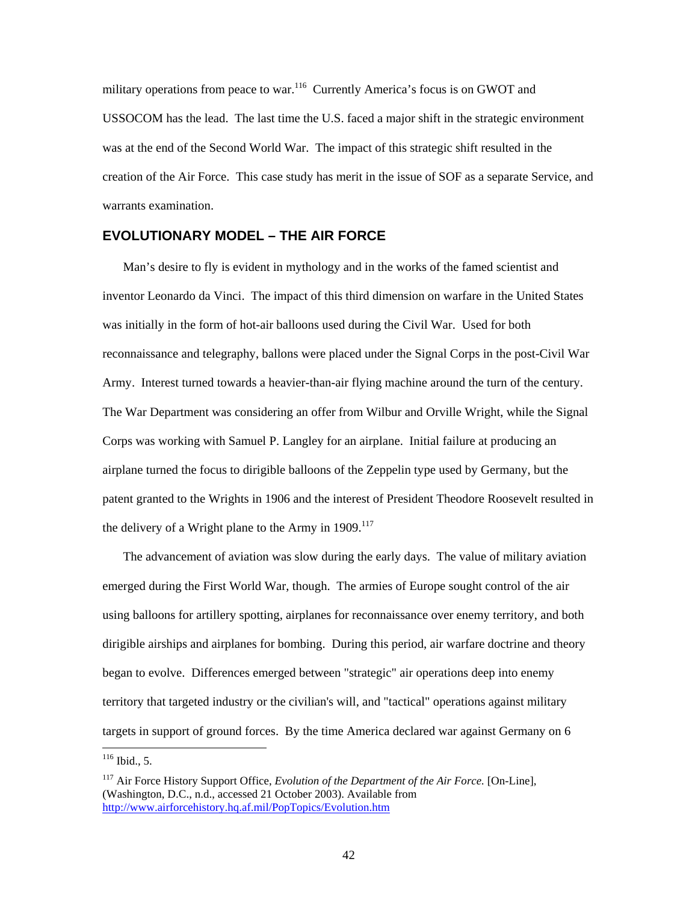military operations from peace to war.[116] Currently America's focus is on GWOT and USSOCOM has the lead. The last time the U.S. faced a major shift in the strategic environment was at the end of the Second World War. The impact of this strategic shift resulted in the creation of the Air Force. This case study has merit in the issue of SOF as a separate Service, and warrants examination.

## EVOLUTIONARY MODEL – THE AIR FORCE

Man's desire to fly is evident in mythology and in the works of the famed scientist and inventor Leonardo da Vinci. The impact of this third dimension on warfare in the United States was initially in the form of hot-air balloons used during the Civil War. Used for both reconnaissance and telegraphy, ballons were placed under the Signal Corps in the post-Civil War Army. Interest turned towards a heavier-than-air flying machine around the turn of the century. The War Department was considering an offer from Wilbur and Orville Wright, while the Signal Corps was working with Samuel P. Langley for an airplane. Initial failure at producing an airplane turned the focus to dirigible balloons of the Zeppelin type used by Germany, but the patent granted to the Wrights in 1906 and the interest of President Theodore Roosevelt resulted in the delivery of a Wright plane to the Army in 1909.[117]

The advancement of aviation was slow during the early days. The value of military aviation emerged during the First World War, though. The armies of Europe sought control of the air using balloons for artillery spotting, airplanes for reconnaissance over enemy territory, and both dirigible airships and airplanes for bombing. During this period, air warfare doctrine and theory began to evolve. Differences emerged between "strategic" air operations deep into enemy territory that targeted industry or the civilian's will, and "tactical" operations against military targets in support of ground forces. By the time America declared war against Germany on 6

---

[116] Ibid., 5.

[117] Air Force History Support Office, *Evolution of the Department of the Air Force.* [On-Line], (Washington, D.C., n.d., accessed 21 October 2003). Available from http://www.airforcehistory.hq.af.mil/PopTopics/Evolution.htm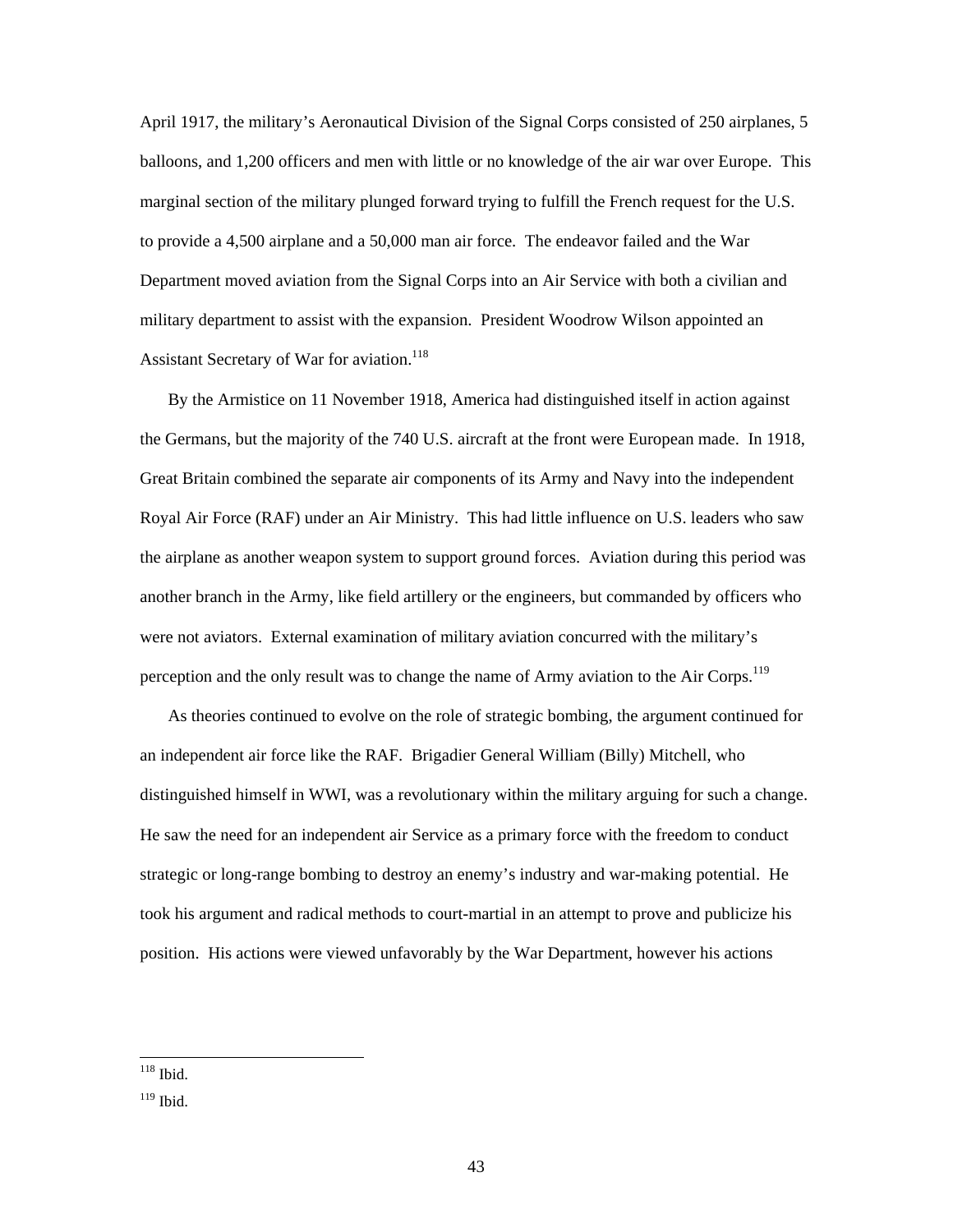April 1917, the military's Aeronautical Division of the Signal Corps consisted of 250 airplanes, 5 balloons, and 1,200 officers and men with little or no knowledge of the air war over Europe. This marginal section of the military plunged forward trying to fulfill the French request for the U.S. to provide a 4,500 airplane and a 50,000 man air force. The endeavor failed and the War Department moved aviation from the Signal Corps into an Air Service with both a civilian and military department to assist with the expansion. President Woodrow Wilson appointed an Assistant Secretary of War for aviation.[118]

By the Armistice on 11 November 1918, America had distinguished itself in action against the Germans, but the majority of the 740 U.S. aircraft at the front were European made. In 1918, Great Britain combined the separate air components of its Army and Navy into the independent Royal Air Force (RAF) under an Air Ministry. This had little influence on U.S. leaders who saw the airplane as another weapon system to support ground forces. Aviation during this period was another branch in the Army, like field artillery or the engineers, but commanded by officers who were not aviators. External examination of military aviation concurred with the military's perception and the only result was to change the name of Army aviation to the Air Corps.[119]

As theories continued to evolve on the role of strategic bombing, the argument continued for an independent air force like the RAF. Brigadier General William (Billy) Mitchell, who distinguished himself in WWI, was a revolutionary within the military arguing for such a change. He saw the need for an independent air Service as a primary force with the freedom to conduct strategic or long-range bombing to destroy an enemy's industry and war-making potential. He took his argument and radical methods to court-martial in an attempt to prove and publicize his position. His actions were viewed unfavorably by the War Department, however his actions

---

[118] Ibid.

[119] Ibid.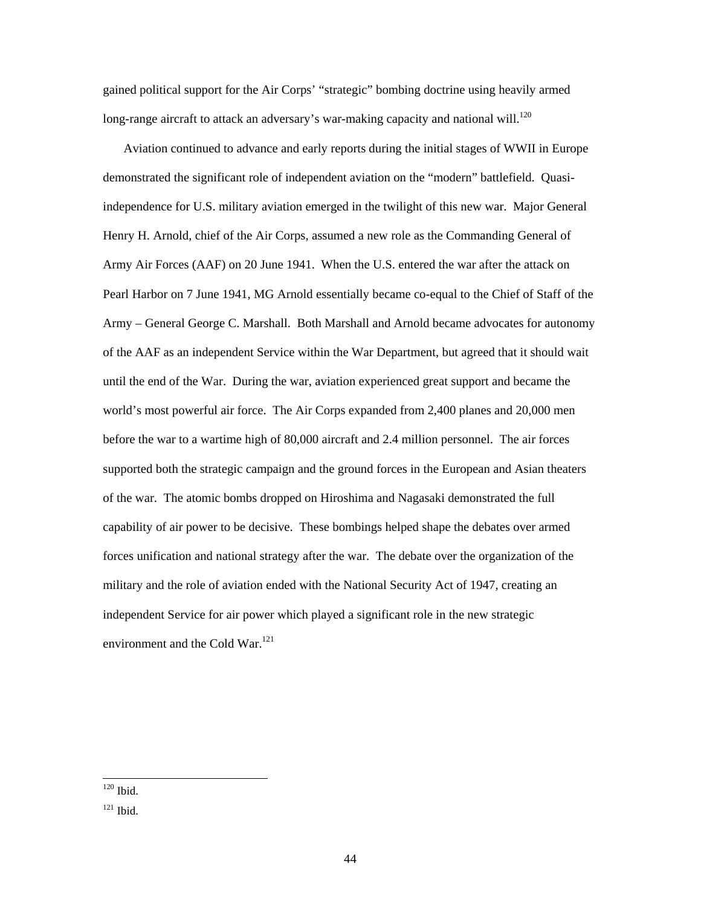gained political support for the Air Corps' "strategic" bombing doctrine using heavily armed long-range aircraft to attack an adversary's war-making capacity and national will.[120]

Aviation continued to advance and early reports during the initial stages of WWII in Europe demonstrated the significant role of independent aviation on the "modern" battlefield. Quasi-independence for U.S. military aviation emerged in the twilight of this new war. Major General Henry H. Arnold, chief of the Air Corps, assumed a new role as the Commanding General of Army Air Forces (AAF) on 20 June 1941. When the U.S. entered the war after the attack on Pearl Harbor on 7 June 1941, MG Arnold essentially became co-equal to the Chief of Staff of the Army – General George C. Marshall. Both Marshall and Arnold became advocates for autonomy of the AAF as an independent Service within the War Department, but agreed that it should wait until the end of the War. During the war, aviation experienced great support and became the world's most powerful air force. The Air Corps expanded from 2,400 planes and 20,000 men before the war to a wartime high of 80,000 aircraft and 2.4 million personnel. The air forces supported both the strategic campaign and the ground forces in the European and Asian theaters of the war. The atomic bombs dropped on Hiroshima and Nagasaki demonstrated the full capability of air power to be decisive. These bombings helped shape the debates over armed forces unification and national strategy after the war. The debate over the organization of the military and the role of aviation ended with the National Security Act of 1947, creating an independent Service for air power which played a significant role in the new strategic environment and the Cold War.[121]

---

[120] Ibid.

[121] Ibid.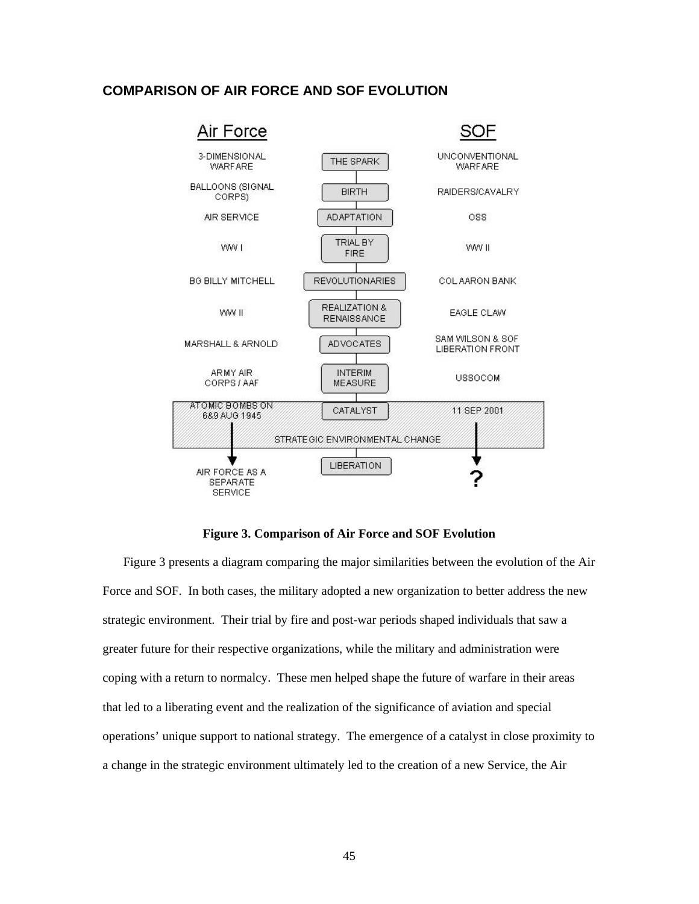## COMPARISON OF AIR FORCE AND SOF EVOLUTION

| Air Force | | SOF |
|---|---|---|
| 3-DIMENSIONAL WARFARE | THE SPARK | UNCONVENTIONAL WARFARE |
| BALLOONS (SIGNAL CORPS) | BIRTH | RAIDERS/CAVALRY |
| AIR SERVICE | ADAPTATION | OSS |
| WW I | TRIAL BY FIRE | WW II |
| BG BILLY MITCHELL | REVOLUTIONARIES | COL AARON BANK |
| WW II | REALIZATION & RENAISSANCE | EAGLE CLAW |
| MARSHALL & ARNOLD | ADVOCATES | SAM WILSON & SOF LIBERATION FRONT |
| ARMY AIR CORPS / AAF | INTERIM MEASURE | USSOCOM |
| ATOMIC BOMBS ON 6&9 AUG 1945 | CATALYST | 11 SEP 2001 |
| | STRATEGIC ENVIRONMENTAL CHANGE | |
| AIR FORCE AS A SEPARATE SERVICE | LIBERATION | ? |

**Figure 3. Comparison of Air Force and SOF Evolution**

Figure 3 presents a diagram comparing the major similarities between the evolution of the Air Force and SOF. In both cases, the military adopted a new organization to better address the new strategic environment. Their trial by fire and post-war periods shaped individuals that saw a greater future for their respective organizations, while the military and administration were coping with a return to normalcy. These men helped shape the future of warfare in their areas that led to a liberating event and the realization of the significance of aviation and special operations' unique support to national strategy. The emergence of a catalyst in close proximity to a change in the strategic environment ultimately led to the creation of a new Service, the Air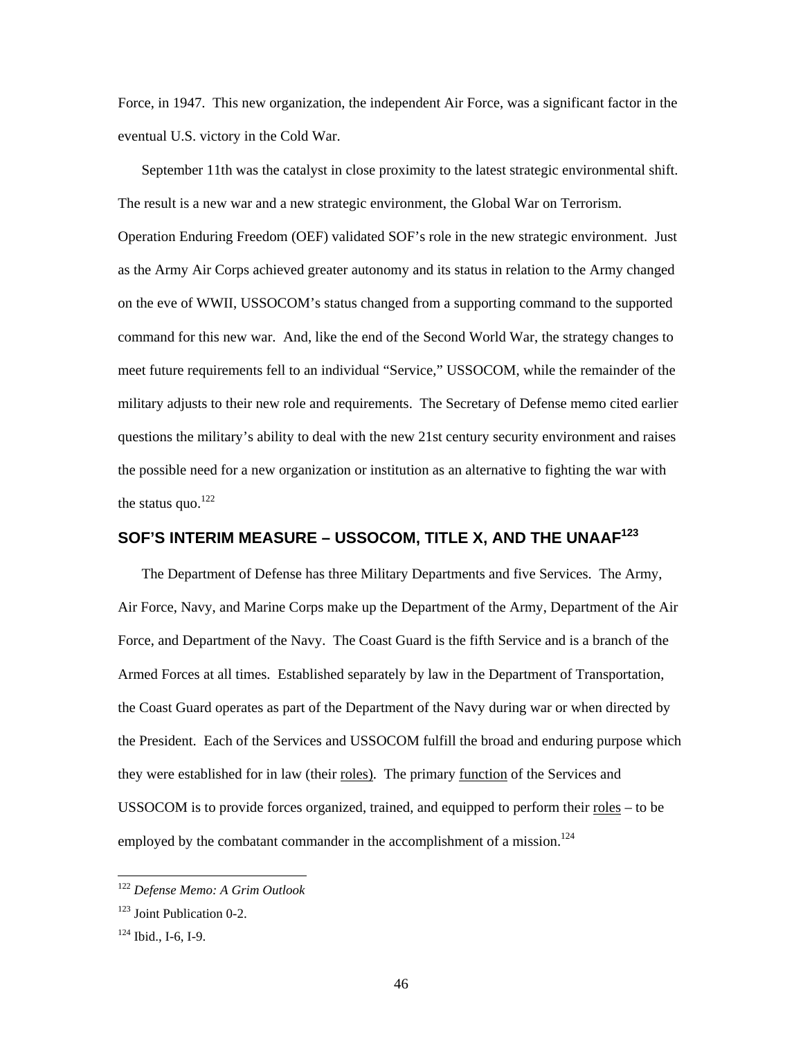Force, in 1947. This new organization, the independent Air Force, was a significant factor in the eventual U.S. victory in the Cold War.

September 11th was the catalyst in close proximity to the latest strategic environmental shift. The result is a new war and a new strategic environment, the Global War on Terrorism. Operation Enduring Freedom (OEF) validated SOF's role in the new strategic environment. Just as the Army Air Corps achieved greater autonomy and its status in relation to the Army changed on the eve of WWII, USSOCOM's status changed from a supporting command to the supported command for this new war. And, like the end of the Second World War, the strategy changes to meet future requirements fell to an individual "Service," USSOCOM, while the remainder of the military adjusts to their new role and requirements. The Secretary of Defense memo cited earlier questions the military's ability to deal with the new 21st century security environment and raises the possible need for a new organization or institution as an alternative to fighting the war with the status quo.[122]

## SOF'S INTERIM MEASURE – USSOCOM, TITLE X, AND THE UNAAF[123]

The Department of Defense has three Military Departments and five Services. The Army, Air Force, Navy, and Marine Corps make up the Department of the Army, Department of the Air Force, and Department of the Navy. The Coast Guard is the fifth Service and is a branch of the Armed Forces at all times. Established separately by law in the Department of Transportation, the Coast Guard operates as part of the Department of the Navy during war or when directed by the President. Each of the Services and USSOCOM fulfill the broad and enduring purpose which they were established for in law (their <u>roles</u>). The primary <u>function</u> of the Services and USSOCOM is to provide forces organized, trained, and equipped to perform their <u>roles</u> – to be employed by the combatant commander in the accomplishment of a mission.[124]

---

[122] *Defense Memo: A Grim Outlook*

[123] Joint Publication 0-2.

[124] Ibid., I-6, I-9.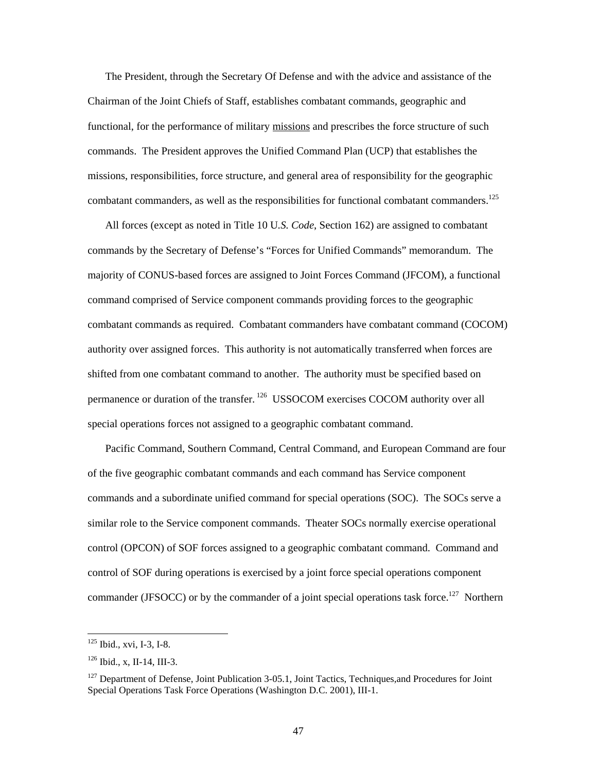The President, through the Secretary Of Defense and with the advice and assistance of the Chairman of the Joint Chiefs of Staff, establishes combatant commands, geographic and functional, for the performance of military missions and prescribes the force structure of such commands. The President approves the Unified Command Plan (UCP) that establishes the missions, responsibilities, force structure, and general area of responsibility for the geographic combatant commanders, as well as the responsibilities for functional combatant commanders.[125]

All forces (except as noted in Title 10 U*.S. Code*, Section 162) are assigned to combatant commands by the Secretary of Defense's "Forces for Unified Commands" memorandum. The majority of CONUS-based forces are assigned to Joint Forces Command (JFCOM), a functional command comprised of Service component commands providing forces to the geographic combatant commands as required. Combatant commanders have combatant command (COCOM) authority over assigned forces. This authority is not automatically transferred when forces are shifted from one combatant command to another. The authority must be specified based on permanence or duration of the transfer.[126] USSOCOM exercises COCOM authority over all special operations forces not assigned to a geographic combatant command.

Pacific Command, Southern Command, Central Command, and European Command are four of the five geographic combatant commands and each command has Service component commands and a subordinate unified command for special operations (SOC). The SOCs serve a similar role to the Service component commands. Theater SOCs normally exercise operational control (OPCON) of SOF forces assigned to a geographic combatant command. Command and control of SOF during operations is exercised by a joint force special operations component commander (JFSOCC) or by the commander of a joint special operations task force.[127] Northern

---

[125] Ibid., xvi, I-3, I-8.

[126] Ibid., x, II-14, III-3.

[127] Department of Defense, Joint Publication 3-05.1, Joint Tactics, Techniques,and Procedures for Joint Special Operations Task Force Operations (Washington D.C. 2001), III-1.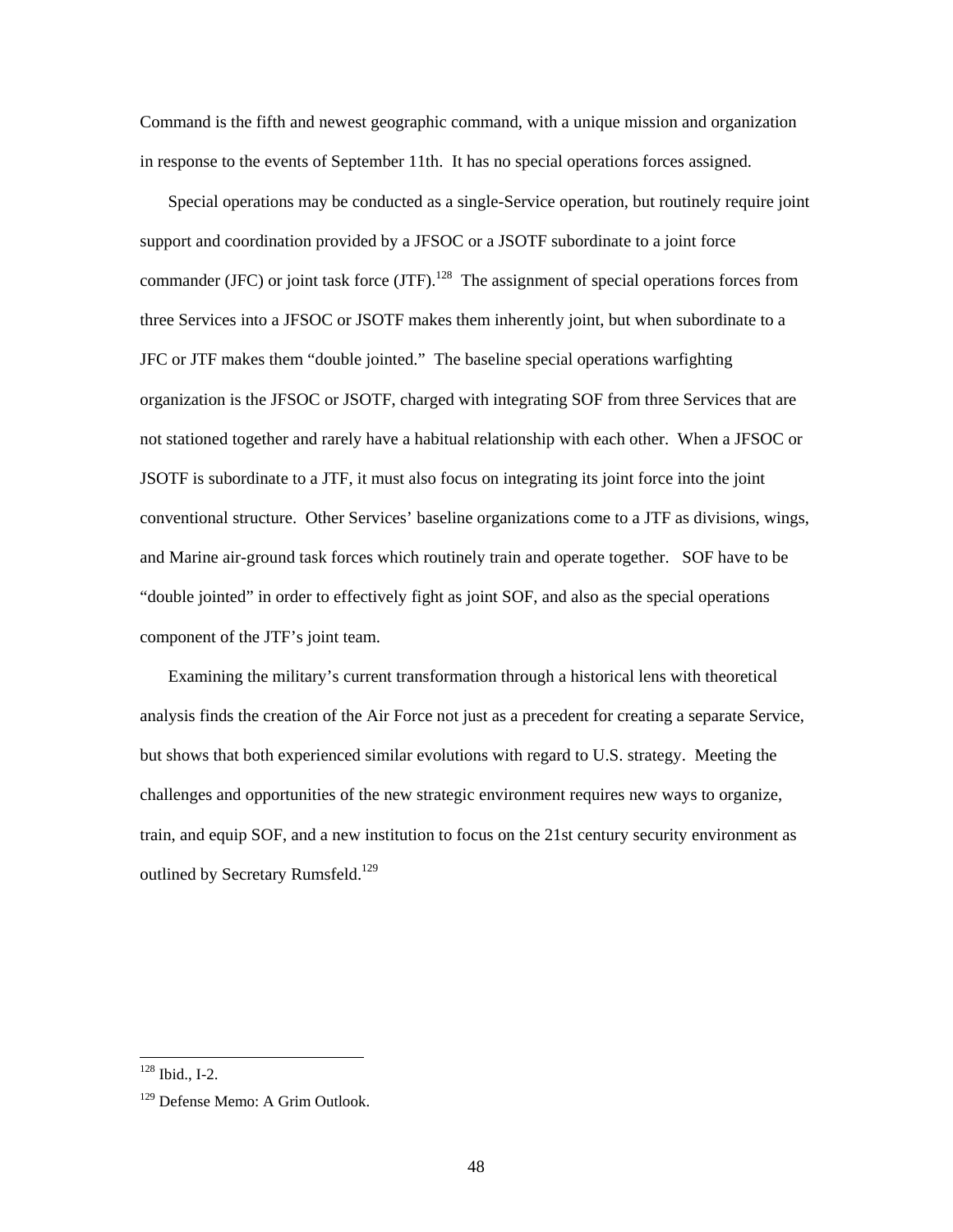Command is the fifth and newest geographic command, with a unique mission and organization in response to the events of September 11th. It has no special operations forces assigned.

Special operations may be conducted as a single-Service operation, but routinely require joint support and coordination provided by a JFSOC or a JSOTF subordinate to a joint force commander (JFC) or joint task force (JTF).[128] The assignment of special operations forces from three Services into a JFSOC or JSOTF makes them inherently joint, but when subordinate to a JFC or JTF makes them "double jointed." The baseline special operations warfighting organization is the JFSOC or JSOTF, charged with integrating SOF from three Services that are not stationed together and rarely have a habitual relationship with each other. When a JFSOC or JSOTF is subordinate to a JTF, it must also focus on integrating its joint force into the joint conventional structure. Other Services' baseline organizations come to a JTF as divisions, wings, and Marine air-ground task forces which routinely train and operate together. SOF have to be "double jointed" in order to effectively fight as joint SOF, and also as the special operations component of the JTF's joint team.

Examining the military's current transformation through a historical lens with theoretical analysis finds the creation of the Air Force not just as a precedent for creating a separate Service, but shows that both experienced similar evolutions with regard to U.S. strategy. Meeting the challenges and opportunities of the new strategic environment requires new ways to organize, train, and equip SOF, and a new institution to focus on the 21st century security environment as outlined by Secretary Rumsfeld.[129]

---

[128] Ibid., I-2.

[129] Defense Memo: A Grim Outlook.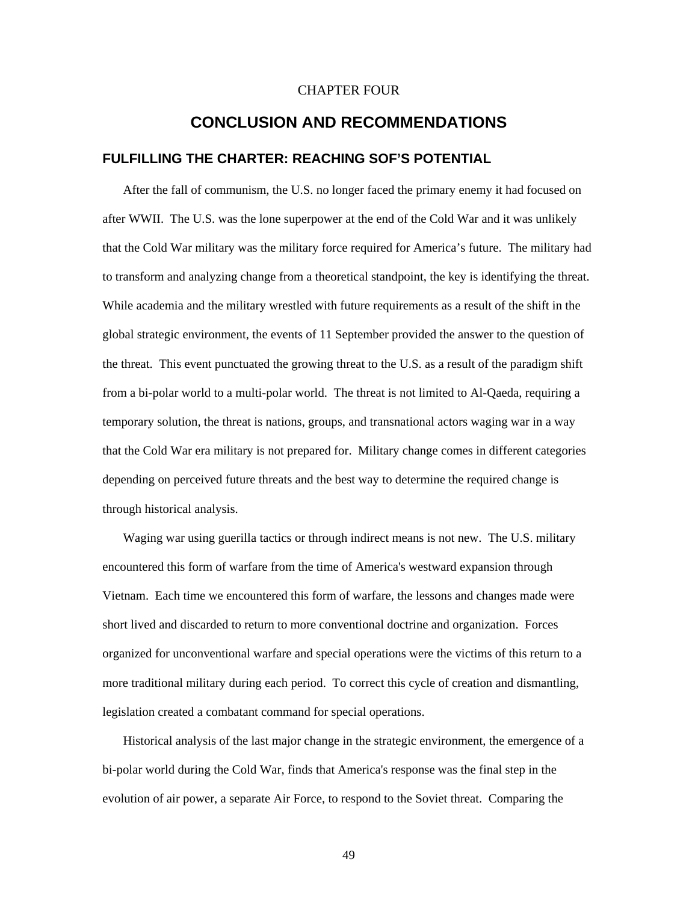CHAPTER FOUR

# CONCLUSION AND RECOMMENDATIONS

## FULFILLING THE CHARTER: REACHING SOF'S POTENTIAL

After the fall of communism, the U.S. no longer faced the primary enemy it had focused on after WWII. The U.S. was the lone superpower at the end of the Cold War and it was unlikely that the Cold War military was the military force required for America's future. The military had to transform and analyzing change from a theoretical standpoint, the key is identifying the threat. While academia and the military wrestled with future requirements as a result of the shift in the global strategic environment, the events of 11 September provided the answer to the question of the threat. This event punctuated the growing threat to the U.S. as a result of the paradigm shift from a bi-polar world to a multi-polar world. The threat is not limited to Al-Qaeda, requiring a temporary solution, the threat is nations, groups, and transnational actors waging war in a way that the Cold War era military is not prepared for. Military change comes in different categories depending on perceived future threats and the best way to determine the required change is through historical analysis.

Waging war using guerilla tactics or through indirect means is not new. The U.S. military encountered this form of warfare from the time of America's westward expansion through Vietnam. Each time we encountered this form of warfare, the lessons and changes made were short lived and discarded to return to more conventional doctrine and organization. Forces organized for unconventional warfare and special operations were the victims of this return to a more traditional military during each period. To correct this cycle of creation and dismantling, legislation created a combatant command for special operations.

Historical analysis of the last major change in the strategic environment, the emergence of a bi-polar world during the Cold War, finds that America's response was the final step in the evolution of air power, a separate Air Force, to respond to the Soviet threat. Comparing the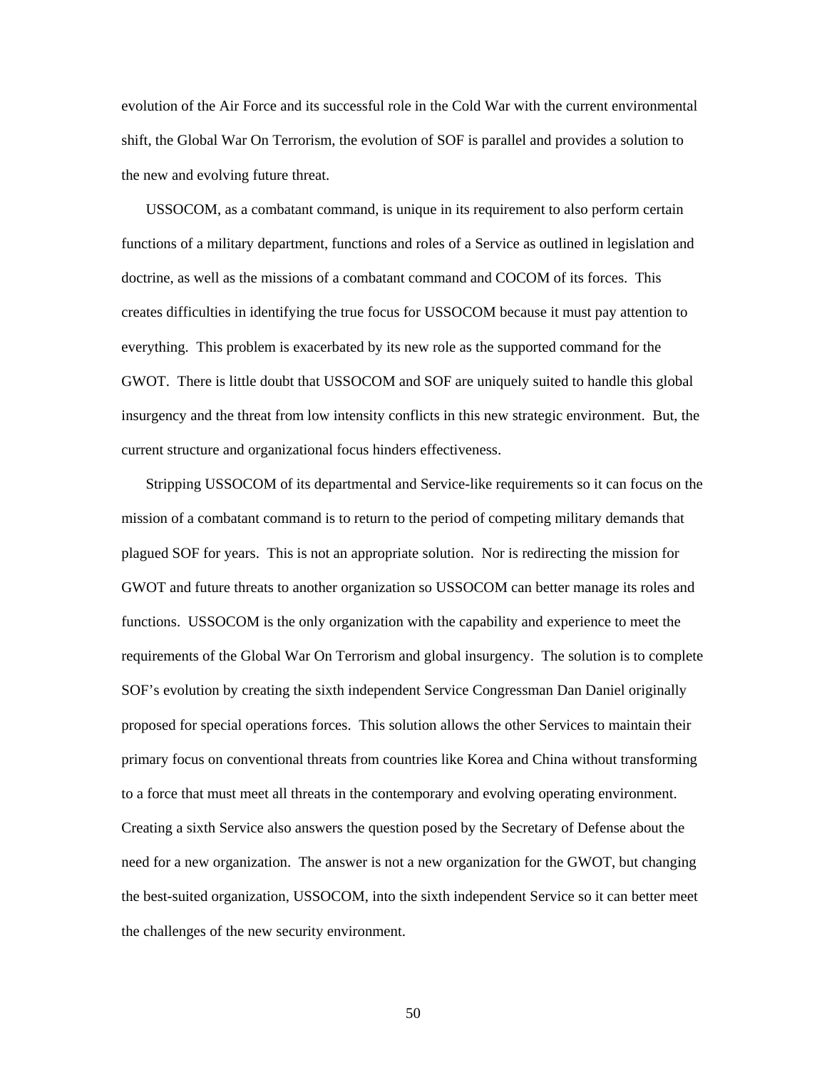evolution of the Air Force and its successful role in the Cold War with the current environmental shift, the Global War On Terrorism, the evolution of SOF is parallel and provides a solution to the new and evolving future threat.

USSOCOM, as a combatant command, is unique in its requirement to also perform certain functions of a military department, functions and roles of a Service as outlined in legislation and doctrine, as well as the missions of a combatant command and COCOM of its forces. This creates difficulties in identifying the true focus for USSOCOM because it must pay attention to everything. This problem is exacerbated by its new role as the supported command for the GWOT. There is little doubt that USSOCOM and SOF are uniquely suited to handle this global insurgency and the threat from low intensity conflicts in this new strategic environment. But, the current structure and organizational focus hinders effectiveness.

Stripping USSOCOM of its departmental and Service-like requirements so it can focus on the mission of a combatant command is to return to the period of competing military demands that plagued SOF for years. This is not an appropriate solution. Nor is redirecting the mission for GWOT and future threats to another organization so USSOCOM can better manage its roles and functions. USSOCOM is the only organization with the capability and experience to meet the requirements of the Global War On Terrorism and global insurgency. The solution is to complete SOF's evolution by creating the sixth independent Service Congressman Dan Daniel originally proposed for special operations forces. This solution allows the other Services to maintain their primary focus on conventional threats from countries like Korea and China without transforming to a force that must meet all threats in the contemporary and evolving operating environment. Creating a sixth Service also answers the question posed by the Secretary of Defense about the need for a new organization. The answer is not a new organization for the GWOT, but changing the best-suited organization, USSOCOM, into the sixth independent Service so it can better meet the challenges of the new security environment.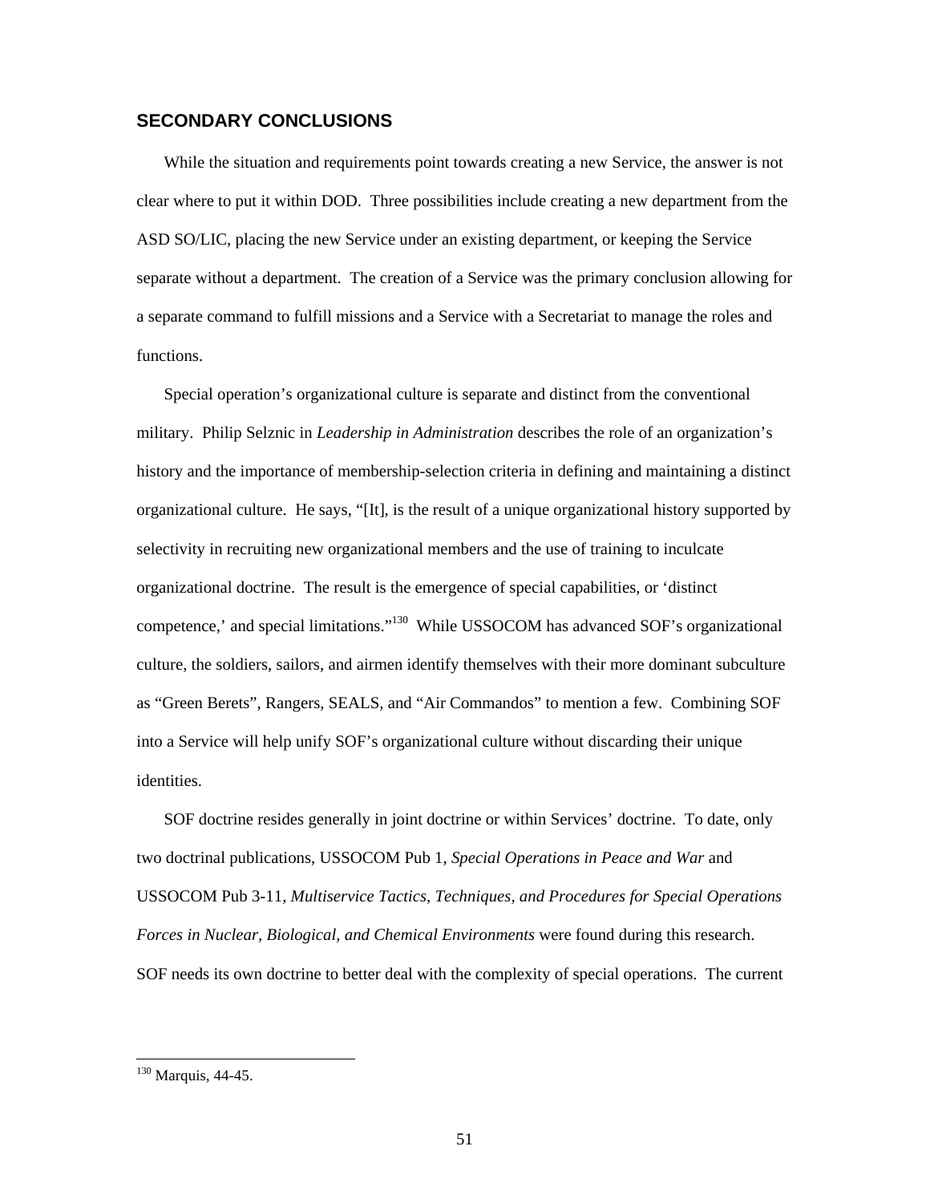## SECONDARY CONCLUSIONS

While the situation and requirements point towards creating a new Service, the answer is not clear where to put it within DOD. Three possibilities include creating a new department from the ASD SO/LIC, placing the new Service under an existing department, or keeping the Service separate without a department. The creation of a Service was the primary conclusion allowing for a separate command to fulfill missions and a Service with a Secretariat to manage the roles and functions.

Special operation's organizational culture is separate and distinct from the conventional military. Philip Selznic in *Leadership in Administration* describes the role of an organization's history and the importance of membership-selection criteria in defining and maintaining a distinct organizational culture. He says, "[It], is the result of a unique organizational history supported by selectivity in recruiting new organizational members and the use of training to inculcate organizational doctrine. The result is the emergence of special capabilities, or 'distinct competence,' and special limitations."[130] While USSOCOM has advanced SOF's organizational culture, the soldiers, sailors, and airmen identify themselves with their more dominant subculture as "Green Berets", Rangers, SEALS, and "Air Commandos" to mention a few. Combining SOF into a Service will help unify SOF's organizational culture without discarding their unique identities.

SOF doctrine resides generally in joint doctrine or within Services' doctrine. To date, only two doctrinal publications, USSOCOM Pub 1, *Special Operations in Peace and War* and USSOCOM Pub 3-11, *Multiservice Tactics, Techniques, and Procedures for Special Operations Forces in Nuclear, Biological, and Chemical Environments* were found during this research. SOF needs its own doctrine to better deal with the complexity of special operations. The current

---

[130] Marquis, 44-45.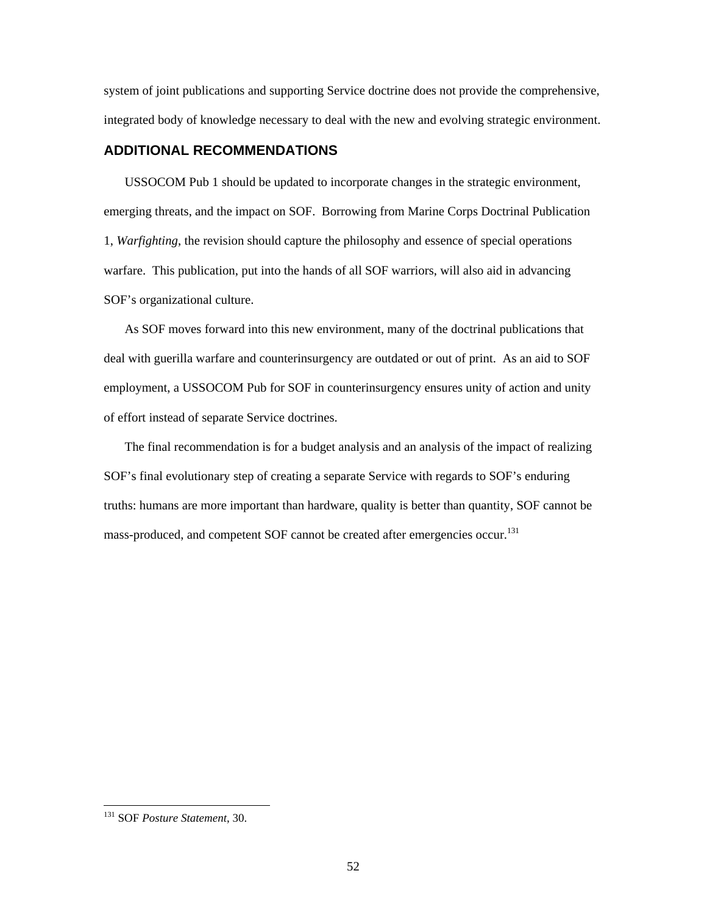system of joint publications and supporting Service doctrine does not provide the comprehensive, integrated body of knowledge necessary to deal with the new and evolving strategic environment.

## ADDITIONAL RECOMMENDATIONS

USSOCOM Pub 1 should be updated to incorporate changes in the strategic environment, emerging threats, and the impact on SOF. Borrowing from Marine Corps Doctrinal Publication 1, *Warfighting*, the revision should capture the philosophy and essence of special operations warfare. This publication, put into the hands of all SOF warriors, will also aid in advancing SOF's organizational culture.

As SOF moves forward into this new environment, many of the doctrinal publications that deal with guerilla warfare and counterinsurgency are outdated or out of print. As an aid to SOF employment, a USSOCOM Pub for SOF in counterinsurgency ensures unity of action and unity of effort instead of separate Service doctrines.

The final recommendation is for a budget analysis and an analysis of the impact of realizing SOF's final evolutionary step of creating a separate Service with regards to SOF's enduring truths: humans are more important than hardware, quality is better than quantity, SOF cannot be mass-produced, and competent SOF cannot be created after emergencies occur.[131]

---

[131] SOF *Posture Statement*, 30.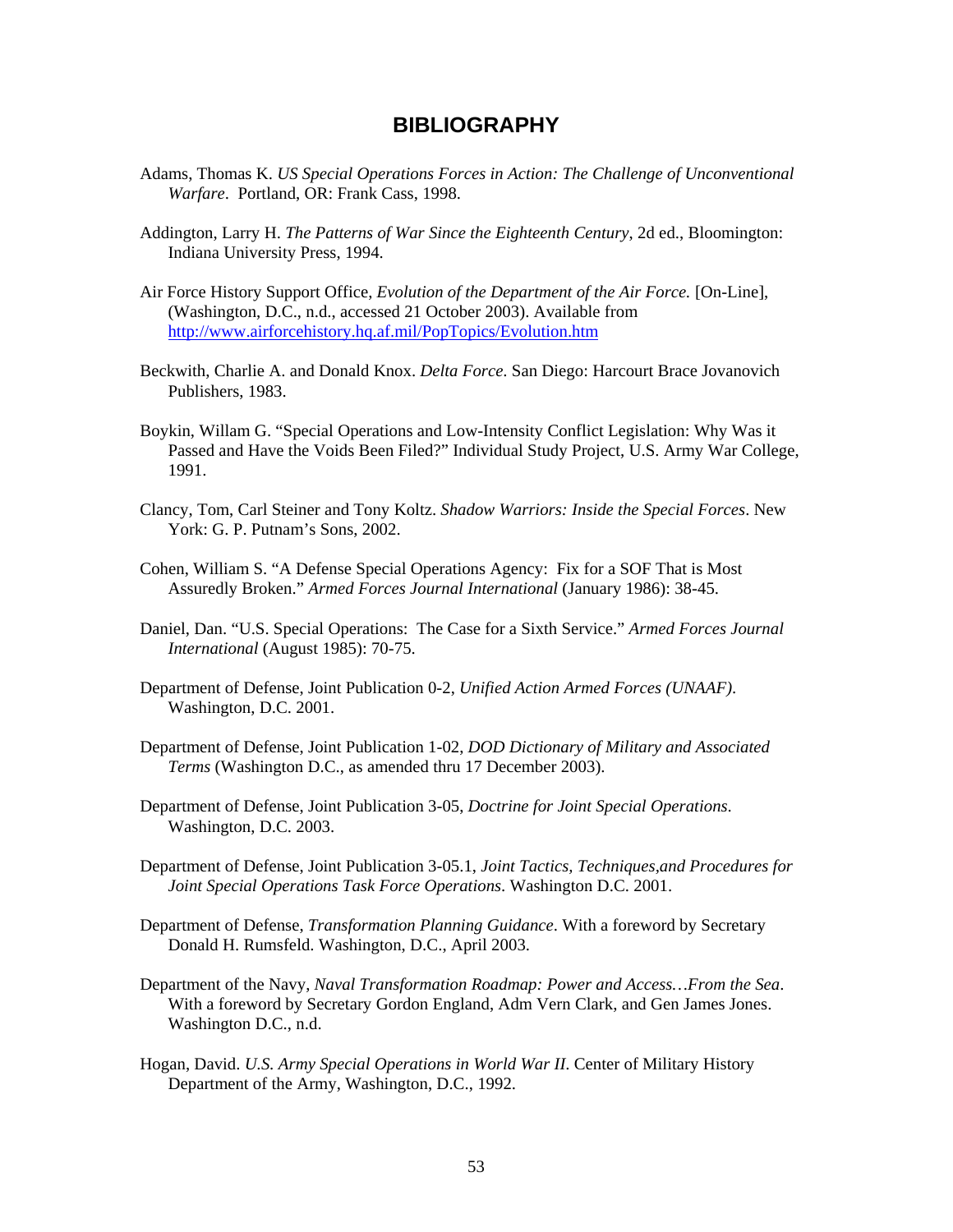# BIBLIOGRAPHY

Adams, Thomas K. *US Special Operations Forces in Action: The Challenge of Unconventional Warfare*. Portland, OR: Frank Cass, 1998.

Addington, Larry H. *The Patterns of War Since the Eighteenth Century*, 2d ed., Bloomington: Indiana University Press, 1994.

Air Force History Support Office, *Evolution of the Department of the Air Force.* [On-Line], (Washington, D.C., n.d., accessed 21 October 2003). Available from http://www.airforcehistory.hq.af.mil/PopTopics/Evolution.htm

Beckwith, Charlie A. and Donald Knox. *Delta Force*. San Diego: Harcourt Brace Jovanovich Publishers, 1983.

Boykin, Willam G. "Special Operations and Low-Intensity Conflict Legislation: Why Was it Passed and Have the Voids Been Filed?" Individual Study Project, U.S. Army War College, 1991.

Clancy, Tom, Carl Steiner and Tony Koltz. *Shadow Warriors: Inside the Special Forces*. New York: G. P. Putnam's Sons, 2002.

Cohen, William S. "A Defense Special Operations Agency: Fix for a SOF That is Most Assuredly Broken." *Armed Forces Journal International* (January 1986): 38-45.

Daniel, Dan. "U.S. Special Operations: The Case for a Sixth Service." *Armed Forces Journal International* (August 1985): 70-75.

Department of Defense, Joint Publication 0-2, *Unified Action Armed Forces (UNAAF)*. Washington, D.C. 2001.

Department of Defense, Joint Publication 1-02, *DOD Dictionary of Military and Associated Terms* (Washington D.C., as amended thru 17 December 2003).

Department of Defense, Joint Publication 3-05, *Doctrine for Joint Special Operations*. Washington, D.C. 2003.

Department of Defense, Joint Publication 3-05.1, *Joint Tactics, Techniques,and Procedures for Joint Special Operations Task Force Operations*. Washington D.C. 2001.

Department of Defense, *Transformation Planning Guidance*. With a foreword by Secretary Donald H. Rumsfeld. Washington, D.C., April 2003.

Department of the Navy, *Naval Transformation Roadmap: Power and Access…From the Sea*. With a foreword by Secretary Gordon England, Adm Vern Clark, and Gen James Jones. Washington D.C., n.d.

Hogan, David. *U.S. Army Special Operations in World War II*. Center of Military History Department of the Army, Washington, D.C., 1992.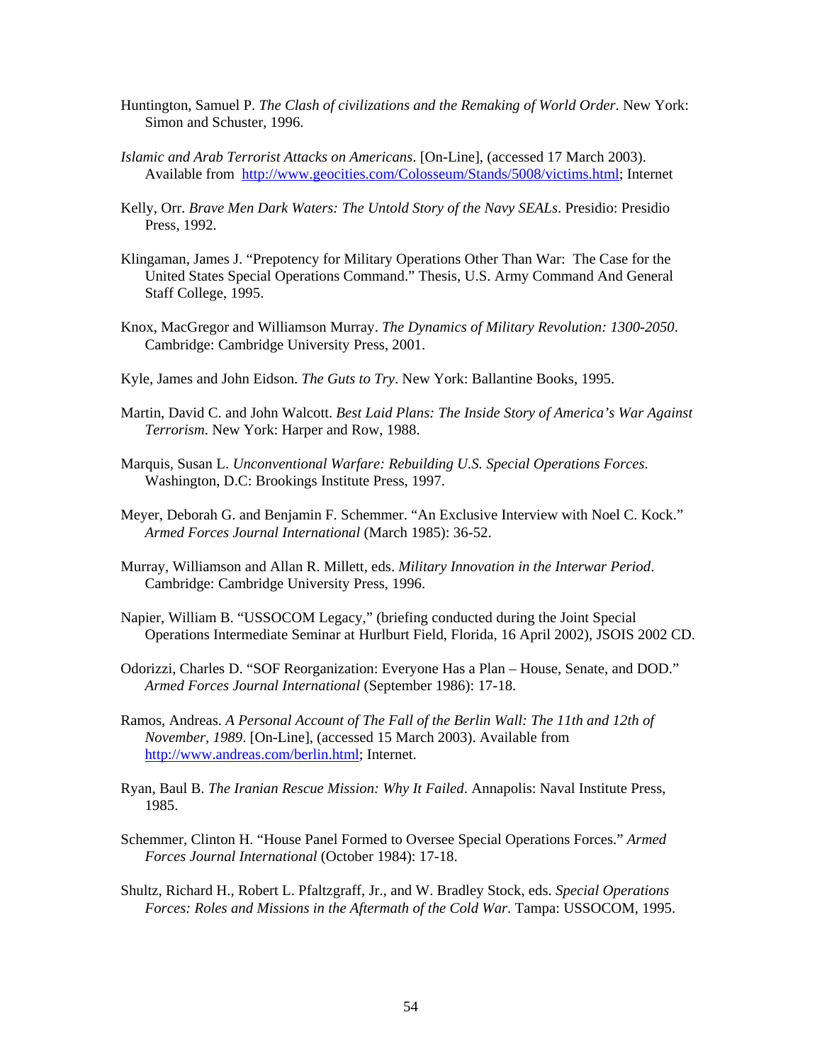Huntington, Samuel P. *The Clash of civilizations and the Remaking of World Order*. New York: Simon and Schuster, 1996.

*Islamic and Arab Terrorist Attacks on Americans*. [On-Line], (accessed 17 March 2003). Available from http://www.geocities.com/Colosseum/Stands/5008/victims.html; Internet

Kelly, Orr. *Brave Men Dark Waters: The Untold Story of the Navy SEALs*. Presidio: Presidio Press, 1992.

Klingaman, James J. "Prepotency for Military Operations Other Than War: The Case for the United States Special Operations Command." Thesis, U.S. Army Command And General Staff College, 1995.

Knox, MacGregor and Williamson Murray. *The Dynamics of Military Revolution: 1300-2050*. Cambridge: Cambridge University Press, 2001.

Kyle, James and John Eidson. *The Guts to Try*. New York: Ballantine Books, 1995.

Martin, David C. and John Walcott. *Best Laid Plans: The Inside Story of America's War Against Terrorism*. New York: Harper and Row, 1988.

Marquis, Susan L. *Unconventional Warfare: Rebuilding U.S. Special Operations Forces*. Washington, D.C: Brookings Institute Press, 1997.

Meyer, Deborah G. and Benjamin F. Schemmer. "An Exclusive Interview with Noel C. Kock." *Armed Forces Journal International* (March 1985): 36-52.

Murray, Williamson and Allan R. Millett, eds. *Military Innovation in the Interwar Period*. Cambridge: Cambridge University Press, 1996.

Napier, William B. "USSOCOM Legacy," (briefing conducted during the Joint Special Operations Intermediate Seminar at Hurlburt Field, Florida, 16 April 2002), JSOIS 2002 CD.

Odorizzi, Charles D. "SOF Reorganization: Everyone Has a Plan – House, Senate, and DOD." *Armed Forces Journal International* (September 1986): 17-18.

Ramos, Andreas. *A Personal Account of The Fall of the Berlin Wall: The 11th and 12th of November, 1989*. [On-Line], (accessed 15 March 2003). Available from http://www.andreas.com/berlin.html; Internet.

Ryan, Baul B. *The Iranian Rescue Mission: Why It Failed*. Annapolis: Naval Institute Press, 1985.

Schemmer, Clinton H. "House Panel Formed to Oversee Special Operations Forces." *Armed Forces Journal International* (October 1984): 17-18.

Shultz, Richard H., Robert L. Pfaltzgraff, Jr., and W. Bradley Stock, eds. *Special Operations Forces: Roles and Missions in the Aftermath of the Cold War*. Tampa: USSOCOM, 1995.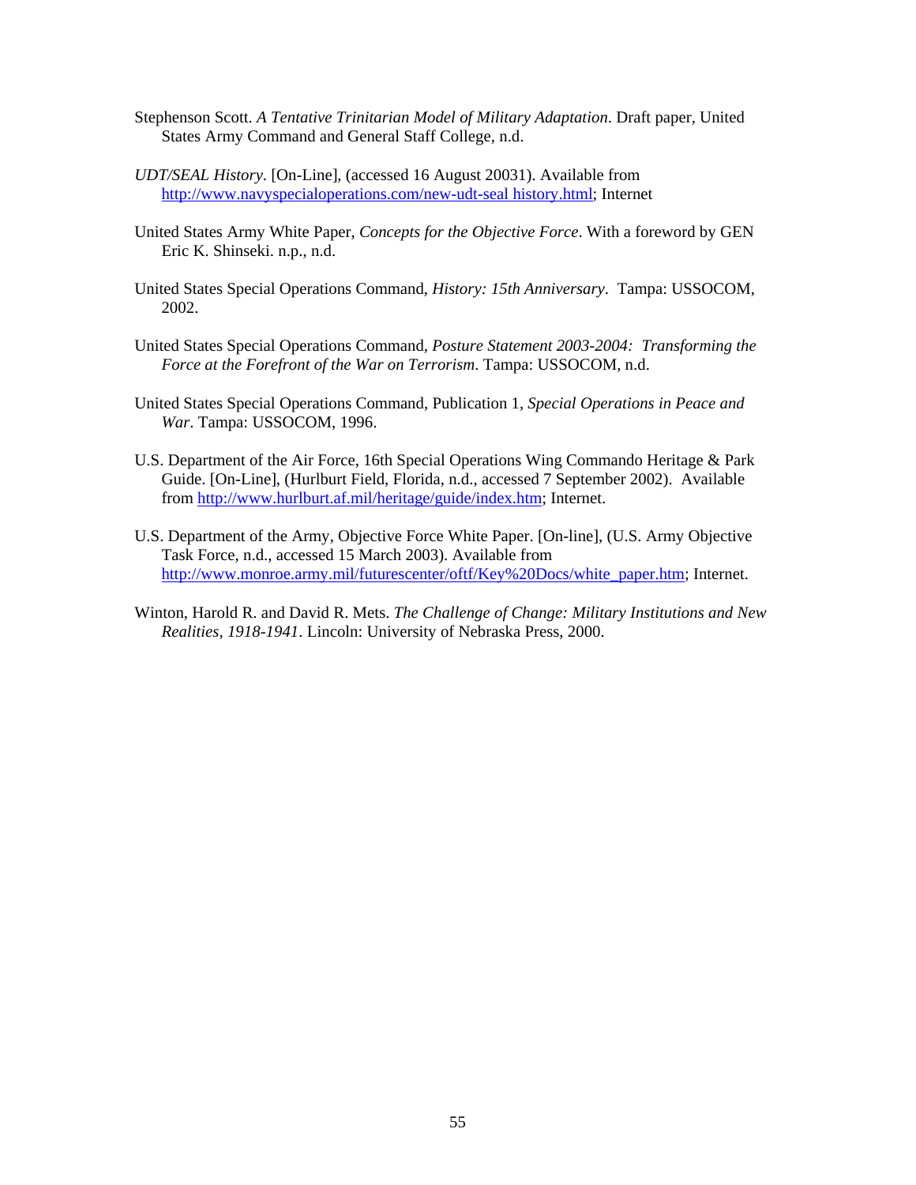Stephenson Scott. *A Tentative Trinitarian Model of Military Adaptation*. Draft paper, United States Army Command and General Staff College, n.d.

*UDT/SEAL History*. [On-Line], (accessed 16 August 20031). Available from http://www.navyspecialoperations.com/new-udt-seal history.html; Internet

United States Army White Paper, *Concepts for the Objective Force*. With a foreword by GEN Eric K. Shinseki. n.p., n.d.

United States Special Operations Command, *History: 15th Anniversary*. Tampa: USSOCOM, 2002.

United States Special Operations Command, *Posture Statement 2003-2004: Transforming the Force at the Forefront of the War on Terrorism*. Tampa: USSOCOM, n.d.

United States Special Operations Command, Publication 1, *Special Operations in Peace and War*. Tampa: USSOCOM, 1996.

U.S. Department of the Air Force, 16th Special Operations Wing Commando Heritage & Park Guide. [On-Line], (Hurlburt Field, Florida, n.d., accessed 7 September 2002). Available from http://www.hurlburt.af.mil/heritage/guide/index.htm; Internet.

U.S. Department of the Army, Objective Force White Paper. [On-line], (U.S. Army Objective Task Force, n.d., accessed 15 March 2003). Available from http://www.monroe.army.mil/futurescenter/oftf/Key%20Docs/white_paper.htm; Internet.

Winton, Harold R. and David R. Mets. *The Challenge of Change: Military Institutions and New Realities, 1918-1941*. Lincoln: University of Nebraska Press, 2000.